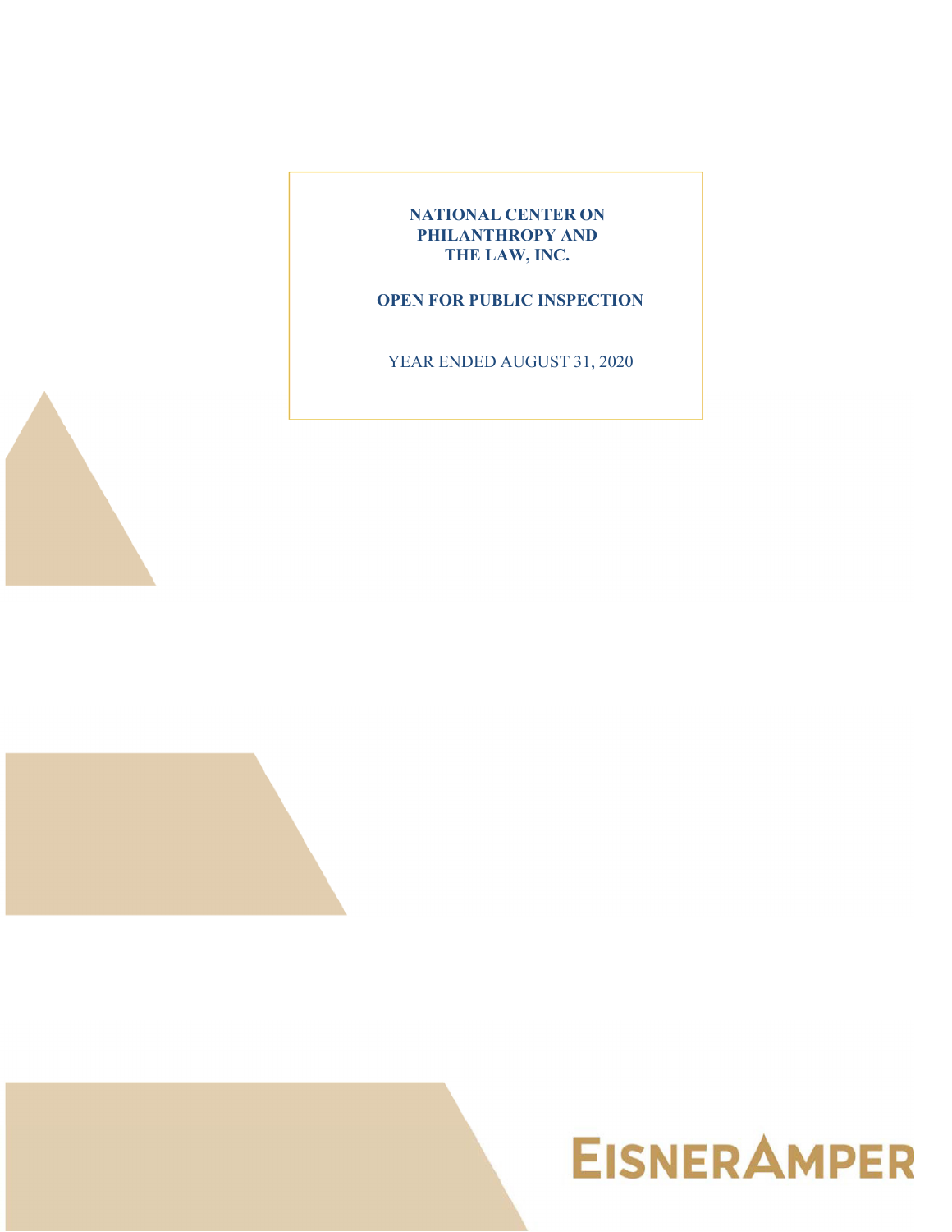**NATIONAL CENTER ON PHILANTHROPY AND THE LAW, INC.**

**OPEN FOR PUBLIC INSPECTION**

YEAR ENDED AUGUST 31, 2020

EISNERAMPER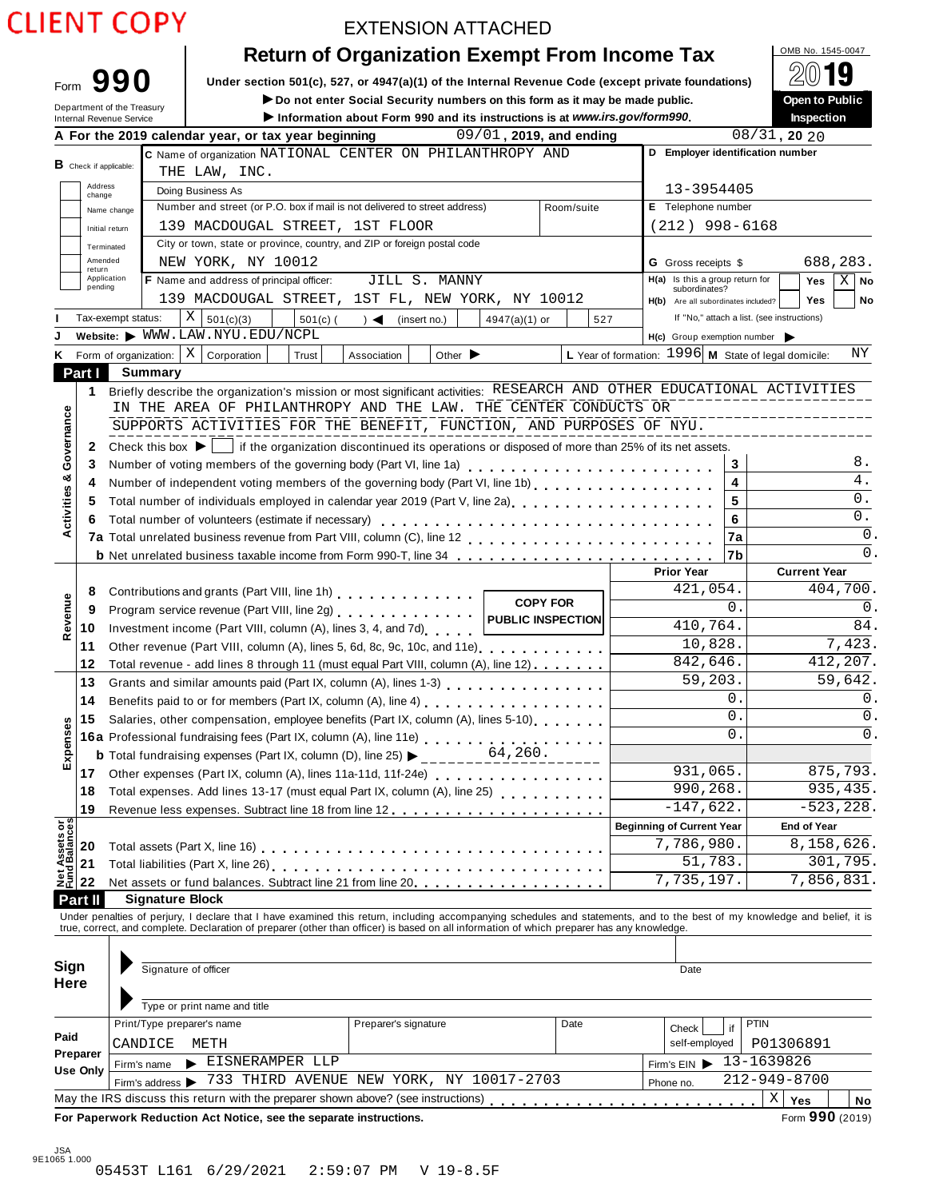CLIENT COPY

EXTENSION ATTACHED

# Form 990 — Return of Organization Exempt From Income Tax

OMB No. 1545-0047

**2019**

Under section 501(c), 527, or 4947(a)(1) of the Internal Revenue Code (except private foundations)

▶ Do not enter Social Security numbers on this form as it may be made public.

▶ Information about Form 990 and its instructions is at *www.irs.gov/form990*.

Department of the Treasury
Internal Revenue Service

**Open to Public Inspection**

**A** For the 2019 calendar year, or tax year beginning 09/01, 2019, and ending 08/31, 20 20

**B** Check if applicable: Address change, Name change, Initial return, Terminated, Amended return, Application pending

**C** Name of organization: NATIONAL CENTER ON PHILANTHROPY AND THE LAW, INC.

Doing Business As

Number and street (or P.O. box if mail is not delivered to street address): 139 MACDOUGAL STREET, 1ST FLOOR — Room/suite

City or town, state or province, country, and ZIP or foreign postal code: NEW YORK, NY 10012

**D** Employer identification number: 13-3954405

**E** Telephone number: (212) 998-6168

**G** Gross receipts $ 688,283.

**F** Name and address of principal officer: JILL S. MANNY, 139 MACDOUGAL STREET, 1ST FL, NEW YORK, NY 10012

**H(a)** Is this a group return for subordinates? Yes [ ] No [X]

**H(b)** Are all subordinates included? Yes [ ] No [ ] If "No," attach a list. (see instructions)

**H(c)** Group exemption number ▶

**I** Tax-exempt status: [X] 501(c)(3) [ ] 501(c) ( ) ◀ (insert no.) [ ] 4947(a)(1) or [ ] 527

**J** Website: ▶ WWW.LAW.NYU.EDU/NCPL

**K** Form of organization: [X] Corporation [ ] Trust [ ] Association [ ] Other ▶

**L** Year of formation: 1996 **M** State of legal domicile: NY

## Part I Summary

**Activities & Governance**

1. Briefly describe the organization's mission or most significant activities: RESEARCH AND OTHER EDUCATIONAL ACTIVITIES IN THE AREA OF PHILANTHROPY AND THE LAW. THE CENTER CONDUCTS OR SUPPORTS ACTIVITIES FOR THE BENEFIT, FUNCTION, AND PURPOSES OF NYU.
2. Check this box ▶ [ ] if the organization discontinued its operations or disposed of more than 25% of its net assets.

| Line | Description | | Value |
|---|---|---|---|
| 3 | Number of voting members of the governing body (Part VI, line 1a) | 3 | 8. |
| 4 | Number of independent voting members of the governing body (Part VI, line 1b) | 4 | 4. |
| 5 | Total number of individuals employed in calendar year 2019 (Part V, line 2a) | 5 | 0. |
| 6 | Total number of volunteers (estimate if necessary) | 6 | 0. |
| 7a | Total unrelated business revenue from Part VIII, column (C), line 12 | 7a | 0. |
| b | Net unrelated business taxable income from Form 990-T, line 34 | 7b | 0. |

COPY FOR PUBLIC INSPECTION

| Line | Description | Prior Year | Current Year |
|---|---|---|---|
| **Revenue** | | | |
| 8 | Contributions and grants (Part VIII, line 1h) | 421,054. | 404,700. |
| 9 | Program service revenue (Part VIII, line 2g) | 0. | 0. |
| 10 | Investment income (Part VIII, column (A), lines 3, 4, and 7d) | 410,764. | 84. |
| 11 | Other revenue (Part VIII, column (A), lines 5, 6d, 8c, 9c, 10c, and 11e) | 10,828. | 7,423. |
| 12 | Total revenue - add lines 8 through 11 (must equal Part VIII, column (A), line 12) | 842,646. | 412,207. |
| **Expenses** | | | |
| 13 | Grants and similar amounts paid (Part IX, column (A), lines 1-3) | 59,203. | 59,642. |
| 14 | Benefits paid to or for members (Part IX, column (A), line 4) | 0. | 0. |
| 15 | Salaries, other compensation, employee benefits (Part IX, column (A), lines 5-10) | 0. | 0. |
| 16a | Professional fundraising fees (Part IX, column (A), line 11e) | 0. | 0. |
| b | Total fundraising expenses (Part IX, column (D), line 25) ▶ 64,260. | | |
| 17 | Other expenses (Part IX, column (A), lines 11a-11d, 11f-24e) | 931,065. | 875,793. |
| 18 | Total expenses. Add lines 13-17 (must equal Part IX, column (A), line 25) | 990,268. | 935,435. |
| 19 | Revenue less expenses. Subtract line 18 from line 12 | -147,622. | -523,228. |

| Line | Net Assets or Fund Balances | Beginning of Current Year | End of Year |
|---|---|---|---|
| 20 | Total assets (Part X, line 16) | 7,786,980. | 8,158,626. |
| 21 | Total liabilities (Part X, line 26) | 51,783. | 301,795. |
| 22 | Net assets or fund balances. Subtract line 21 from line 20 | 7,735,197. | 7,856,831. |

## Part II Signature Block

Under penalties of perjury, I declare that I have examined this return, including accompanying schedules and statements, and to the best of my knowledge and belief, it is true, correct, and complete. Declaration of preparer (other than officer) is based on all information of which preparer has any knowledge.

**Sign Here**

Signature of officer — Date

Type or print name and title

**Paid Preparer Use Only**

| Print/Type preparer's name | Preparer's signature | Date | Check [ ] if self-employed | PTIN |
|---|---|---|---|---|
| CANDICE METH | | | | P01306891 |

Firm's name ▶ EISNERAMPER LLP — Firm's EIN ▶ 13-1639826

Firm's address ▶ 733 THIRD AVENUE NEW YORK, NY 10017-2703 — Phone no. 212-949-8700

May the IRS discuss this return with the preparer shown above? (see instructions) [X] Yes [ ] No

**For Paperwork Reduction Act Notice, see the separate instructions.** Form **990** (2019)

JSA 9E1065 1.000

05453T L161 6/29/2021 2:59:07 PM V 19-8.5F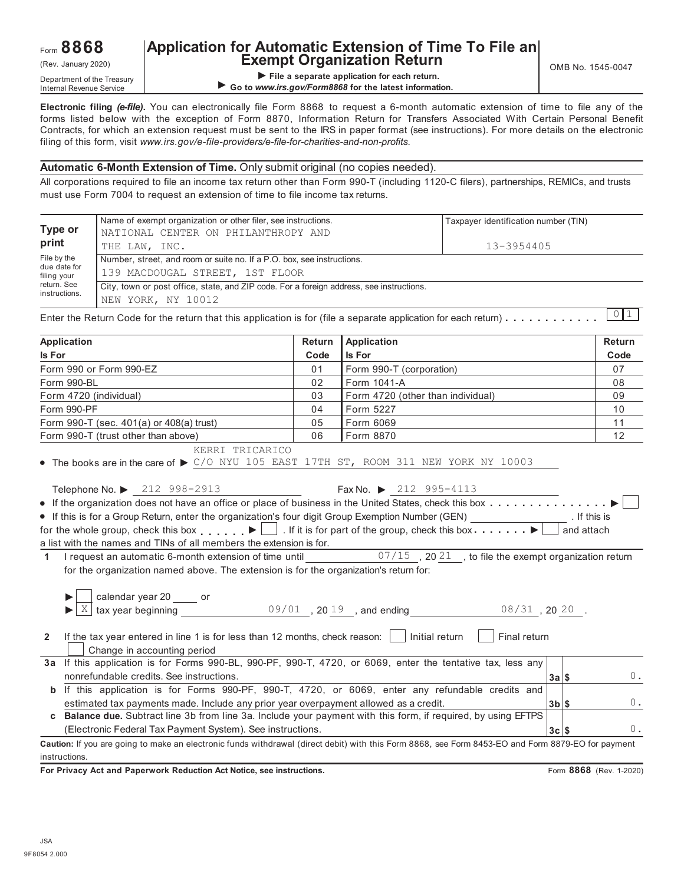Form **8868** (Rev. January 2020)

Department of the Treasury
Internal Revenue Service

# Application for Automatic Extension of Time To File an Exempt Organization Return

OMB No. 1545-0047

▶ **File a separate application for each return.**
▶ **Go to *www.irs.gov/Form8868* for the latest information.**

**Electronic filing *(e-file)*.** You can electronically file Form 8868 to request a 6-month automatic extension of time to file any of the forms listed below with the exception of Form 8870, Information Return for Transfers Associated With Certain Personal Benefit Contracts, for which an extension request must be sent to the IRS in paper format (see instructions). For more details on the electronic filing of this form, visit *www.irs.gov/e-file-providers/e-file-for-charities-and-non-profits.*

**Automatic 6-Month Extension of Time.** Only submit original (no copies needed).

All corporations required to file an income tax return other than Form 990-T (including 1120-C filers), partnerships, REMICs, and trusts must use Form 7004 to request an extension of time to file income tax returns.

| **Type or print** | Name of exempt organization or other filer, see instructions. | Taxpayer identification number (TIN) |
|---|---|---|
| File by the due date for filing your return. See instructions. | NATIONAL CENTER ON PHILANTHROPY AND THE LAW, INC. | 13-3954405 |
| | Number, street, and room or suite no. If a P.O. box, see instructions. 139 MACDOUGAL STREET, 1ST FLOOR | |
| | City, town or post office, state, and ZIP code. For a foreign address, see instructions. NEW YORK, NY 10012 | |

Enter the Return Code for the return that this application is for (file a separate application for each return) . . . . . . . . . . . . 01

| Application Is For | Return Code | Application Is For | Return Code |
|---|---|---|---|
| Form 990 or Form 990-EZ | 01 | Form 990-T (corporation) | 07 |
| Form 990-BL | 02 | Form 1041-A | 08 |
| Form 4720 (individual) | 03 | Form 4720 (other than individual) | 09 |
| Form 990-PF | 04 | Form 5227 | 10 |
| Form 990-T (sec. 401(a) or 408(a) trust) | 05 | Form 6069 | 11 |
| Form 990-T (trust other than above) | 06 | Form 8870 | 12 |

- The books are in the care of ▶ KERRI TRICARICO C/O NYU 105 EAST 17TH ST, ROOM 311 NEW YORK NY 10003

  Telephone No. ▶ 212 998-2913 Fax No. ▶ 212 995-4113

- If the organization does not have an office or place of business in the United States, check this box . . . . . . . . . . . . . . . ▶ ☐
- If this is for a Group Return, enter the organization's four digit Group Exemption Number (GEN) ________ . If this is for the whole group, check this box . . . . . . ▶ ☐ . If it is for part of the group, check this box . . . . . . . ▶ ☐ and attach a list with the names and TINs of all members the extension is for.

**1** I request an automatic 6-month extension of time until 07/15 , 20 21 , to file the exempt organization return for the organization named above. The extension is for the organization's return for:

▶ ☐ calendar year 20 ____ or
▶ ☒ tax year beginning 09/01 , 20 19 , and ending 08/31 , 20 20 .

**2** If the tax year entered in line 1 is for less than 12 months, check reason: ☐ Initial return ☐ Final return ☐ Change in accounting period

| | | | |
|---|---|---|---|
| **3a** | If this application is for Forms 990-BL, 990-PF, 990-T, 4720, or 6069, enter the tentative tax, less any nonrefundable credits. See instructions. | **3a** $ | 0. |
| **b** | If this application is for Forms 990-PF, 990-T, 4720, or 6069, enter any refundable credits and estimated tax payments made. Include any prior year overpayment allowed as a credit. | **3b** $ | 0. |
| **c** | **Balance due.** Subtract line 3b from line 3a. Include your payment with this form, if required, by using EFTPS (Electronic Federal Tax Payment System). See instructions. | **3c** $ | 0. |

**Caution:** If you are going to make an electronic funds withdrawal (direct debit) with this Form 8868, see Form 8453-EO and Form 8879-EO for payment instructions.

**For Privacy Act and Paperwork Reduction Act Notice, see instructions.** Form **8868** (Rev. 1-2020)

JSA
9F8054 2.000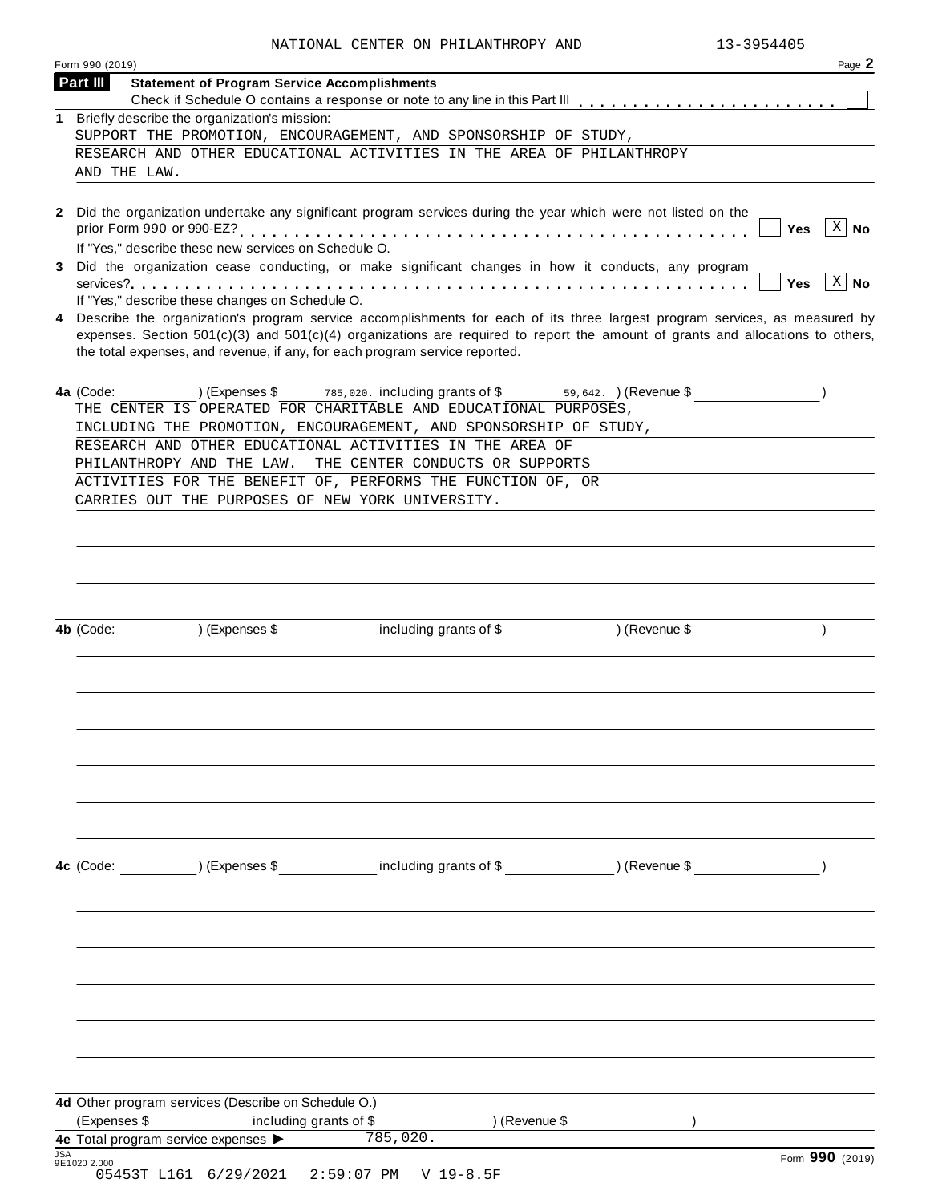NATIONAL CENTER ON PHILANTHROPY AND 13-3954405

Form 990 (2019) Page **2**

**Part III** **Statement of Program Service Accomplishments**

Check if Schedule O contains a response or note to any line in this Part III . . . . . . . . . . . . . . . . . . . . . . . ☐

**1** Briefly describe the organization's mission:

SUPPORT THE PROMOTION, ENCOURAGEMENT, AND SPONSORSHIP OF STUDY, RESEARCH AND OTHER EDUCATIONAL ACTIVITIES IN THE AREA OF PHILANTHROPY AND THE LAW.

**2** Did the organization undertake any significant program services during the year which were not listed on the prior Form 990 or 990-EZ? . . . . . . . . . . . . . . . . . . . . . . . . . . . . . . . . . . . . . . . . . . ☐ **Yes** ☒ **No**

If "Yes," describe these new services on Schedule O.

**3** Did the organization cease conducting, or make significant changes in how it conducts, any program services? . . . . . . . . . . . . . . . . . . . . . . . . . . . . . . . . . . . . . . . . . . . . . . . . . . . . . . ☐ **Yes** ☒ **No**

If "Yes," describe these changes on Schedule O.

**4** Describe the organization's program service accomplishments for each of its three largest program services, as measured by expenses. Section 501(c)(3) and 501(c)(4) organizations are required to report the amount of grants and allocations to others, the total expenses, and revenue, if any, for each program service reported.

**4a** (Code: ) (Expenses $ 785,020. including grants of $ 59,642. ) (Revenue $ )

THE CENTER IS OPERATED FOR CHARITABLE AND EDUCATIONAL PURPOSES, INCLUDING THE PROMOTION, ENCOURAGEMENT, AND SPONSORSHIP OF STUDY, RESEARCH AND OTHER EDUCATIONAL ACTIVITIES IN THE AREA OF PHILANTHROPY AND THE LAW. THE CENTER CONDUCTS OR SUPPORTS ACTIVITIES FOR THE BENEFIT OF, PERFORMS THE FUNCTION OF, OR CARRIES OUT THE PURPOSES OF NEW YORK UNIVERSITY.

**4b** (Code: ) (Expenses $ including grants of $ ) (Revenue $ )

**4c** (Code: ) (Expenses $ including grants of $ ) (Revenue $ )

**4d** Other program services (Describe on Schedule O.)

(Expenses $ including grants of $ ) (Revenue $ )

**4e** Total program service expenses ▶ 785,020.

JSA 9E1020 2.000

Form **990** (2019)

05453T L161 6/29/2021 2:59:07 PM V 19-8.5F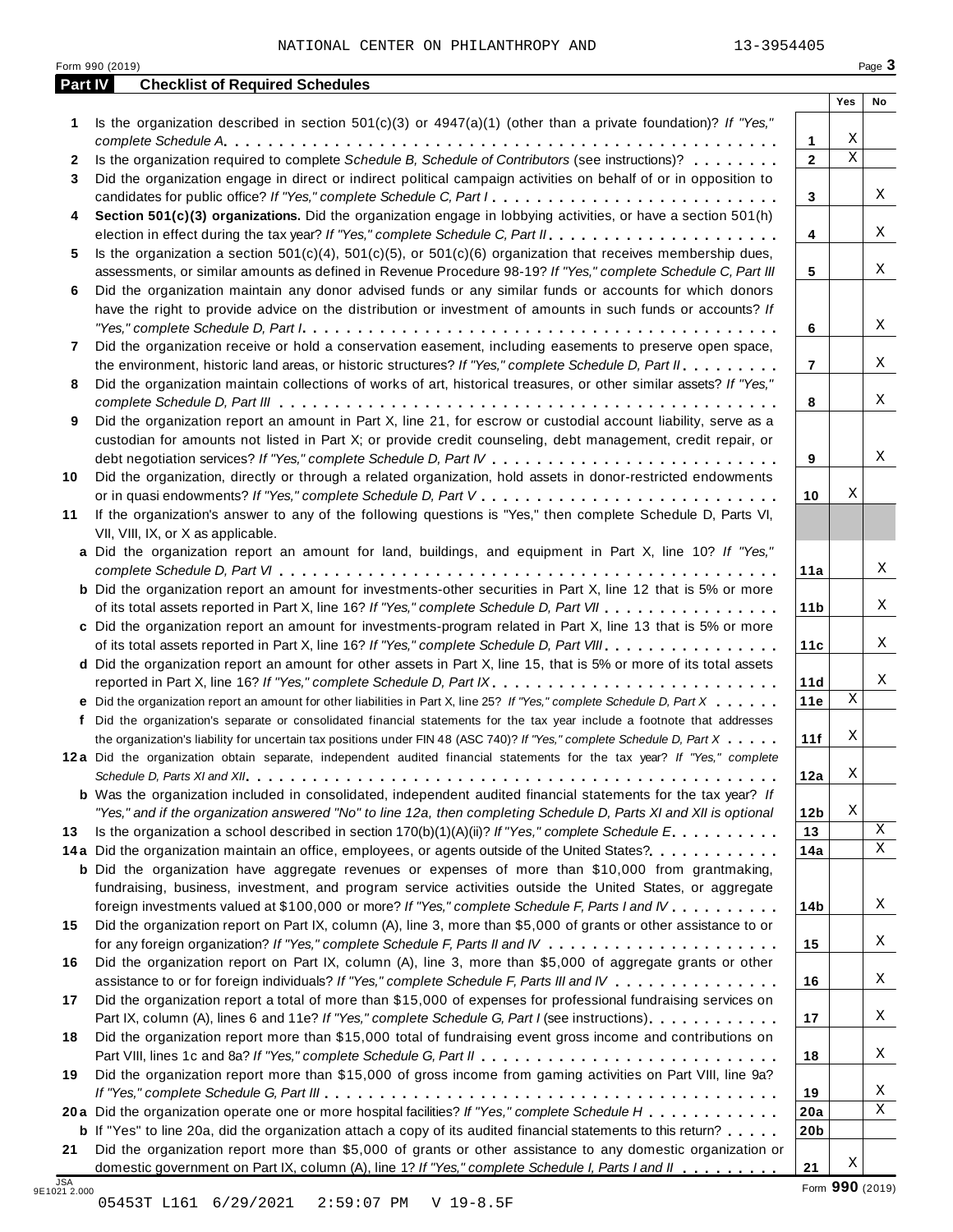NATIONAL CENTER ON PHILANTHROPY AND 13-3954405

Form 990 (2019)

## Part IV Checklist of Required Schedules

| | | | Yes | No |
|---|---|---|---|---|
| 1 | Is the organization described in section 501(c)(3) or 4947(a)(1) (other than a private foundation)? *If "Yes," complete Schedule A* | 1 | X | |
| 2 | Is the organization required to complete *Schedule B, Schedule of Contributors* (see instructions)? | 2 | X | |
| 3 | Did the organization engage in direct or indirect political campaign activities on behalf of or in opposition to candidates for public office? *If "Yes," complete Schedule C, Part I* | 3 | | X |
| 4 | **Section 501(c)(3) organizations.** Did the organization engage in lobbying activities, or have a section 501(h) election in effect during the tax year? *If "Yes," complete Schedule C, Part II* | 4 | | X |
| 5 | Is the organization a section 501(c)(4), 501(c)(5), or 501(c)(6) organization that receives membership dues, assessments, or similar amounts as defined in Revenue Procedure 98-19? *If "Yes," complete Schedule C, Part III* | 5 | | X |
| 6 | Did the organization maintain any donor advised funds or any similar funds or accounts for which donors have the right to provide advice on the distribution or investment of amounts in such funds or accounts? *If "Yes," complete Schedule D, Part I* | 6 | | X |
| 7 | Did the organization receive or hold a conservation easement, including easements to preserve open space, the environment, historic land areas, or historic structures? *If "Yes," complete Schedule D, Part II* | 7 | | X |
| 8 | Did the organization maintain collections of works of art, historical treasures, or other similar assets? *If "Yes," complete Schedule D, Part III* | 8 | | X |
| 9 | Did the organization report an amount in Part X, line 21, for escrow or custodial account liability, serve as a custodian for amounts not listed in Part X; or provide credit counseling, debt management, credit repair, or debt negotiation services? *If "Yes," complete Schedule D, Part IV* | 9 | | X |
| 10 | Did the organization, directly or through a related organization, hold assets in donor-restricted endowments or in quasi endowments? *If "Yes," complete Schedule D, Part V* | 10 | X | |
| 11 | If the organization's answer to any of the following questions is "Yes," then complete Schedule D, Parts VI, VII, VIII, IX, or X as applicable. | | | |
| a | Did the organization report an amount for land, buildings, and equipment in Part X, line 10? *If "Yes," complete Schedule D, Part VI* | 11a | | X |
| b | Did the organization report an amount for investments-other securities in Part X, line 12 that is 5% or more of its total assets reported in Part X, line 16? *If "Yes," complete Schedule D, Part VII* | 11b | | X |
| c | Did the organization report an amount for investments-program related in Part X, line 13 that is 5% or more of its total assets reported in Part X, line 16? *If "Yes," complete Schedule D, Part VIII* | 11c | | X |
| d | Did the organization report an amount for other assets in Part X, line 15, that is 5% or more of its total assets reported in Part X, line 16? *If "Yes," complete Schedule D, Part IX* | 11d | | X |
| e | Did the organization report an amount for other liabilities in Part X, line 25? *If "Yes," complete Schedule D, Part X* | 11e | X | |
| f | Did the organization's separate or consolidated financial statements for the tax year include a footnote that addresses the organization's liability for uncertain tax positions under FIN 48 (ASC 740)? *If "Yes," complete Schedule D, Part X* | 11f | X | |
| 12a | Did the organization obtain separate, independent audited financial statements for the tax year? *If "Yes," complete Schedule D, Parts XI and XII* | 12a | X | |
| b | Was the organization included in consolidated, independent audited financial statements for the tax year? *If "Yes," and if the organization answered "No" to line 12a, then completing Schedule D, Parts XI and XII is optional* | 12b | X | |
| 13 | Is the organization a school described in section 170(b)(1)(A)(ii)? *If "Yes," complete Schedule E* | 13 | | X |
| 14a | Did the organization maintain an office, employees, or agents outside of the United States? | 14a | | X |
| b | Did the organization have aggregate revenues or expenses of more than $10,000 from grantmaking, fundraising, business, investment, and program service activities outside the United States, or aggregate foreign investments valued at $100,000 or more? *If "Yes," complete Schedule F, Parts I and IV* | 14b | | X |
| 15 | Did the organization report on Part IX, column (A), line 3, more than $5,000 of grants or other assistance to or for any foreign organization? *If "Yes," complete Schedule F, Parts II and IV* | 15 | | X |
| 16 | Did the organization report on Part IX, column (A), line 3, more than $5,000 of aggregate grants or other assistance to or for foreign individuals? *If "Yes," complete Schedule F, Parts III and IV* | 16 | | X |
| 17 | Did the organization report a total of more than $15,000 of expenses for professional fundraising services on Part IX, column (A), lines 6 and 11e? *If "Yes," complete Schedule G, Part I* (see instructions) | 17 | | X |
| 18 | Did the organization report more than $15,000 total of fundraising event gross income and contributions on Part VIII, lines 1c and 8a? *If "Yes," complete Schedule G, Part II* | 18 | | X |
| 19 | Did the organization report more than $15,000 of gross income from gaming activities on Part VIII, line 9a? *If "Yes," complete Schedule G, Part III* | 19 | | X |
| 20a | Did the organization operate one or more hospital facilities? *If "Yes," complete Schedule H* | 20a | | X |
| b | If "Yes" to line 20a, did the organization attach a copy of its audited financial statements to this return? | 20b | | |
| 21 | Did the organization report more than $5,000 of grants or other assistance to any domestic organization or domestic government on Part IX, column (A), line 1? *If "Yes," complete Schedule I, Parts I and II* | 21 | X | |

Form **990** (2019)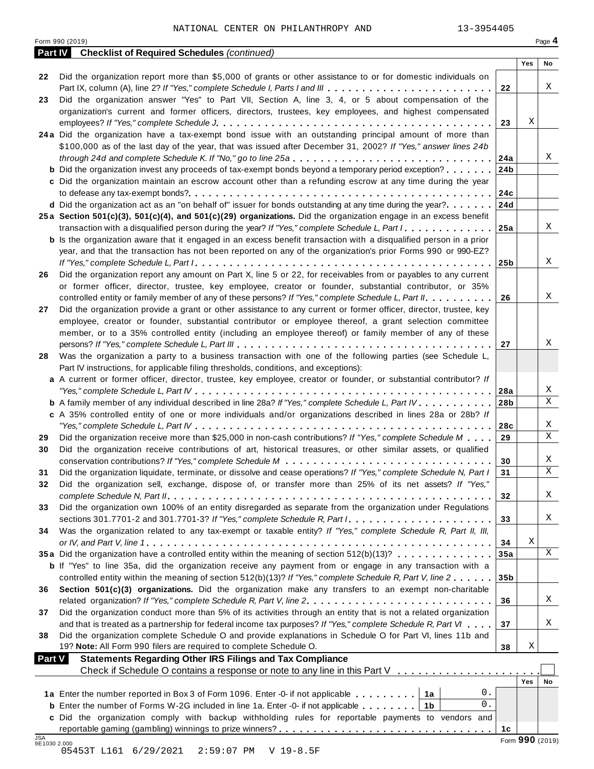NATIONAL CENTER ON PHILANTHROPY AND 13-3954405

Form 990 (2019) Page 4

**Part IV Checklist of Required Schedules** *(continued)*

| | | | Yes | No |
|---|---|---|---|---|
| 22 | Did the organization report more than $5,000 of grants or other assistance to or for domestic individuals on Part IX, column (A), line 2? *If "Yes," complete Schedule I, Parts I and III* | 22 | | X |
| 23 | Did the organization answer "Yes" to Part VII, Section A, line 3, 4, or 5 about compensation of the organization's current and former officers, directors, trustees, key employees, and highest compensated employees? *If "Yes," complete Schedule J* | 23 | X | |
| 24a | Did the organization have a tax-exempt bond issue with an outstanding principal amount of more than $100,000 as of the last day of the year, that was issued after December 31, 2002? *If "Yes," answer lines 24b through 24d and complete Schedule K. If "No," go to line 25a* | 24a | | X |
| b | Did the organization invest any proceeds of tax-exempt bonds beyond a temporary period exception? | 24b | | |
| c | Did the organization maintain an escrow account other than a refunding escrow at any time during the year to defease any tax-exempt bonds? | 24c | | |
| d | Did the organization act as an "on behalf of" issuer for bonds outstanding at any time during the year? | 24d | | |
| 25a | **Section 501(c)(3), 501(c)(4), and 501(c)(29) organizations.** Did the organization engage in an excess benefit transaction with a disqualified person during the year? *If "Yes," complete Schedule L, Part I* | 25a | | X |
| b | Is the organization aware that it engaged in an excess benefit transaction with a disqualified person in a prior year, and that the transaction has not been reported on any of the organization's prior Forms 990 or 990-EZ? *If "Yes," complete Schedule L, Part I* | 25b | | X |
| 26 | Did the organization report any amount on Part X, line 5 or 22, for receivables from or payables to any current or former officer, director, trustee, key employee, creator or founder, substantial contributor, or 35% controlled entity or family member of any of these persons? *If "Yes," complete Schedule L, Part II* | 26 | | X |
| 27 | Did the organization provide a grant or other assistance to any current or former officer, director, trustee, key employee, creator or founder, substantial contributor or employee thereof, a grant selection committee member, or to a 35% controlled entity (including an employee thereof) or family member of any of these persons? *If "Yes," complete Schedule L, Part III* | 27 | | X |
| 28 | Was the organization a party to a business transaction with one of the following parties (see Schedule L, Part IV instructions, for applicable filing thresholds, conditions, and exceptions): | | | |
| a | A current or former officer, director, trustee, key employee, creator or founder, or substantial contributor? *If "Yes," complete Schedule L, Part IV* | 28a | | X |
| b | A family member of any individual described in line 28a? *If "Yes," complete Schedule L, Part IV* | 28b | | X |
| c | A 35% controlled entity of one or more individuals and/or organizations described in lines 28a or 28b? *If "Yes," complete Schedule L, Part IV* | 28c | | X |
| 29 | Did the organization receive more than $25,000 in non-cash contributions? *If "Yes," complete Schedule M* | 29 | | X |
| 30 | Did the organization receive contributions of art, historical treasures, or other similar assets, or qualified conservation contributions? *If "Yes," complete Schedule M* | 30 | | X |
| 31 | Did the organization liquidate, terminate, or dissolve and cease operations? *If "Yes," complete Schedule N, Part I* | 31 | | X |
| 32 | Did the organization sell, exchange, dispose of, or transfer more than 25% of its net assets? *If "Yes," complete Schedule N, Part II* | 32 | | X |
| 33 | Did the organization own 100% of an entity disregarded as separate from the organization under Regulations sections 301.7701-2 and 301.7701-3? *If "Yes," complete Schedule R, Part I* | 33 | | X |
| 34 | Was the organization related to any tax-exempt or taxable entity? *If "Yes," complete Schedule R, Part II, III, or IV, and Part V, line 1* | 34 | X | |
| 35a | Did the organization have a controlled entity within the meaning of section 512(b)(13)? | 35a | | X |
| b | If "Yes" to line 35a, did the organization receive any payment from or engage in any transaction with a controlled entity within the meaning of section 512(b)(13)? *If "Yes," complete Schedule R, Part V, line 2* | 35b | | |
| 36 | **Section 501(c)(3) organizations.** Did the organization make any transfers to an exempt non-charitable related organization? *If "Yes," complete Schedule R, Part V, line 2* | 36 | | X |
| 37 | Did the organization conduct more than 5% of its activities through an entity that is not a related organization and that is treated as a partnership for federal income tax purposes? *If "Yes," complete Schedule R, Part VI* | 37 | | X |
| 38 | Did the organization complete Schedule O and provide explanations in Schedule O for Part VI, lines 11b and 19? **Note:** All Form 990 filers are required to complete Schedule O. | 38 | X | |

**Part V Statements Regarding Other IRS Filings and Tax Compliance**

Check if Schedule O contains a response or note to any line in this Part V ☐

| | | | | | Yes | No |
|---|---|---|---|---|---|---|
| 1a | Enter the number reported in Box 3 of Form 1096. Enter -0- if not applicable | 1a | 0. | | | |
| b | Enter the number of Forms W-2G included in line 1a. Enter -0- if not applicable | 1b | 0. | | | |
| c | Did the organization comply with backup withholding rules for reportable payments to vendors and reportable gaming (gambling) winnings to prize winners? | | | 1c | | |

Form **990** (2019)

JSA 9E1030 2.000
05453T L161 6/29/2021 2:59:07 PM V 19-8.5F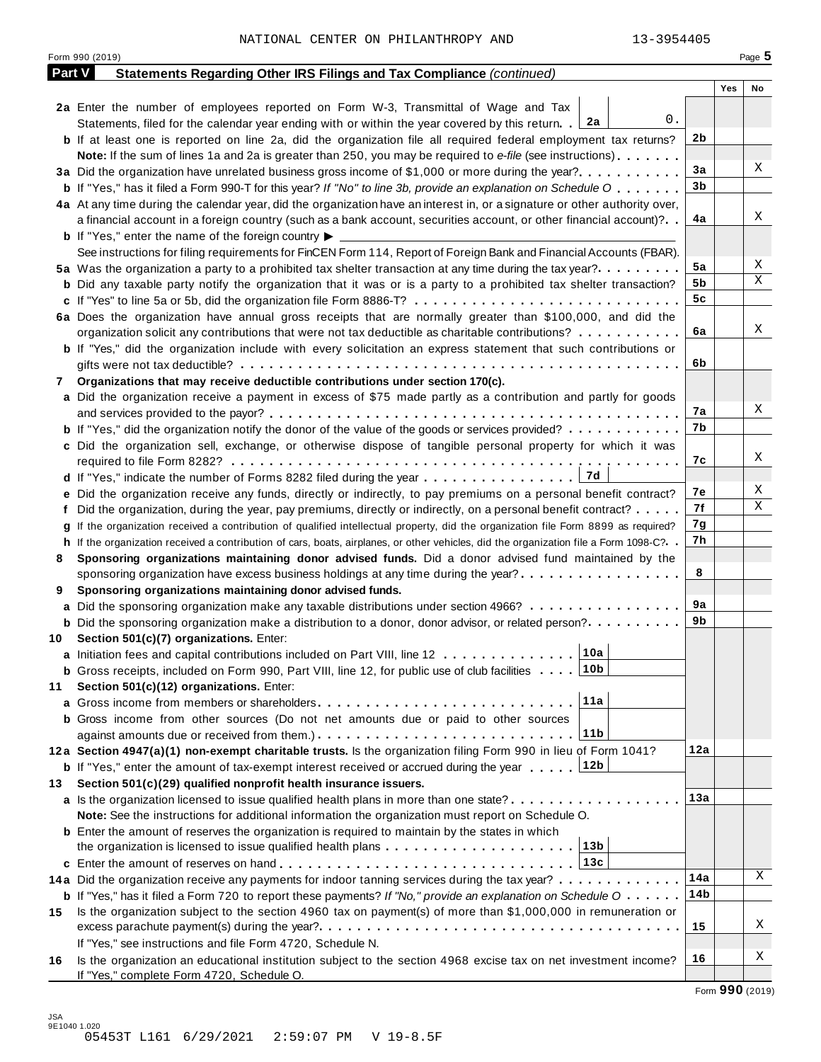NATIONAL CENTER ON PHILANTHROPY AND 13-3954405

Form 990 (2019) Page **5**

## Part V Statements Regarding Other IRS Filings and Tax Compliance *(continued)*

| | | | Yes | No |
|---|---|---|---|---|
| **2a** | Enter the number of employees reported on Form W-3, Transmittal of Wage and Tax Statements, filed for the calendar year ending with or within the year covered by this return . . **2a** 0. | | | |
| **b** | If at least one is reported on line 2a, did the organization file all required federal employment tax returns? | 2b | | |
| | **Note:** If the sum of lines 1a and 2a is greater than 250, you may be required to *e-file* (see instructions) | | | |
| **3a** | Did the organization have unrelated business gross income of $1,000 or more during the year? | 3a | | X |
| **b** | If "Yes," has it filed a Form 990-T for this year? *If "No" to line 3b, provide an explanation on Schedule O* | 3b | | |
| **4a** | At any time during the calendar year, did the organization have an interest in, or a signature or other authority over, a financial account in a foreign country (such as a bank account, securities account, or other financial account)? | 4a | | X |
| **b** | If "Yes," enter the name of the foreign country ▶ | | | |
| | See instructions for filing requirements for FinCEN Form 114, Report of Foreign Bank and Financial Accounts (FBAR). | | | |
| **5a** | Was the organization a party to a prohibited tax shelter transaction at any time during the tax year? | 5a | | X |
| **b** | Did any taxable party notify the organization that it was or is a party to a prohibited tax shelter transaction? | 5b | | X |
| **c** | If "Yes" to line 5a or 5b, did the organization file Form 8886-T? | 5c | | |
| **6a** | Does the organization have annual gross receipts that are normally greater than $100,000, and did the organization solicit any contributions that were not tax deductible as charitable contributions? | 6a | | X |
| **b** | If "Yes," did the organization include with every solicitation an express statement that such contributions or gifts were not tax deductible? | 6b | | |
| **7** | **Organizations that may receive deductible contributions under section 170(c).** | | | |
| **a** | Did the organization receive a payment in excess of $75 made partly as a contribution and partly for goods and services provided to the payor? | 7a | | X |
| **b** | If "Yes," did the organization notify the donor of the value of the goods or services provided? | 7b | | |
| **c** | Did the organization sell, exchange, or otherwise dispose of tangible personal property for which it was required to file Form 8282? | 7c | | X |
| **d** | If "Yes," indicate the number of Forms 8282 filed during the year . . . **7d** | | | |
| **e** | Did the organization receive any funds, directly or indirectly, to pay premiums on a personal benefit contract? | 7e | | X |
| **f** | Did the organization, during the year, pay premiums, directly or indirectly, on a personal benefit contract? | 7f | | X |
| **g** | If the organization received a contribution of qualified intellectual property, did the organization file Form 8899 as required? | 7g | | |
| **h** | If the organization received a contribution of cars, boats, airplanes, or other vehicles, did the organization file a Form 1098-C? | 7h | | |
| **8** | **Sponsoring organizations maintaining donor advised funds.** Did a donor advised fund maintained by the sponsoring organization have excess business holdings at any time during the year? | 8 | | |
| **9** | **Sponsoring organizations maintaining donor advised funds.** | | | |
| **a** | Did the sponsoring organization make any taxable distributions under section 4966? | 9a | | |
| **b** | Did the sponsoring organization make a distribution to a donor, donor advisor, or related person? | 9b | | |
| **10** | **Section 501(c)(7) organizations.** Enter: | | | |
| **a** | Initiation fees and capital contributions included on Part VIII, line 12 . . . **10a** | | | |
| **b** | Gross receipts, included on Form 990, Part VIII, line 12, for public use of club facilities . . . **10b** | | | |
| **11** | **Section 501(c)(12) organizations.** Enter: | | | |
| **a** | Gross income from members or shareholders . . . **11a** | | | |
| **b** | Gross income from other sources (Do not net amounts due or paid to other sources against amounts due or received from them.) . . . **11b** | | | |
| **12a** | **Section 4947(a)(1) non-exempt charitable trusts.** Is the organization filing Form 990 in lieu of Form 1041? | 12a | | |
| **b** | If "Yes," enter the amount of tax-exempt interest received or accrued during the year . . . **12b** | | | |
| **13** | **Section 501(c)(29) qualified nonprofit health insurance issuers.** | | | |
| **a** | Is the organization licensed to issue qualified health plans in more than one state? | 13a | | |
| | **Note:** See the instructions for additional information the organization must report on Schedule O. | | | |
| **b** | Enter the amount of reserves the organization is required to maintain by the states in which the organization is licensed to issue qualified health plans . . . **13b** | | | |
| **c** | Enter the amount of reserves on hand . . . **13c** | | | |
| **14a** | Did the organization receive any payments for indoor tanning services during the tax year? | 14a | | X |
| **b** | If "Yes," has it filed a Form 720 to report these payments? *If "No," provide an explanation on Schedule O* | 14b | | |
| **15** | Is the organization subject to the section 4960 tax on payment(s) of more than $1,000,000 in remuneration or excess parachute payment(s) during the year? | 15 | | X |
| | If "Yes," see instructions and file Form 4720, Schedule N. | | | |
| **16** | Is the organization an educational institution subject to the section 4968 excise tax on net investment income? | 16 | | X |
| | If "Yes," complete Form 4720, Schedule O. | | | |

Form **990** (2019)

JSA 9E1040 1.020
05453T L161 6/29/2021 2:59:07 PM V 19-8.5F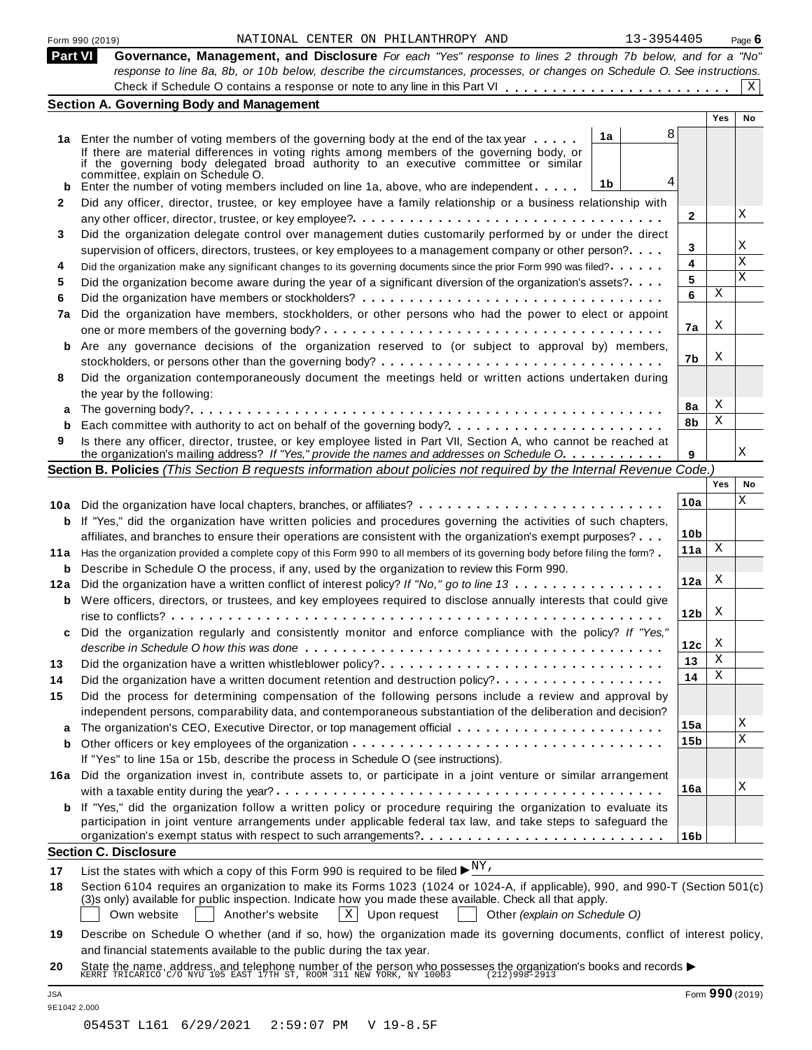Form 990 (2019) NATIONAL CENTER ON PHILANTHROPY AND 13-3954405 Page 6

## Part VI Governance, Management, and Disclosure

*For each "Yes" response to lines 2 through 7b below, and for a "No" response to line 8a, 8b, or 10b below, describe the circumstances, processes, or changes on Schedule O. See instructions.*

Check if Schedule O contains a response or note to any line in this Part VI . . . . . . . . . . . . . . . . . . . . . . . . X

### Section A. Governing Body and Management

| | | | | Yes | No |
|---|---|---|---|---|---|
| **1a** | Enter the number of voting members of the governing body at the end of the tax year . . . . . | 1a | 8 | | |
| | If there are material differences in voting rights among members of the governing body, or if the governing body delegated broad authority to an executive committee or similar committee, explain on Schedule O. | | | | |
| **b** | Enter the number of voting members included on line 1a, above, who are independent . . . . . | 1b | 4 | | |
| **2** | Did any officer, director, trustee, or key employee have a family relationship or a business relationship with any other officer, director, trustee, or key employee? . . . | 2 | | | X |
| **3** | Did the organization delegate control over management duties customarily performed by or under the direct supervision of officers, directors, trustees, or key employees to a management company or other person? . . . . | 3 | | | X |
| **4** | Did the organization make any significant changes to its governing documents since the prior Form 990 was filed? . . . . . | 4 | | | X |
| **5** | Did the organization become aware during the year of a significant diversion of the organization's assets? . . . . | 5 | | | X |
| **6** | Did the organization have members or stockholders? . . . | 6 | | X | |
| **7a** | Did the organization have members, stockholders, or other persons who had the power to elect or appoint one or more members of the governing body? . . . | 7a | | X | |
| **b** | Are any governance decisions of the organization reserved to (or subject to approval by) members, stockholders, or persons other than the governing body? . . . | 7b | | X | |
| **8** | Did the organization contemporaneously document the meetings held or written actions undertaken during the year by the following: | | | | |
| **a** | The governing body? . . . | 8a | | X | |
| **b** | Each committee with authority to act on behalf of the governing body? . . . | 8b | | X | |
| **9** | Is there any officer, director, trustee, or key employee listed in Part VII, Section A, who cannot be reached at the organization's mailing address? *If "Yes," provide the names and addresses on Schedule O.* . . . | 9 | | | X |

### Section B. Policies *(This Section B requests information about policies not required by the Internal Revenue Code.)*

| | | | Yes | No |
|---|---|---|---|---|
| **10a** | Did the organization have local chapters, branches, or affiliates? . . . | 10a | | X |
| **b** | If "Yes," did the organization have written policies and procedures governing the activities of such chapters, affiliates, and branches to ensure their operations are consistent with the organization's exempt purposes? . . . | 10b | | |
| **11a** | Has the organization provided a complete copy of this Form 990 to all members of its governing body before filing the form? . | 11a | X | |
| **b** | Describe in Schedule O the process, if any, used by the organization to review this Form 990. | | | |
| **12a** | Did the organization have a written conflict of interest policy? *If "No," go to line 13* . . . | 12a | X | |
| **b** | Were officers, directors, or trustees, and key employees required to disclose annually interests that could give rise to conflicts? . . . | 12b | X | |
| **c** | Did the organization regularly and consistently monitor and enforce compliance with the policy? *If "Yes," describe in Schedule O how this was done* . . . | 12c | X | |
| **13** | Did the organization have a written whistleblower policy? . . . | 13 | X | |
| **14** | Did the organization have a written document retention and destruction policy? . . . | 14 | X | |
| **15** | Did the process for determining compensation of the following persons include a review and approval by independent persons, comparability data, and contemporaneous substantiation of the deliberation and decision? | | | |
| **a** | The organization's CEO, Executive Director, or top management official . . . | 15a | | X |
| **b** | Other officers or key employees of the organization . . . | 15b | | X |
| | If "Yes" to line 15a or 15b, describe the process in Schedule O (see instructions). | | | |
| **16a** | Did the organization invest in, contribute assets to, or participate in a joint venture or similar arrangement with a taxable entity during the year? . . . | 16a | | X |
| **b** | If "Yes," did the organization follow a written policy or procedure requiring the organization to evaluate its participation in joint venture arrangements under applicable federal tax law, and take steps to safeguard the organization's exempt status with respect to such arrangements? . . . | 16b | | |

### Section C. Disclosure

**17** List the states with which a copy of this Form 990 is required to be filed ▶ NY,

**18** Section 6104 requires an organization to make its Forms 1023 (1024 or 1024-A, if applicable), 990, and 990-T (Section 501(c)(3)s only) available for public inspection. Indicate how you made these available. Check all that apply.

☐ Own website ☐ Another's website ☒ Upon request ☐ Other *(explain on Schedule O)*

**19** Describe on Schedule O whether (and if so, how) the organization made its governing documents, conflict of interest policy, and financial statements available to the public during the tax year.

**20** State the name, address, and telephone number of the person who possesses the organization's books and records ▶
KERRI TRICARICO C/O NYU 105 EAST 17TH ST, ROOM 311 NEW YORK, NY 10003 (212)998-2913

JSA
9E1042 2.000

Form **990** (2019)

05453T L161 6/29/2021 2:59:07 PM V 19-8.5F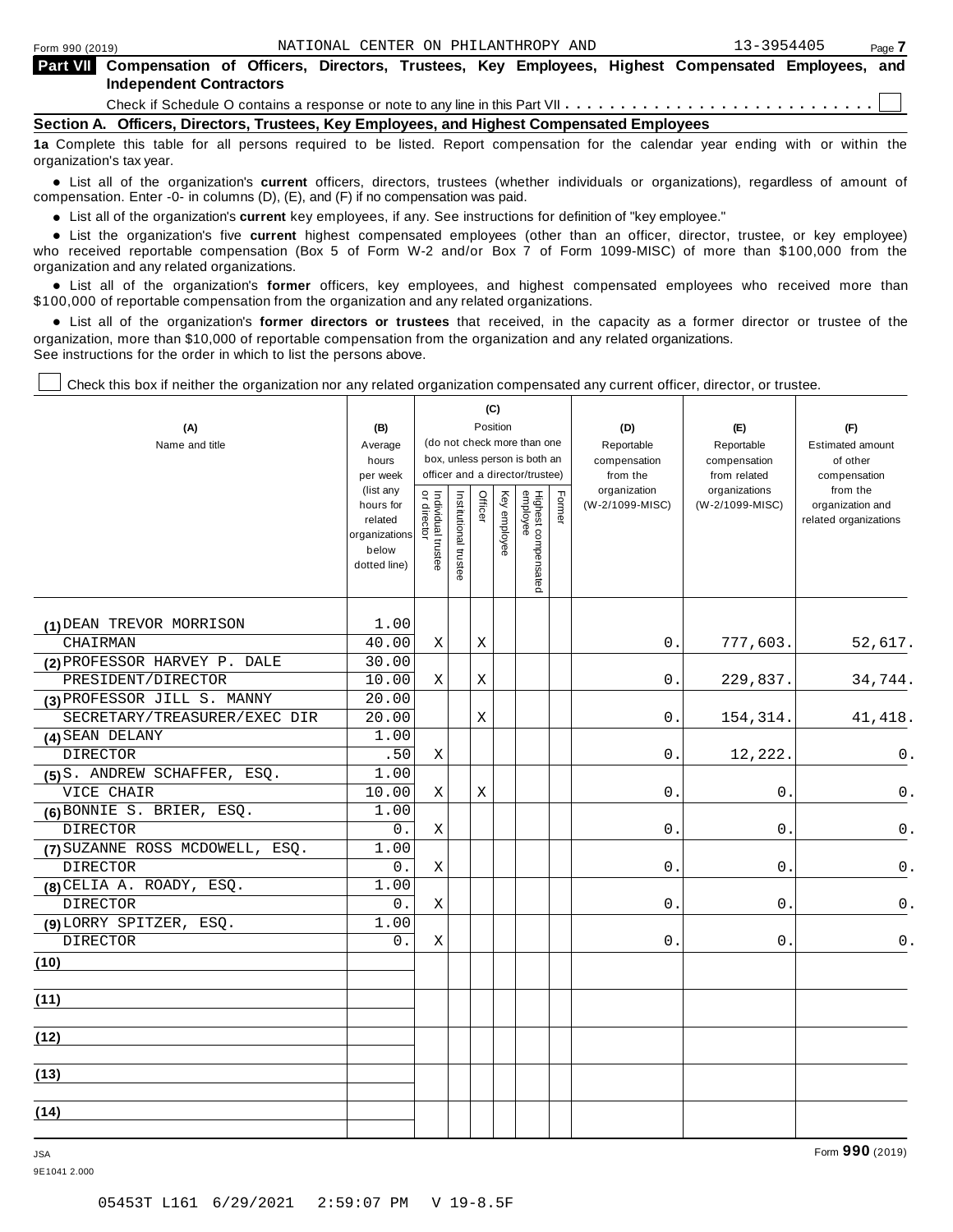## Part VII Compensation of Officers, Directors, Trustees, Key Employees, Highest Compensated Employees, and Independent Contractors

Check if Schedule O contains a response or note to any line in this Part VII . . . . . . . . . . . . . . . . . . . . . . . . . . . . ☐

### Section A. Officers, Directors, Trustees, Key Employees, and Highest Compensated Employees

**1a** Complete this table for all persons required to be listed. Report compensation for the calendar year ending with or within the organization's tax year.

- List all of the organization's **current** officers, directors, trustees (whether individuals or organizations), regardless of amount of compensation. Enter -0- in columns (D), (E), and (F) if no compensation was paid.
- List all of the organization's **current** key employees, if any. See instructions for definition of "key employee."
- List the organization's five **current** highest compensated employees (other than an officer, director, trustee, or key employee) who received reportable compensation (Box 5 of Form W-2 and/or Box 7 of Form 1099-MISC) of more than $100,000 from the organization and any related organizations.
- List all of the organization's **former** officers, key employees, and highest compensated employees who received more than $100,000 of reportable compensation from the organization and any related organizations.
- List all of the organization's **former directors or trustees** that received, in the capacity as a former director or trustee of the organization, more than $10,000 of reportable compensation from the organization and any related organizations.

See instructions for the order in which to list the persons above.

☐ Check this box if neither the organization nor any related organization compensated any current officer, director, or trustee.

| (A) Name and title | (B) Average hours per week (list any hours for related organizations below dotted line) | (C) Position (do not check more than one box, unless person is both an officer and a director/trustee): Individual trustee or director | Institutional trustee | Officer | Key employee | Highest compensated employee | Former | (D) Reportable compensation from the organization (W-2/1099-MISC) | (E) Reportable compensation from related organizations (W-2/1099-MISC) | (F) Estimated amount of other compensation from the organization and related organizations |
|---|---|---|---|---|---|---|---|---|---|---|
| (1) DEAN TREVOR MORRISON<br>CHAIRMAN | 1.00<br>40.00 | X | | X | | | | 0. | 777,603. | 52,617. |
| (2) PROFESSOR HARVEY P. DALE<br>PRESIDENT/DIRECTOR | 30.00<br>10.00 | X | | X | | | | 0. | 229,837. | 34,744. |
| (3) PROFESSOR JILL S. MANNY<br>SECRETARY/TREASURER/EXEC DIR | 20.00<br>20.00 | | | X | | | | 0. | 154,314. | 41,418. |
| (4) SEAN DELANY<br>DIRECTOR | 1.00<br>.50 | X | | | | | | 0. | 12,222. | 0. |
| (5) S. ANDREW SCHAFFER, ESQ.<br>VICE CHAIR | 1.00<br>10.00 | X | | X | | | | 0. | 0. | 0. |
| (6) BONNIE S. BRIER, ESQ.<br>DIRECTOR | 1.00<br>0. | X | | | | | | 0. | 0. | 0. |
| (7) SUZANNE ROSS MCDOWELL, ESQ.<br>DIRECTOR | 1.00<br>0. | X | | | | | | 0. | 0. | 0. |
| (8) CELIA A. ROADY, ESQ.<br>DIRECTOR | 1.00<br>0. | X | | | | | | 0. | 0. | 0. |
| (9) LORRY SPITZER, ESQ.<br>DIRECTOR | 1.00<br>0. | X | | | | | | 0. | 0. | 0. |
| (10) | | | | | | | | | | |
| (11) | | | | | | | | | | |
| (12) | | | | | | | | | | |
| (13) | | | | | | | | | | |
| (14) | | | | | | | | | | |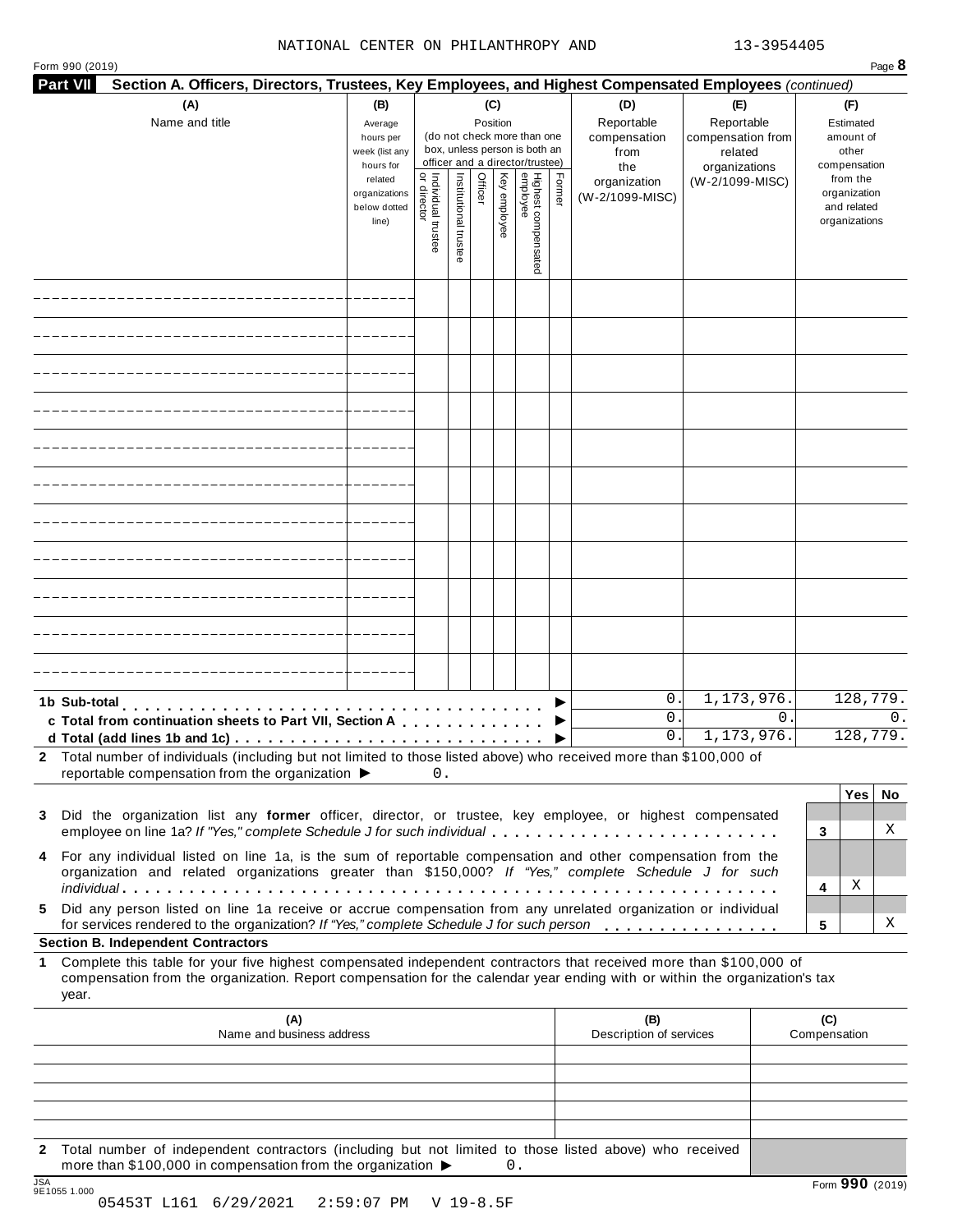NATIONAL CENTER ON PHILANTHROPY AND 13-3954405

Form 990 (2019) Page **8**

**Part VII Section A. Officers, Directors, Trustees, Key Employees, and Highest Compensated Employees** *(continued)*

| (A) Name and title | (B) Average hours per week (list any hours for related organizations below dotted line) | (C) Position (do not check more than one box, unless person is both an officer and a director/trustee): Individual trustee or director | Institutional trustee | Officer | Key employee | Highest compensated employee | Former | (D) Reportable compensation from the organization (W-2/1099-MISC) | (E) Reportable compensation from related organizations (W-2/1099-MISC) | (F) Estimated amount of other compensation from the organization and related organizations |
|---|---|---|---|---|---|---|---|---|---|---|
| | | | | | | | | | | |
| | | | | | | | | | | |
| | | | | | | | | | | |
| | | | | | | | | | | |
| | | | | | | | | | | |
| | | | | | | | | | | |
| | | | | | | | | | | |
| | | | | | | | | | | |
| | | | | | | | | | | |
| | | | | | | | | | | |
| | | | | | | | | | | |
| **1b Sub-total** ▶ | | | | | | | | 0. | 1,173,976. | 128,779. |
| **c Total from continuation sheets to Part VII, Section A** ▶ | | | | | | | | 0. | 0. | 0. |
| **d Total (add lines 1b and 1c)** ▶ | | | | | | | | 0. | 1,173,976. | 128,779. |

**2** Total number of individuals (including but not limited to those listed above) who received more than $100,000 of reportable compensation from the organization ▶ 0.

| | | Yes | No |
|---|---|---|---|
| **3** Did the organization list any **former** officer, director, or trustee, key employee, or highest compensated employee on line 1a? *If "Yes," complete Schedule J for such individual* | 3 | | X |
| **4** For any individual listed on line 1a, is the sum of reportable compensation and other compensation from the organization and related organizations greater than $150,000? *If "Yes," complete Schedule J for such individual* | 4 | X | |
| **5** Did any person listed on line 1a receive or accrue compensation from any unrelated organization or individual for services rendered to the organization? *If "Yes," complete Schedule J for such person* | 5 | | X |

**Section B. Independent Contractors**

**1** Complete this table for your five highest compensated independent contractors that received more than $100,000 of compensation from the organization. Report compensation for the calendar year ending with or within the organization's tax year.

| (A) Name and business address | (B) Description of services | (C) Compensation |
|---|---|---|
| | | |
| | | |
| | | |
| | | |
| | | |

**2** Total number of independent contractors (including but not limited to those listed above) who received more than $100,000 in compensation from the organization ▶ 0.

JSA 9E1055 1.000

05453T L161 6/29/2021 2:59:07 PM V 19-8.5F

Form **990** (2019)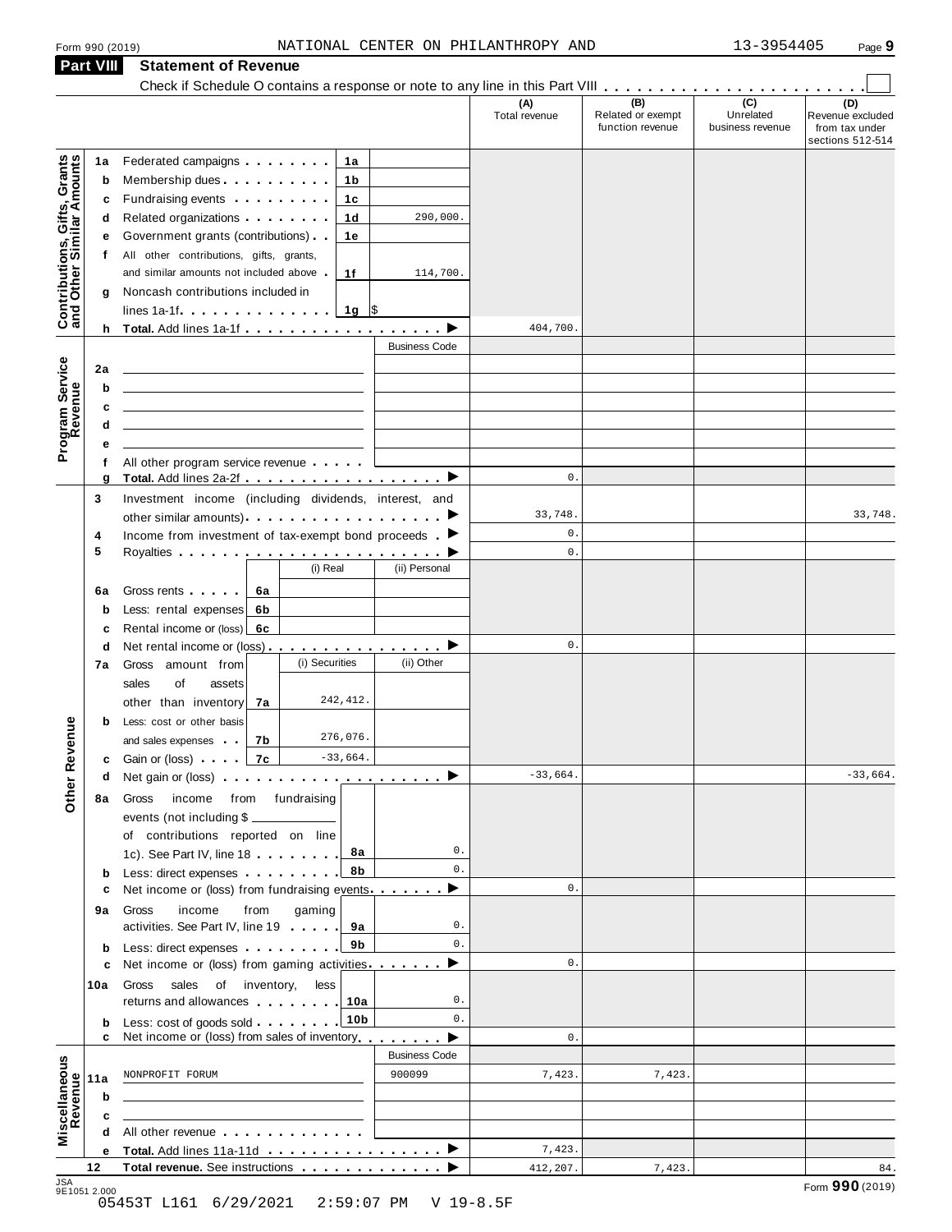Form 990 (2019) NATIONAL CENTER ON PHILANTHROPY AND 13-3954405

## Part VIII Statement of Revenue

Check if Schedule O contains a response or note to any line in this Part VIII

| | | | | (A) Total revenue | (B) Related or exempt function revenue | (C) Unrelated business revenue | (D) Revenue excluded from tax under sections 512-514 |
|---|---|---|---|---|---|---|---|
| **Contributions, Gifts, Grants and Other Similar Amounts** | 1a | Federated campaigns | 1a | | | | | |
| | b | Membership dues | 1b | | | | | |
| | c | Fundraising events | 1c | | | | | |
| | d | Related organizations | 1d 290,000. | | | | |
| | e | Government grants (contributions) | 1e | | | | |
| | f | All other contributions, gifts, grants, and similar amounts not included above | 1f 114,700. | | | | |
| | g | Noncash contributions included in lines 1a-1f | 1g $ | | | | |
| | h | **Total.** Add lines 1a-1f | | 404,700. | | | |
| **Program Service Revenue** | | | Business Code | | | | |
| | 2a | | | | | | |
| | b | | | | | | |
| | c | | | | | | |
| | d | | | | | | |
| | e | | | | | | |
| | f | All other program service revenue | | | | | |
| | g | **Total.** Add lines 2a-2f | | 0. | | | |
| **Other Revenue** | 3 | Investment income (including dividends, interest, and other similar amounts) | | 33,748. | | | 33,748. |
| | 4 | Income from investment of tax-exempt bond proceeds | | 0. | | | |
| | 5 | Royalties | | 0. | | | |
| | | | (i) Real / (ii) Personal | | | | |
| | 6a | Gross rents | 6a | | | | |
| | b | Less: rental expenses | 6b | | | | |
| | c | Rental income or (loss) | 6c | | | | |
| | d | Net rental income or (loss) | | 0. | | | |
| | | | (i) Securities / (ii) Other | | | | |
| | 7a | Gross amount from sales of assets other than inventory | 7a 242,412. | | | | |
| | b | Less: cost or other basis and sales expenses | 7b 276,076. | | | | |
| | c | Gain or (loss) | 7c -33,664. | | | | |
| | d | Net gain or (loss) | | -33,664. | | | -33,664. |
| | 8a | Gross income from fundraising events (not including $ of contributions reported on line 1c). See Part IV, line 18 | 8a 0. | | | | |
| | b | Less: direct expenses | 8b 0. | | | | |
| | c | Net income or (loss) from fundraising events | | 0. | | | |
| | 9a | Gross income from gaming activities. See Part IV, line 19 | 9a 0. | | | | |
| | b | Less: direct expenses | 9b 0. | | | | |
| | c | Net income or (loss) from gaming activities | | 0. | | | |
| | 10a | Gross sales of inventory, less returns and allowances | 10a 0. | | | | |
| | b | Less: cost of goods sold | 10b 0. | | | | |
| | c | Net income or (loss) from sales of inventory | | 0. | | | |
| **Miscellaneous Revenue** | | | Business Code | | | | |
| | 11a | NONPROFIT FORUM | 900099 | 7,423. | 7,423. | | |
| | b | | | | | | |
| | c | | | | | | |
| | d | All other revenue | | | | | |
| | e | **Total.** Add lines 11a-11d | | 7,423. | | | |
| | 12 | **Total revenue.** See instructions | | 412,207. | 7,423. | | 84. |

Form **990** (2019)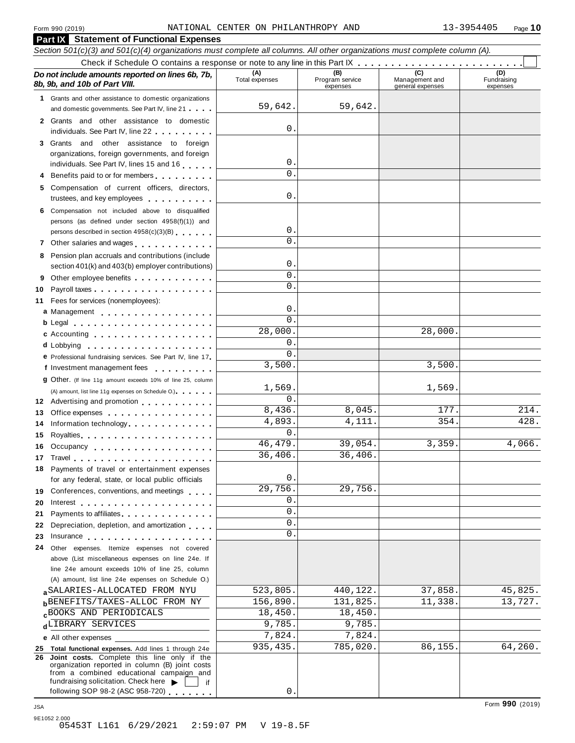Form 990 (2019) NATIONAL CENTER ON PHILANTHROPY AND 13-3954405 Page **10**

## Part IX Statement of Functional Expenses

*Section 501(c)(3) and 501(c)(4) organizations must complete all columns. All other organizations must complete column (A).*

Check if Schedule O contains a response or note to any line in this Part IX . . . . . . . . . . . . . . . . . . . . . . . . ☐

| *Do not include amounts reported on lines 6b, 7b, 8b, 9b, and 10b of Part VIII.* | (A) Total expenses | (B) Program service expenses | (C) Management and general expenses | (D) Fundraising expenses |
|---|---|---|---|---|
| **1** Grants and other assistance to domestic organizations and domestic governments. See Part IV, line 21 | 59,642. | 59,642. | | |
| **2** Grants and other assistance to domestic individuals. See Part IV, line 22 | 0. | | | |
| **3** Grants and other assistance to foreign organizations, foreign governments, and foreign individuals. See Part IV, lines 15 and 16 | 0. | | | |
| **4** Benefits paid to or for members | 0. | | | |
| **5** Compensation of current officers, directors, trustees, and key employees | 0. | | | |
| **6** Compensation not included above to disqualified persons (as defined under section 4958(f)(1)) and persons described in section 4958(c)(3)(B) | 0. | | | |
| **7** Other salaries and wages | 0. | | | |
| **8** Pension plan accruals and contributions (include section 401(k) and 403(b) employer contributions) | 0. | | | |
| **9** Other employee benefits | 0. | | | |
| **10** Payroll taxes | 0. | | | |
| **11** Fees for services (nonemployees): | | | | |
| **a** Management | 0. | | | |
| **b** Legal | 0. | | | |
| **c** Accounting | 28,000. | | 28,000. | |
| **d** Lobbying | 0. | | | |
| **e** Professional fundraising services. See Part IV, line 17 | 0. | | | |
| **f** Investment management fees | 3,500. | | 3,500. | |
| **g** Other. (If line 11g amount exceeds 10% of line 25, column (A) amount, list line 11g expenses on Schedule O.) | 1,569. | | 1,569. | |
| **12** Advertising and promotion | 0. | | | |
| **13** Office expenses | 8,436. | 8,045. | 177. | 214. |
| **14** Information technology | 4,893. | 4,111. | 354. | 428. |
| **15** Royalties | 0. | | | |
| **16** Occupancy | 46,479. | 39,054. | 3,359. | 4,066. |
| **17** Travel | 36,406. | 36,406. | | |
| **18** Payments of travel or entertainment expenses for any federal, state, or local public officials | 0. | | | |
| **19** Conferences, conventions, and meetings | 29,756. | 29,756. | | |
| **20** Interest | 0. | | | |
| **21** Payments to affiliates | 0. | | | |
| **22** Depreciation, depletion, and amortization | 0. | | | |
| **23** Insurance | 0. | | | |
| **24** Other expenses. Itemize expenses not covered above (List miscellaneous expenses on line 24e. If line 24e amount exceeds 10% of line 25, column (A) amount, list line 24e expenses on Schedule O.) | | | | |
| **a** SALARIES-ALLOCATED FROM NYU | 523,805. | 440,122. | 37,858. | 45,825. |
| **b** BENEFITS/TAXES-ALLOC FROM NY | 156,890. | 131,825. | 11,338. | 13,727. |
| **c** BOOKS AND PERIODICALS | 18,450. | 18,450. | | |
| **d** LIBRARY SERVICES | 9,785. | 9,785. | | |
| **e** All other expenses | 7,824. | 7,824. | | |
| **25** **Total functional expenses.** Add lines 1 through 24e | 935,435. | 785,020. | 86,155. | 64,260. |
| **26** **Joint costs.** Complete this line only if the organization reported in column (B) joint costs from a combined educational campaign and fundraising solicitation. Check here ▶ ☐ if following SOP 98-2 (ASC 958-720) | 0. | | | |

Form **990** (2019)

JSA
9E1052 2.000
05453T L161 6/29/2021 2:59:07 PM V 19-8.5F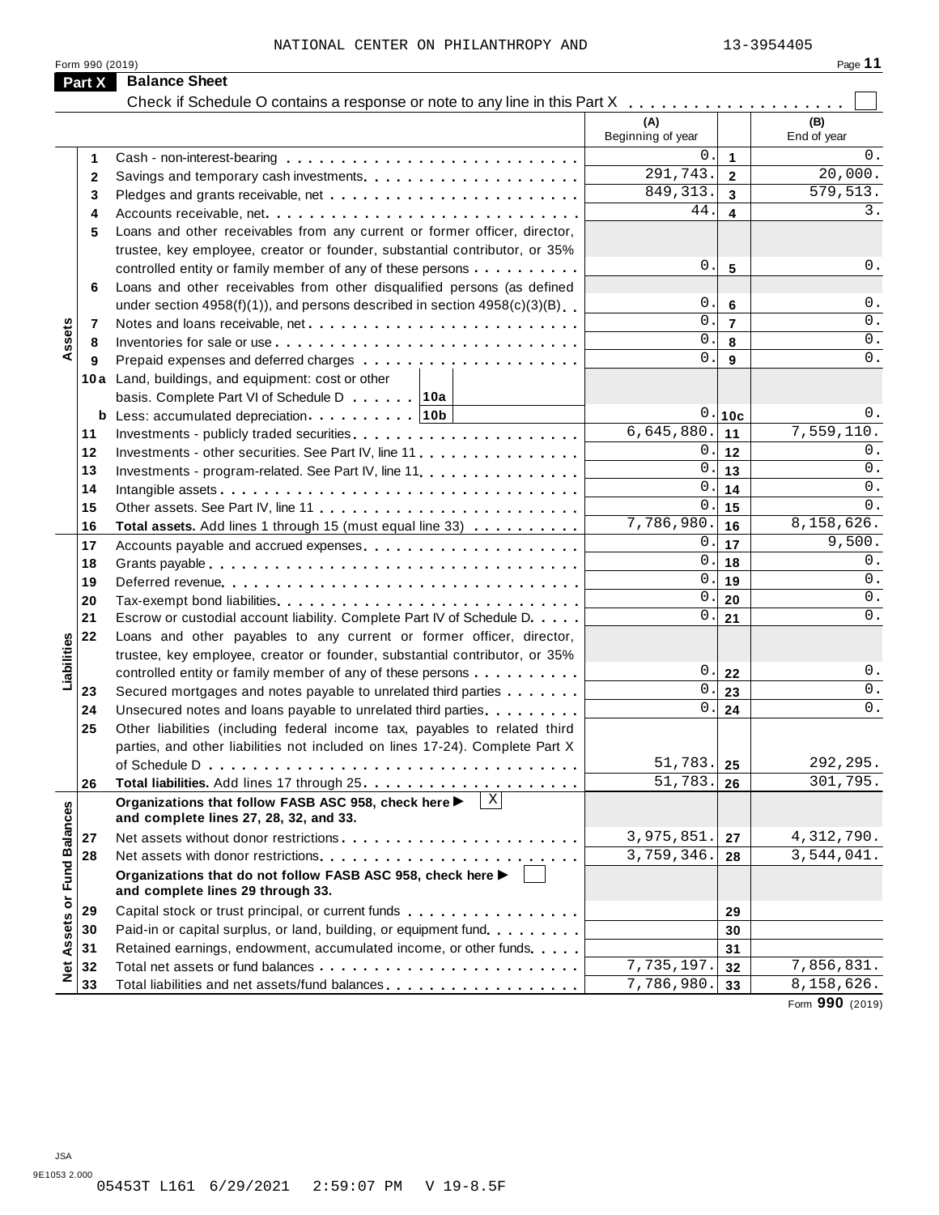NATIONAL CENTER ON PHILANTHROPY AND 13-3954405

Form 990 (2019)

## Part X Balance Sheet

Check if Schedule O contains a response or note to any line in this Part X . . . . . . . . . . . . . . . . . . . . ☐

| | | | (A) Beginning of year | | (B) End of year |
|---|---|---|---|---|---|
| Assets | 1 | Cash - non-interest-bearing | 0. | 1 | 0. |
| | 2 | Savings and temporary cash investments | 291,743. | 2 | 20,000. |
| | 3 | Pledges and grants receivable, net | 849,313. | 3 | 579,513. |
| | 4 | Accounts receivable, net | 44. | 4 | 3. |
| | 5 | Loans and other receivables from any current or former officer, director, trustee, key employee, creator or founder, substantial contributor, or 35% controlled entity or family member of any of these persons | 0. | 5 | 0. |
| | 6 | Loans and other receivables from other disqualified persons (as defined under section 4958(f)(1)), and persons described in section 4958(c)(3)(B) | 0. | 6 | 0. |
| | 7 | Notes and loans receivable, net | 0. | 7 | 0. |
| | 8 | Inventories for sale or use | 0. | 8 | 0. |
| | 9 | Prepaid expenses and deferred charges | 0. | 9 | 0. |
| | 10a | Land, buildings, and equipment: cost or other basis. Complete Part VI of Schedule D . . . . . . 10a | | | |
| | b | Less: accumulated depreciation . . . . . . . . . 10b | 0. | 10c | 0. |
| | 11 | Investments - publicly traded securities | 6,645,880. | 11 | 7,559,110. |
| | 12 | Investments - other securities. See Part IV, line 11 | 0. | 12 | 0. |
| | 13 | Investments - program-related. See Part IV, line 11 | 0. | 13 | 0. |
| | 14 | Intangible assets | 0. | 14 | 0. |
| | 15 | Other assets. See Part IV, line 11 | 0. | 15 | 0. |
| | 16 | **Total assets.** Add lines 1 through 15 (must equal line 33) | 7,786,980. | 16 | 8,158,626. |
| Liabilities | 17 | Accounts payable and accrued expenses | 0. | 17 | 9,500. |
| | 18 | Grants payable | 0. | 18 | 0. |
| | 19 | Deferred revenue | 0. | 19 | 0. |
| | 20 | Tax-exempt bond liabilities | 0. | 20 | 0. |
| | 21 | Escrow or custodial account liability. Complete Part IV of Schedule D | 0. | 21 | 0. |
| | 22 | Loans and other payables to any current or former officer, director, trustee, key employee, creator or founder, substantial contributor, or 35% controlled entity or family member of any of these persons | 0. | 22 | 0. |
| | 23 | Secured mortgages and notes payable to unrelated third parties | 0. | 23 | 0. |
| | 24 | Unsecured notes and loans payable to unrelated third parties | 0. | 24 | 0. |
| | 25 | Other liabilities (including federal income tax, payables to related third parties, and other liabilities not included on lines 17-24). Complete Part X of Schedule D | 51,783. | 25 | 292,295. |
| | 26 | **Total liabilities.** Add lines 17 through 25 | 51,783. | 26 | 301,795. |
| Net Assets or Fund Balances | | **Organizations that follow FASB ASC 958, check here ▶** ☒ **and complete lines 27, 28, 32, and 33.** | | | |
| | 27 | Net assets without donor restrictions | 3,975,851. | 27 | 4,312,790. |
| | 28 | Net assets with donor restrictions | 3,759,346. | 28 | 3,544,041. |
| | | **Organizations that do not follow FASB ASC 958, check here ▶** ☐ **and complete lines 29 through 33.** | | | |
| | 29 | Capital stock or trust principal, or current funds | | 29 | |
| | 30 | Paid-in or capital surplus, or land, building, or equipment fund | | 30 | |
| | 31 | Retained earnings, endowment, accumulated income, or other funds | | 31 | |
| | 32 | Total net assets or fund balances | 7,735,197. | 32 | 7,856,831. |
| | 33 | Total liabilities and net assets/fund balances | 7,786,980. | 33 | 8,158,626. |

Form **990** (2019)

JSA
9E1053 2.000
05453T L161 6/29/2021 2:59:07 PM V 19-8.5F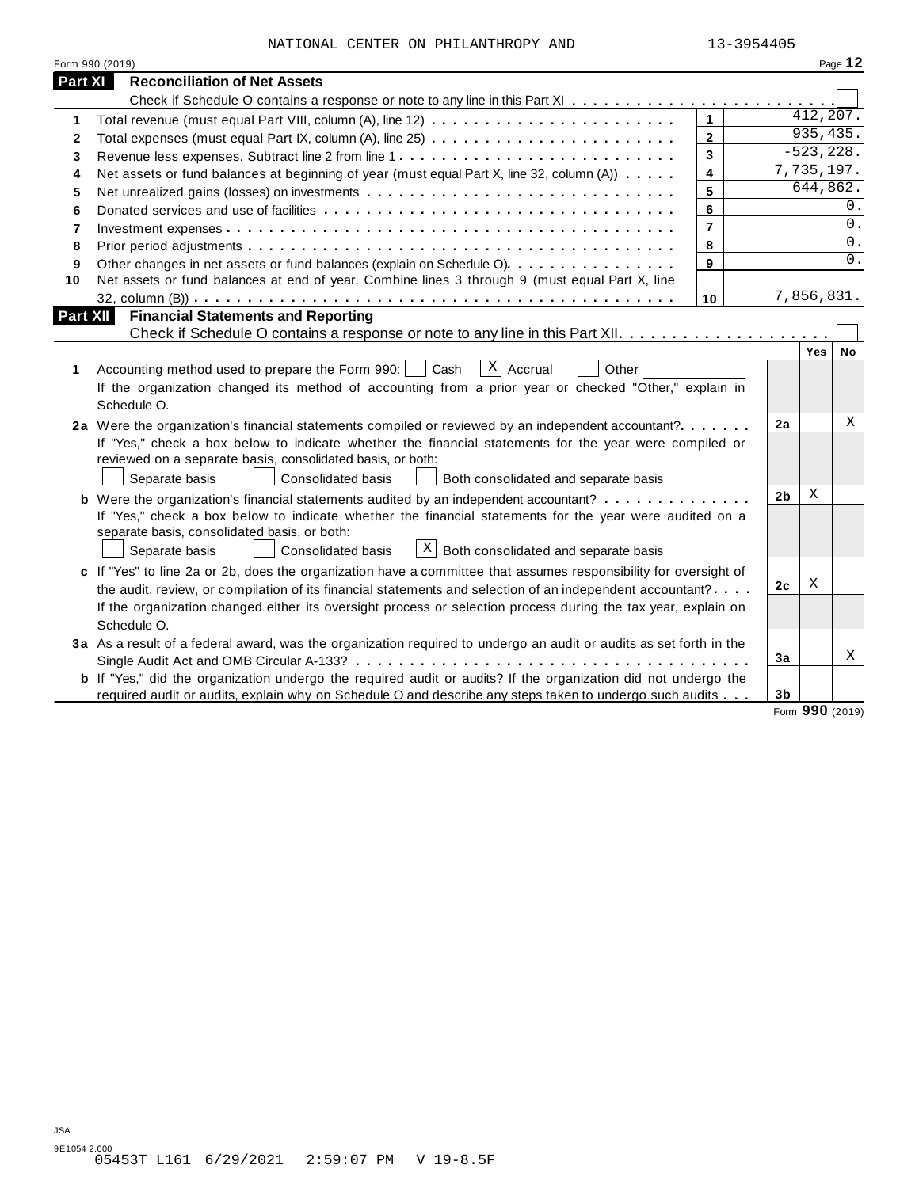NATIONAL CENTER ON PHILANTHROPY AND 13-3954405

## Part XI Reconciliation of Net Assets

Check if Schedule O contains a response or note to any line in this Part XI . . . . . . . . . . . . . . . . . . . . . . . . ☐

| | | | |
|---|---|---|---|
| 1 | Total revenue (must equal Part VIII, column (A), line 12) | 1 | 412,207. |
| 2 | Total expenses (must equal Part IX, column (A), line 25) | 2 | 935,435. |
| 3 | Revenue less expenses. Subtract line 2 from line 1 | 3 | -523,228. |
| 4 | Net assets or fund balances at beginning of year (must equal Part X, line 32, column (A)) | 4 | 7,735,197. |
| 5 | Net unrealized gains (losses) on investments | 5 | 644,862. |
| 6 | Donated services and use of facilities | 6 | 0. |
| 7 | Investment expenses | 7 | 0. |
| 8 | Prior period adjustments | 8 | 0. |
| 9 | Other changes in net assets or fund balances (explain on Schedule O) | 9 | 0. |
| 10 | Net assets or fund balances at end of year. Combine lines 3 through 9 (must equal Part X, line 32, column (B)) | 10 | 7,856,831. |

## Part XII Financial Statements and Reporting

Check if Schedule O contains a response or note to any line in this Part XII. . . . . . . . . . . . . . . . . . . . ☐

| | | | Yes | No |
|---|---|---|---|---|
| 1 | Accounting method used to prepare the Form 990: ☐ Cash ☒ Accrual ☐ Other ____________<br>If the organization changed its method of accounting from a prior year or checked "Other," explain in Schedule O. | | | |
| 2a | Were the organization's financial statements compiled or reviewed by an independent accountant?<br>If "Yes," check a box below to indicate whether the financial statements for the year were compiled or reviewed on a separate basis, consolidated basis, or both:<br>☐ Separate basis ☐ Consolidated basis ☐ Both consolidated and separate basis | 2a | | X |
| b | Were the organization's financial statements audited by an independent accountant?<br>If "Yes," check a box below to indicate whether the financial statements for the year were audited on a separate basis, consolidated basis, or both:<br>☐ Separate basis ☐ Consolidated basis ☒ Both consolidated and separate basis | 2b | X | |
| c | If "Yes" to line 2a or 2b, does the organization have a committee that assumes responsibility for oversight of the audit, review, or compilation of its financial statements and selection of an independent accountant?<br>If the organization changed either its oversight process or selection process during the tax year, explain on Schedule O. | 2c | X | |
| 3a | As a result of a federal award, was the organization required to undergo an audit or audits as set forth in the Single Audit Act and OMB Circular A-133? | 3a | | X |
| b | If "Yes," did the organization undergo the required audit or audits? If the organization did not undergo the required audit or audits, explain why on Schedule O and describe any steps taken to undergo such audits | 3b | | |

Form **990** (2019)

JSA
9E1054 2.000
05453T L161 6/29/2021 2:59:07 PM V 19-8.5F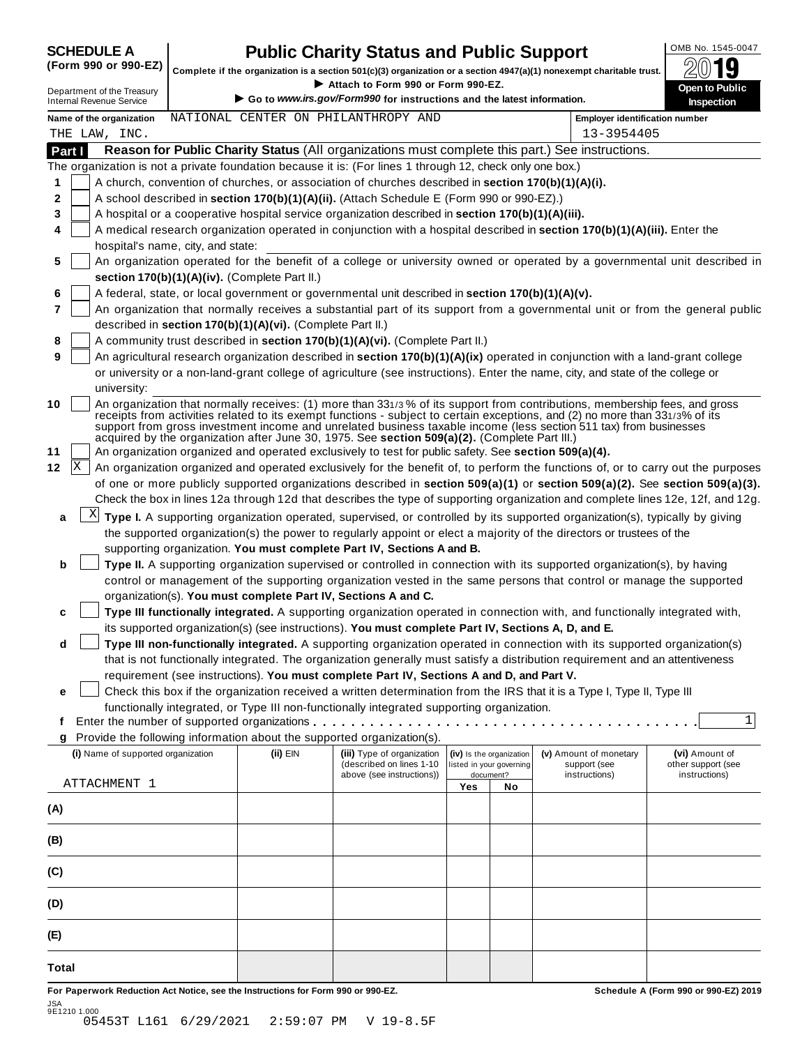**SCHEDULE A (Form 990 or 990-EZ)**

Department of the Treasury
Internal Revenue Service

# Public Charity Status and Public Support

**Complete if the organization is a section 501(c)(3) organization or a section 4947(a)(1) nonexempt charitable trust.**

► Attach to Form 990 or Form 990-EZ.

► Go to *www.irs.gov/Form990* for instructions and the latest information.

OMB No. 1545-0047

2019

**Open to Public Inspection**

**Name of the organization** NATIONAL CENTER ON PHILANTHROPY AND THE LAW, INC.

**Employer identification number** 13-3954405

## Part I Reason for Public Charity Status (All organizations must complete this part.) See instructions.

The organization is not a private foundation because it is: (For lines 1 through 12, check only one box.)

1 [ ] A church, convention of churches, or association of churches described in **section 170(b)(1)(A)(i).**

2 [ ] A school described in **section 170(b)(1)(A)(ii).** (Attach Schedule E (Form 990 or 990-EZ).)

3 [ ] A hospital or a cooperative hospital service organization described in **section 170(b)(1)(A)(iii).**

4 [ ] A medical research organization operated in conjunction with a hospital described in **section 170(b)(1)(A)(iii).** Enter the hospital's name, city, and state:

5 [ ] An organization operated for the benefit of a college or university owned or operated by a governmental unit described in **section 170(b)(1)(A)(iv).** (Complete Part II.)

6 [ ] A federal, state, or local government or governmental unit described in **section 170(b)(1)(A)(v).**

7 [ ] An organization that normally receives a substantial part of its support from a governmental unit or from the general public described in **section 170(b)(1)(A)(vi).** (Complete Part II.)

8 [ ] A community trust described in **section 170(b)(1)(A)(vi).** (Complete Part II.)

9 [ ] An agricultural research organization described in **section 170(b)(1)(A)(ix)** operated in conjunction with a land-grant college or university or a non-land-grant college of agriculture (see instructions). Enter the name, city, and state of the college or university:

10 [ ] An organization that normally receives: (1) more than 33 1/3 % of its support from contributions, membership fees, and gross receipts from activities related to its exempt functions - subject to certain exceptions, and (2) no more than 33 1/3% of its support from gross investment income and unrelated business taxable income (less section 511 tax) from businesses acquired by the organization after June 30, 1975. See **section 509(a)(2).** (Complete Part III.)

11 [ ] An organization organized and operated exclusively to test for public safety. See **section 509(a)(4).**

12 [X] An organization organized and operated exclusively for the benefit of, to perform the functions of, or to carry out the purposes of one or more publicly supported organizations described in **section 509(a)(1)** or **section 509(a)(2).** See **section 509(a)(3).** Check the box in lines 12a through 12d that describes the type of supporting organization and complete lines 12e, 12f, and 12g.

a [X] **Type I.** A supporting organization operated, supervised, or controlled by its supported organization(s), typically by giving the supported organization(s) the power to regularly appoint or elect a majority of the directors or trustees of the supporting organization. **You must complete Part IV, Sections A and B.**

b [ ] **Type II.** A supporting organization supervised or controlled in connection with its supported organization(s), by having control or management of the supporting organization vested in the same persons that control or manage the supported organization(s). **You must complete Part IV, Sections A and C.**

c [ ] **Type III functionally integrated.** A supporting organization operated in connection with, and functionally integrated with, its supported organization(s) (see instructions). **You must complete Part IV, Sections A, D, and E.**

d [ ] **Type III non-functionally integrated.** A supporting organization operated in connection with its supported organization(s) that is not functionally integrated. The organization generally must satisfy a distribution requirement and an attentiveness requirement (see instructions). **You must complete Part IV, Sections A and D, and Part V.**

e [ ] Check this box if the organization received a written determination from the IRS that it is a Type I, Type II, Type III functionally integrated, or Type III non-functionally integrated supporting organization.

f Enter the number of supported organizations . . . . . . 1

g Provide the following information about the supported organization(s).

| (i) Name of supported organization | (ii) EIN | (iii) Type of organization (described on lines 1-10 above (see instructions)) | (iv) Is the organization listed in your governing document? Yes | No | (v) Amount of monetary support (see instructions) | (vi) Amount of other support (see instructions) |
|---|---|---|---|---|---|---|
| ATTACHMENT 1 | | | | | | |
| (A) | | | | | | |
| (B) | | | | | | |
| (C) | | | | | | |
| (D) | | | | | | |
| (E) | | | | | | |
| Total | | | | | | |

**For Paperwork Reduction Act Notice, see the Instructions for Form 990 or 990-EZ.** **Schedule A (Form 990 or 990-EZ) 2019**

JSA
9E1210 1.000
05453T L161 6/29/2021 2:59:07 PM V 19-8.5F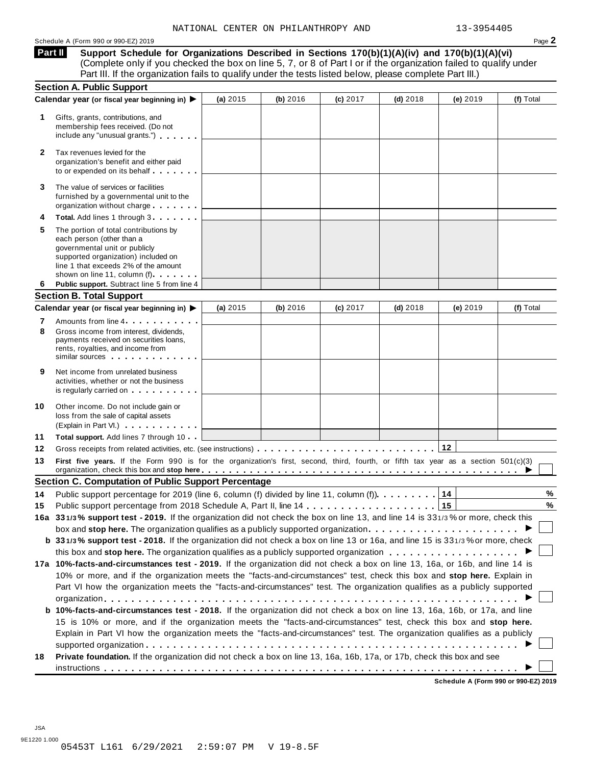NATIONAL CENTER ON PHILANTHROPY AND 13-3954405

Schedule A (Form 990 or 990-EZ) 2019 Page 2

**Part II** **Support Schedule for Organizations Described in Sections 170(b)(1)(A)(iv) and 170(b)(1)(A)(vi)**
(Complete only if you checked the box on line 5, 7, or 8 of Part I or if the organization failed to qualify under Part III. If the organization fails to qualify under the tests listed below, please complete Part III.)

**Section A. Public Support**

| Calendar year (or fiscal year beginning in) ▶ | (a) 2015 | (b) 2016 | (c) 2017 | (d) 2018 | (e) 2019 | (f) Total |
|---|---|---|---|---|---|---|
| **1** Gifts, grants, contributions, and membership fees received. (Do not include any "unusual grants.") | | | | | | |
| **2** Tax revenues levied for the organization's benefit and either paid to or expended on its behalf | | | | | | |
| **3** The value of services or facilities furnished by a governmental unit to the organization without charge | | | | | | |
| **4** **Total.** Add lines 1 through 3 | | | | | | |
| **5** The portion of total contributions by each person (other than a governmental unit or publicly supported organization) included on line 1 that exceeds 2% of the amount shown on line 11, column (f) | | | | | | |
| **6** **Public support.** Subtract line 5 from line 4 | | | | | | |

**Section B. Total Support**

| Calendar year (or fiscal year beginning in) ▶ | (a) 2015 | (b) 2016 | (c) 2017 | (d) 2018 | (e) 2019 | (f) Total |
|---|---|---|---|---|---|---|
| **7** Amounts from line 4 | | | | | | |
| **8** Gross income from interest, dividends, payments received on securities loans, rents, royalties, and income from similar sources | | | | | | |
| **9** Net income from unrelated business activities, whether or not the business is regularly carried on | | | | | | |
| **10** Other income. Do not include gain or loss from the sale of capital assets (Explain in Part VI.) | | | | | | |
| **11** **Total support.** Add lines 7 through 10 | | | | | | |

**12** Gross receipts from related activities, etc. (see instructions) **12**

**13** **First five years.** If the Form 990 is for the organization's first, second, third, fourth, or fifth tax year as a section 501(c)(3) organization, check this box and **stop here** ▶ ☐

**Section C. Computation of Public Support Percentage**

**14** Public support percentage for 2019 (line 6, column (f) divided by line 11, column (f)) **14** %

**15** Public support percentage from 2018 Schedule A, Part II, line 14 **15** %

**16a** **33 1/3% support test - 2019.** If the organization did not check the box on line 13, and line 14 is 33 1/3% or more, check this box and **stop here.** The organization qualifies as a publicly supported organization ▶ ☐

**b** **33 1/3% support test - 2018.** If the organization did not check a box on line 13 or 16a, and line 15 is 33 1/3% or more, check this box and **stop here.** The organization qualifies as a publicly supported organization ▶ ☐

**17a** **10%-facts-and-circumstances test - 2019.** If the organization did not check a box on line 13, 16a, or 16b, and line 14 is 10% or more, and if the organization meets the "facts-and-circumstances" test, check this box and **stop here.** Explain in Part VI how the organization meets the "facts-and-circumstances" test. The organization qualifies as a publicly supported organization ▶ ☐

**b** **10%-facts-and-circumstances test - 2018.** If the organization did not check a box on line 13, 16a, 16b, or 17a, and line 15 is 10% or more, and if the organization meets the "facts-and-circumstances" test, check this box and **stop here.** Explain in Part VI how the organization meets the "facts-and-circumstances" test. The organization qualifies as a publicly supported organization ▶ ☐

**18** **Private foundation.** If the organization did not check a box on line 13, 16a, 16b, 17a, or 17b, check this box and see instructions ▶ ☐

**Schedule A (Form 990 or 990-EZ) 2019**

JSA
9E1220 1.000
05453T L161 6/29/2021 2:59:07 PM V 19-8.5F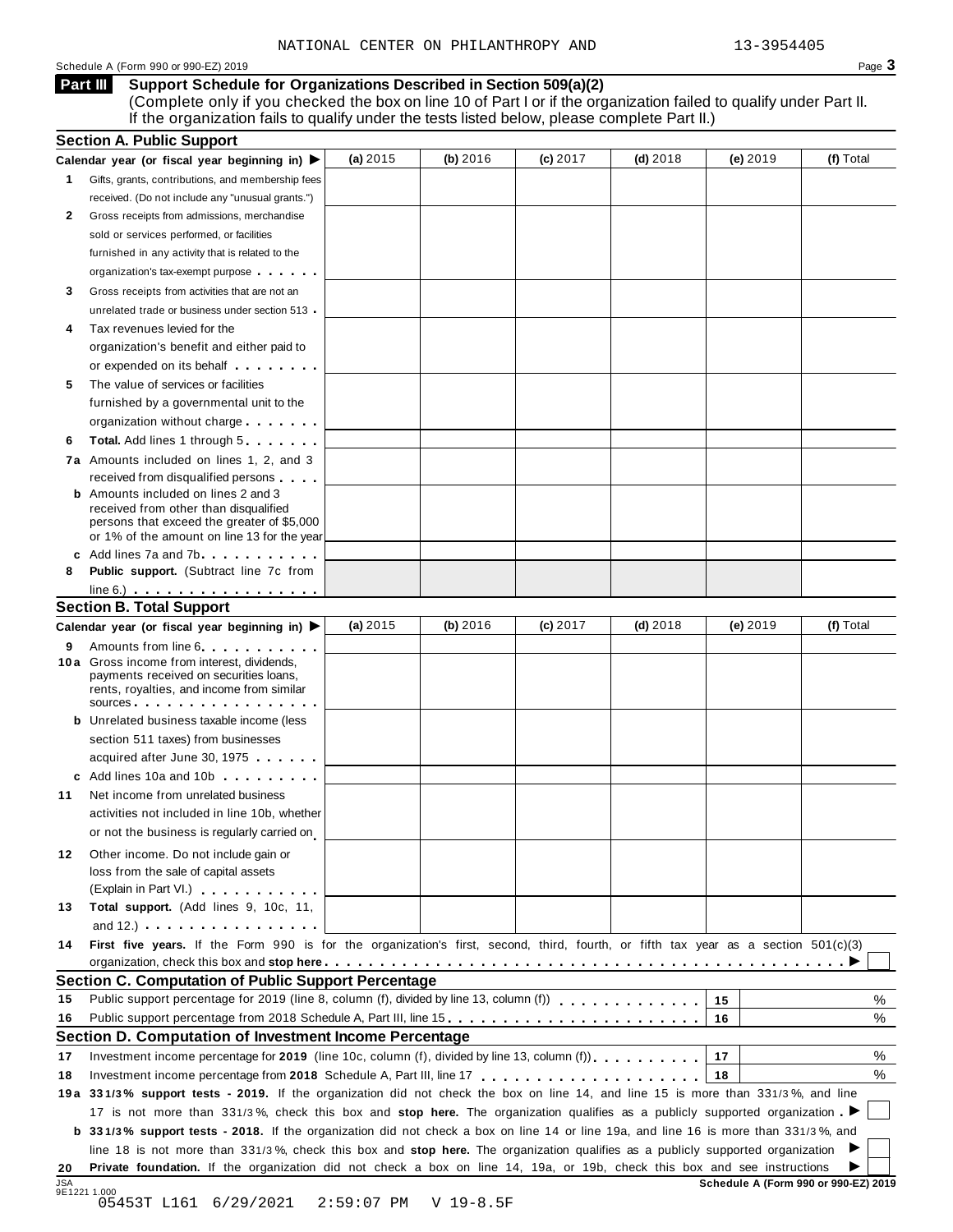NATIONAL CENTER ON PHILANTHROPY AND 13-3954405

Schedule A (Form 990 or 990-EZ) 2019

## Part III Support Schedule for Organizations Described in Section 509(a)(2)

(Complete only if you checked the box on line 10 of Part I or if the organization failed to qualify under Part II. If the organization fails to qualify under the tests listed below, please complete Part II.)

### Section A. Public Support

| Calendar year (or fiscal year beginning in) ▶ | (a) 2015 | (b) 2016 | (c) 2017 | (d) 2018 | (e) 2019 | (f) Total |
|---|---|---|---|---|---|---|
| **1** Gifts, grants, contributions, and membership fees received. (Do not include any "unusual grants.") | | | | | | |
| **2** Gross receipts from admissions, merchandise sold or services performed, or facilities furnished in any activity that is related to the organization's tax-exempt purpose | | | | | | |
| **3** Gross receipts from activities that are not an unrelated trade or business under section 513 | | | | | | |
| **4** Tax revenues levied for the organization's benefit and either paid to or expended on its behalf | | | | | | |
| **5** The value of services or facilities furnished by a governmental unit to the organization without charge | | | | | | |
| **6** **Total.** Add lines 1 through 5 | | | | | | |
| **7a** Amounts included on lines 1, 2, and 3 received from disqualified persons | | | | | | |
| **b** Amounts included on lines 2 and 3 received from other than disqualified persons that exceed the greater of $5,000 or 1% of the amount on line 13 for the year | | | | | | |
| **c** Add lines 7a and 7b | | | | | | |
| **8** **Public support.** (Subtract line 7c from line 6.) | | | | | | |

### Section B. Total Support

| Calendar year (or fiscal year beginning in) ▶ | (a) 2015 | (b) 2016 | (c) 2017 | (d) 2018 | (e) 2019 | (f) Total |
|---|---|---|---|---|---|---|
| **9** Amounts from line 6 | | | | | | |
| **10a** Gross income from interest, dividends, payments received on securities loans, rents, royalties, and income from similar sources | | | | | | |
| **b** Unrelated business taxable income (less section 511 taxes) from businesses acquired after June 30, 1975 | | | | | | |
| **c** Add lines 10a and 10b | | | | | | |
| **11** Net income from unrelated business activities not included in line 10b, whether or not the business is regularly carried on | | | | | | |
| **12** Other income. Do not include gain or loss from the sale of capital assets (Explain in Part VI.) | | | | | | |
| **13** **Total support.** (Add lines 9, 10c, 11, and 12.) | | | | | | |

**14** **First five years.** If the Form 990 is for the organization's first, second, third, fourth, or fifth tax year as a section 501(c)(3) organization, check this box and **stop here** ▶ ☐

### Section C. Computation of Public Support Percentage

| | | | |
|---|---|---|---|
| **15** | Public support percentage for 2019 (line 8, column (f), divided by line 13, column (f)) | 15 | % |
| **16** | Public support percentage from 2018 Schedule A, Part III, line 15 | 16 | % |

### Section D. Computation of Investment Income Percentage

| | | | |
|---|---|---|---|
| **17** | Investment income percentage for **2019** (line 10c, column (f), divided by line 13, column (f)) | 17 | % |
| **18** | Investment income percentage from **2018** Schedule A, Part III, line 17 | 18 | % |

**19a** **33 1/3% support tests - 2019.** If the organization did not check the box on line 14, and line 15 is more than 33 1/3%, and line 17 is not more than 33 1/3%, check this box and **stop here.** The organization qualifies as a publicly supported organization ▶ ☐

**b** **33 1/3% support tests - 2018.** If the organization did not check a box on line 14 or line 19a, and line 16 is more than 33 1/3%, and line 18 is not more than 33 1/3%, check this box and **stop here.** The organization qualifies as a publicly supported organization ▶ ☐

**20** **Private foundation.** If the organization did not check a box on line 14, 19a, or 19b, check this box and see instructions ▶ ☐

**Schedule A (Form 990 or 990-EZ) 2019**

JSA 9E1221 1.000

05453T L161 6/29/2021 2:59:07 PM V 19-8.5F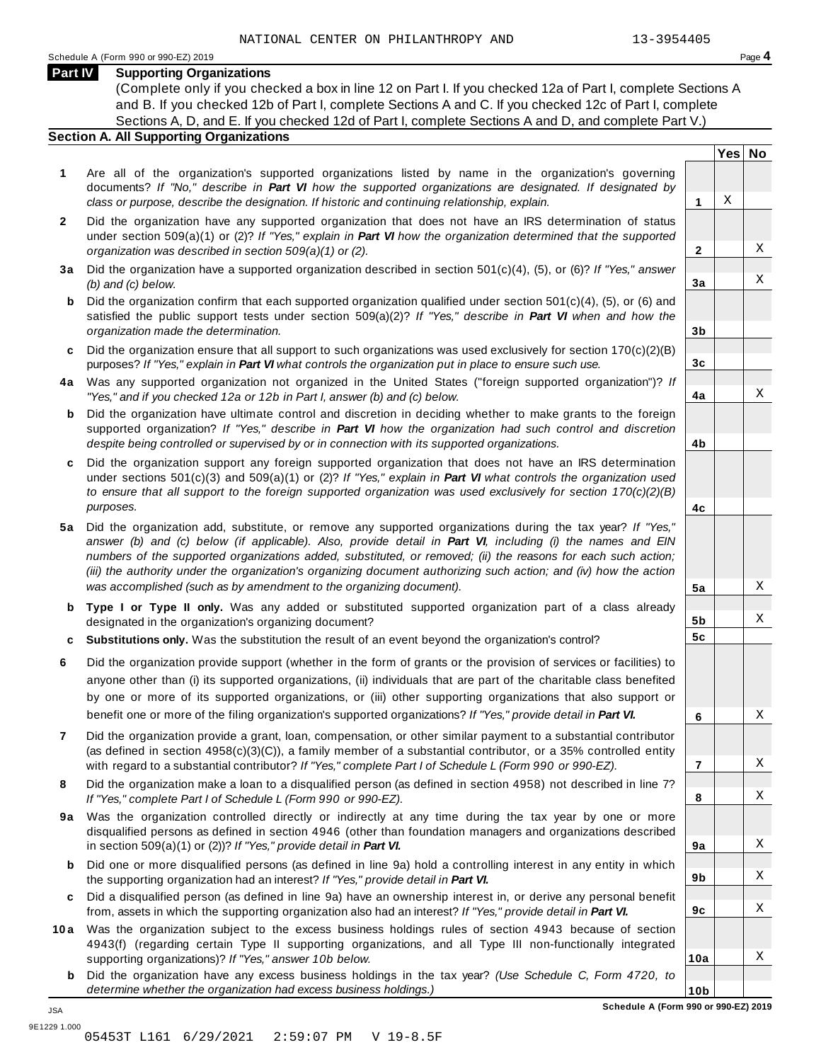NATIONAL CENTER ON PHILANTHROPY AND 13-3954405

Schedule A (Form 990 or 990-EZ) 2019

## Part IV Supporting Organizations

(Complete only if you checked a box in line 12 on Part I. If you checked 12a of Part I, complete Sections A and B. If you checked 12b of Part I, complete Sections A and C. If you checked 12c of Part I, complete Sections A, D, and E. If you checked 12d of Part I, complete Sections A and D, and complete Part V.)

### Section A. All Supporting Organizations

| | | | Yes | No |
|---|---|---|---|---|
| **1** | Are all of the organization's supported organizations listed by name in the organization's governing documents? *If "No," describe in **Part VI** how the supported organizations are designated. If designated by class or purpose, describe the designation. If historic and continuing relationship, explain.* | **1** | X | |
| **2** | Did the organization have any supported organization that does not have an IRS determination of status under section 509(a)(1) or (2)? *If "Yes," explain in **Part VI** how the organization determined that the supported organization was described in section 509(a)(1) or (2).* | **2** | | X |
| **3a** | Did the organization have a supported organization described in section 501(c)(4), (5), or (6)? *If "Yes," answer (b) and (c) below.* | **3a** | | X |
| **b** | Did the organization confirm that each supported organization qualified under section 501(c)(4), (5), or (6) and satisfied the public support tests under section 509(a)(2)? *If "Yes," describe in **Part VI** when and how the organization made the determination.* | **3b** | | |
| **c** | Did the organization ensure that all support to such organizations was used exclusively for section 170(c)(2)(B) purposes? *If "Yes," explain in **Part VI** what controls the organization put in place to ensure such use.* | **3c** | | |
| **4a** | Was any supported organization not organized in the United States ("foreign supported organization")? *If "Yes," and if you checked 12a or 12b in Part I, answer (b) and (c) below.* | **4a** | | X |
| **b** | Did the organization have ultimate control and discretion in deciding whether to make grants to the foreign supported organization? *If "Yes," describe in **Part VI** how the organization had such control and discretion despite being controlled or supervised by or in connection with its supported organizations.* | **4b** | | |
| **c** | Did the organization support any foreign supported organization that does not have an IRS determination under sections 501(c)(3) and 509(a)(1) or (2)? *If "Yes," explain in **Part VI** what controls the organization used to ensure that all support to the foreign supported organization was used exclusively for section 170(c)(2)(B) purposes.* | **4c** | | |
| **5a** | Did the organization add, substitute, or remove any supported organizations during the tax year? *If "Yes," answer (b) and (c) below (if applicable). Also, provide detail in **Part VI**, including (i) the names and EIN numbers of the supported organizations added, substituted, or removed; (ii) the reasons for each such action; (iii) the authority under the organization's organizing document authorizing such action; and (iv) how the action was accomplished (such as by amendment to the organizing document).* | **5a** | | X |
| **b** | **Type I or Type II only.** Was any added or substituted supported organization part of a class already designated in the organization's organizing document? | **5b** | | X |
| **c** | **Substitutions only.** Was the substitution the result of an event beyond the organization's control? | **5c** | | |
| **6** | Did the organization provide support (whether in the form of grants or the provision of services or facilities) to anyone other than (i) its supported organizations, (ii) individuals that are part of the charitable class benefited by one or more of its supported organizations, or (iii) other supporting organizations that also support or benefit one or more of the filing organization's supported organizations? *If "Yes," provide detail in **Part VI.*** | **6** | | X |
| **7** | Did the organization provide a grant, loan, compensation, or other similar payment to a substantial contributor (as defined in section 4958(c)(3)(C)), a family member of a substantial contributor, or a 35% controlled entity with regard to a substantial contributor? *If "Yes," complete Part I of Schedule L (Form 990 or 990-EZ).* | **7** | | X |
| **8** | Did the organization make a loan to a disqualified person (as defined in section 4958) not described in line 7? *If "Yes," complete Part I of Schedule L (Form 990 or 990-EZ).* | **8** | | X |
| **9a** | Was the organization controlled directly or indirectly at any time during the tax year by one or more disqualified persons as defined in section 4946 (other than foundation managers and organizations described in section 509(a)(1) or (2))? *If "Yes," provide detail in **Part VI.*** | **9a** | | X |
| **b** | Did one or more disqualified persons (as defined in line 9a) hold a controlling interest in any entity in which the supporting organization had an interest? *If "Yes," provide detail in **Part VI.*** | **9b** | | X |
| **c** | Did a disqualified person (as defined in line 9a) have an ownership interest in, or derive any personal benefit from, assets in which the supporting organization also had an interest? *If "Yes," provide detail in **Part VI.*** | **9c** | | X |
| **10a** | Was the organization subject to the excess business holdings rules of section 4943 because of section 4943(f) (regarding certain Type II supporting organizations, and all Type III non-functionally integrated supporting organizations)? *If "Yes," answer 10b below.* | **10a** | | X |
| **b** | Did the organization have any excess business holdings in the tax year? *(Use Schedule C, Form 4720, to determine whether the organization had excess business holdings.)* | **10b** | | |

**Schedule A (Form 990 or 990-EZ) 2019**

JSA
9E1229 1.000
05453T L161 6/29/2021 2:59:07 PM V 19-8.5F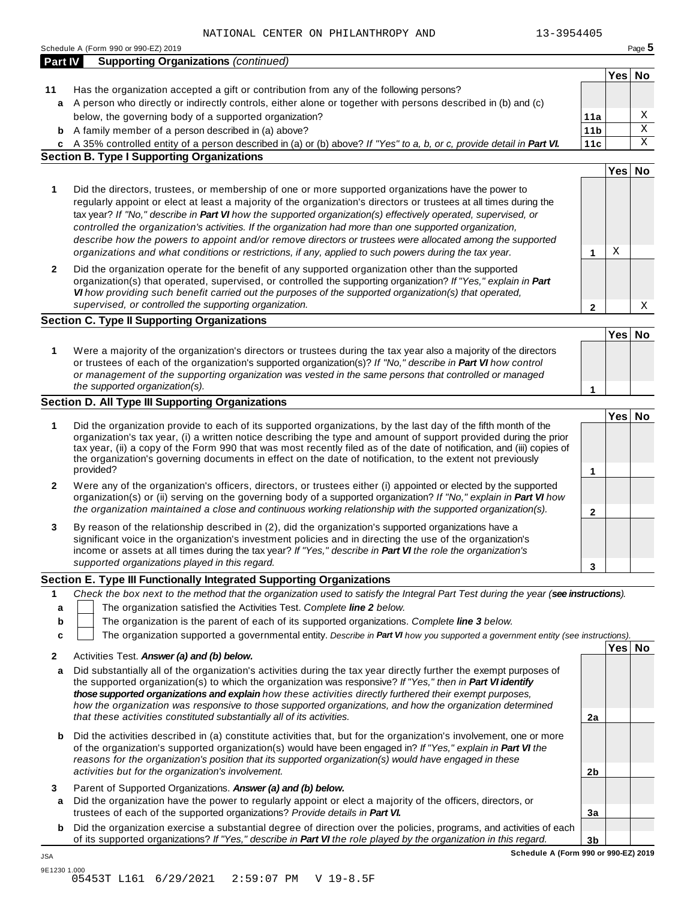NATIONAL CENTER ON PHILANTHROPY AND 13-3954405

Schedule A (Form 990 or 990-EZ) 2019

## Part IV Supporting Organizations *(continued)*

| | | | Yes | No |
|---|---|---|---|---|
| **11** | Has the organization accepted a gift or contribution from any of the following persons? | | | |
| **a** | A person who directly or indirectly controls, either alone or together with persons described in (b) and (c) below, the governing body of a supported organization? | **11a** | | X |
| **b** | A family member of a person described in (a) above? | **11b** | | X |
| **c** | A 35% controlled entity of a person described in (a) or (b) above? *If "Yes" to a, b, or c, provide detail in* ***Part VI.*** | **11c** | | X |

### Section B. Type I Supporting Organizations

| | | | Yes | No |
|---|---|---|---|---|
| **1** | Did the directors, trustees, or membership of one or more supported organizations have the power to regularly appoint or elect at least a majority of the organization's directors or trustees at all times during the tax year? *If "No," describe in* ***Part VI*** *how the supported organization(s) effectively operated, supervised, or controlled the organization's activities. If the organization had more than one supported organization, describe how the powers to appoint and/or remove directors or trustees were allocated among the supported organizations and what conditions or restrictions, if any, applied to such powers during the tax year.* | **1** | X | |
| **2** | Did the organization operate for the benefit of any supported organization other than the supported organization(s) that operated, supervised, or controlled the supporting organization? *If "Yes," explain in* ***Part VI*** *how providing such benefit carried out the purposes of the supported organization(s) that operated, supervised, or controlled the supporting organization.* | **2** | | X |

### Section C. Type II Supporting Organizations

| | | | Yes | No |
|---|---|---|---|---|
| **1** | Were a majority of the organization's directors or trustees during the tax year also a majority of the directors or trustees of each of the organization's supported organization(s)? *If "No," describe in* ***Part VI*** *how control or management of the supporting organization was vested in the same persons that controlled or managed the supported organization(s).* | **1** | | |

### Section D. All Type III Supporting Organizations

| | | | Yes | No |
|---|---|---|---|---|
| **1** | Did the organization provide to each of its supported organizations, by the last day of the fifth month of the organization's tax year, (i) a written notice describing the type and amount of support provided during the prior tax year, (ii) a copy of the Form 990 that was most recently filed as of the date of notification, and (iii) copies of the organization's governing documents in effect on the date of notification, to the extent not previously provided? | **1** | | |
| **2** | Were any of the organization's officers, directors, or trustees either (i) appointed or elected by the supported organization(s) or (ii) serving on the governing body of a supported organization? *If "No," explain in* ***Part VI*** *how the organization maintained a close and continuous working relationship with the supported organization(s).* | **2** | | |
| **3** | By reason of the relationship described in (2), did the organization's supported organizations have a significant voice in the organization's investment policies and in directing the use of the organization's income or assets at all times during the tax year? *If "Yes," describe in* ***Part VI*** *the role the organization's supported organizations played in this regard.* | **3** | | |

### Section E. Type III Functionally Integrated Supporting Organizations

**1** *Check the box next to the method that the organization used to satisfy the Integral Part Test during the year (****see instructions****).*

- **a** ☐ The organization satisfied the Activities Test. *Complete* ***line 2*** *below.*
- **b** ☐ The organization is the parent of each of its supported organizations. *Complete* ***line 3*** *below.*
- **c** ☐ The organization supported a governmental entity. *Describe in* ***Part VI*** *how you supported a government entity (see instructions).*

| | | | Yes | No |
|---|---|---|---|---|
| **2** | Activities Test. ***Answer (a) and (b) below.*** | | | |
| **a** | Did substantially all of the organization's activities during the tax year directly further the exempt purposes of the supported organization(s) to which the organization was responsive? *If "Yes," then in* ***Part VI identify those supported organizations and explain*** *how these activities directly furthered their exempt purposes, how the organization was responsive to those supported organizations, and how the organization determined that these activities constituted substantially all of its activities.* | **2a** | | |
| **b** | Did the activities described in (a) constitute activities that, but for the organization's involvement, one or more of the organization's supported organization(s) would have been engaged in? *If "Yes," explain in* ***Part VI*** *the reasons for the organization's position that its supported organization(s) would have engaged in these activities but for the organization's involvement.* | **2b** | | |
| **3** | Parent of Supported Organizations. ***Answer (a) and (b) below.*** | | | |
| **a** | Did the organization have the power to regularly appoint or elect a majority of the officers, directors, or trustees of each of the supported organizations? *Provide details in* ***Part VI.*** | **3a** | | |
| **b** | Did the organization exercise a substantial degree of direction over the policies, programs, and activities of each of its supported organizations? *If "Yes," describe in* ***Part VI*** *the role played by the organization in this regard.* | **3b** | | |

**Schedule A (Form 990 or 990-EZ) 2019**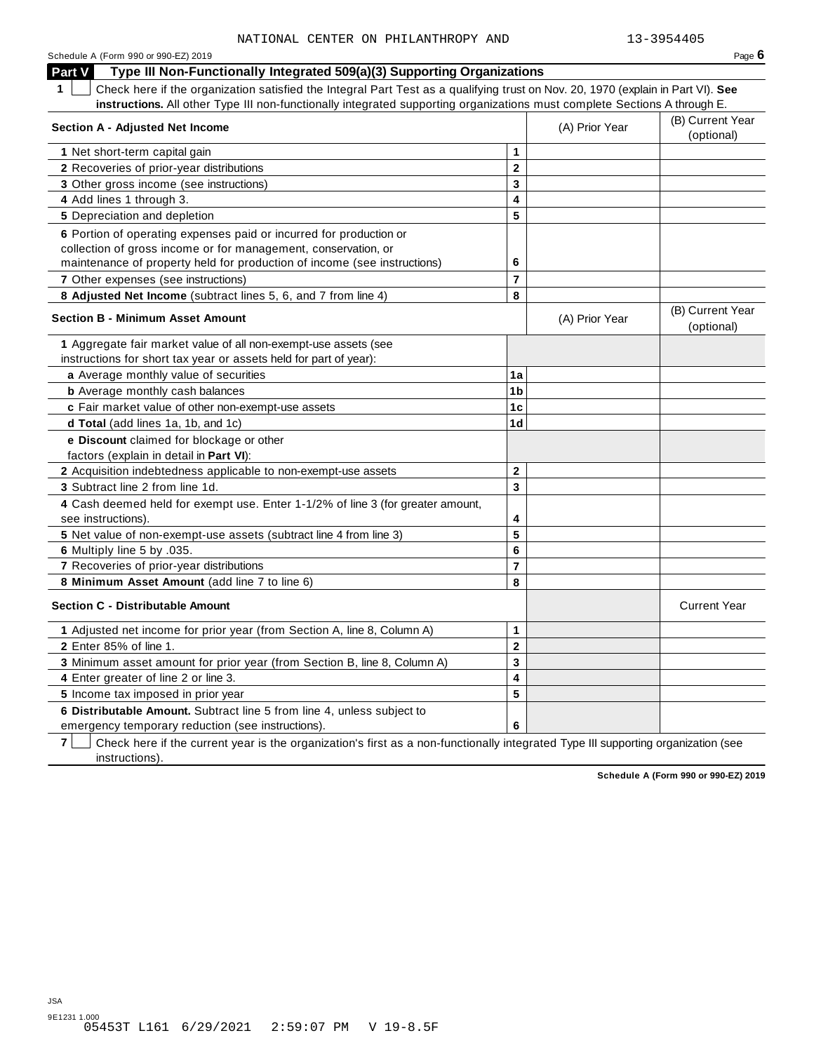NATIONAL CENTER ON PHILANTHROPY AND 13-3954405

Schedule A (Form 990 or 990-EZ) 2019 Page **6**

## Part V Type III Non-Functionally Integrated 509(a)(3) Supporting Organizations

**1** ☐ Check here if the organization satisfied the Integral Part Test as a qualifying trust on Nov. 20, 1970 (explain in Part VI). **See instructions.** All other Type III non-functionally integrated supporting organizations must complete Sections A through E.

| **Section A - Adjusted Net Income** | | (A) Prior Year | (B) Current Year (optional) |
|---|---|---|---|
| **1** Net short-term capital gain | **1** | | |
| **2** Recoveries of prior-year distributions | **2** | | |
| **3** Other gross income (see instructions) | **3** | | |
| **4** Add lines 1 through 3. | **4** | | |
| **5** Depreciation and depletion | **5** | | |
| **6** Portion of operating expenses paid or incurred for production or collection of gross income or for management, conservation, or maintenance of property held for production of income (see instructions) | **6** | | |
| **7** Other expenses (see instructions) | **7** | | |
| **8 Adjusted Net Income** (subtract lines 5, 6, and 7 from line 4) | **8** | | |

| **Section B - Minimum Asset Amount** | | (A) Prior Year | (B) Current Year (optional) |
|---|---|---|---|
| **1** Aggregate fair market value of all non-exempt-use assets (see instructions for short tax year or assets held for part of year): | | | |
| **a** Average monthly value of securities | **1a** | | |
| **b** Average monthly cash balances | **1b** | | |
| **c** Fair market value of other non-exempt-use assets | **1c** | | |
| **d Total** (add lines 1a, 1b, and 1c) | **1d** | | |
| **e Discount** claimed for blockage or other factors (explain in detail in **Part VI**): | | | |
| **2** Acquisition indebtedness applicable to non-exempt-use assets | **2** | | |
| **3** Subtract line 2 from line 1d. | **3** | | |
| **4** Cash deemed held for exempt use. Enter 1-1/2% of line 3 (for greater amount, see instructions). | **4** | | |
| **5** Net value of non-exempt-use assets (subtract line 4 from line 3) | **5** | | |
| **6** Multiply line 5 by .035. | **6** | | |
| **7** Recoveries of prior-year distributions | **7** | | |
| **8 Minimum Asset Amount** (add line 7 to line 6) | **8** | | |

| **Section C - Distributable Amount** | | | Current Year |
|---|---|---|---|
| **1** Adjusted net income for prior year (from Section A, line 8, Column A) | **1** | | |
| **2** Enter 85% of line 1. | **2** | | |
| **3** Minimum asset amount for prior year (from Section B, line 8, Column A) | **3** | | |
| **4** Enter greater of line 2 or line 3. | **4** | | |
| **5** Income tax imposed in prior year | **5** | | |
| **6 Distributable Amount.** Subtract line 5 from line 4, unless subject to emergency temporary reduction (see instructions). | **6** | | |

**7** ☐ Check here if the current year is the organization's first as a non-functionally integrated Type III supporting organization (see instructions).

**Schedule A (Form 990 or 990-EZ) 2019**

JSA
9E1231 1.000
05453T L161 6/29/2021 2:59:07 PM V 19-8.5F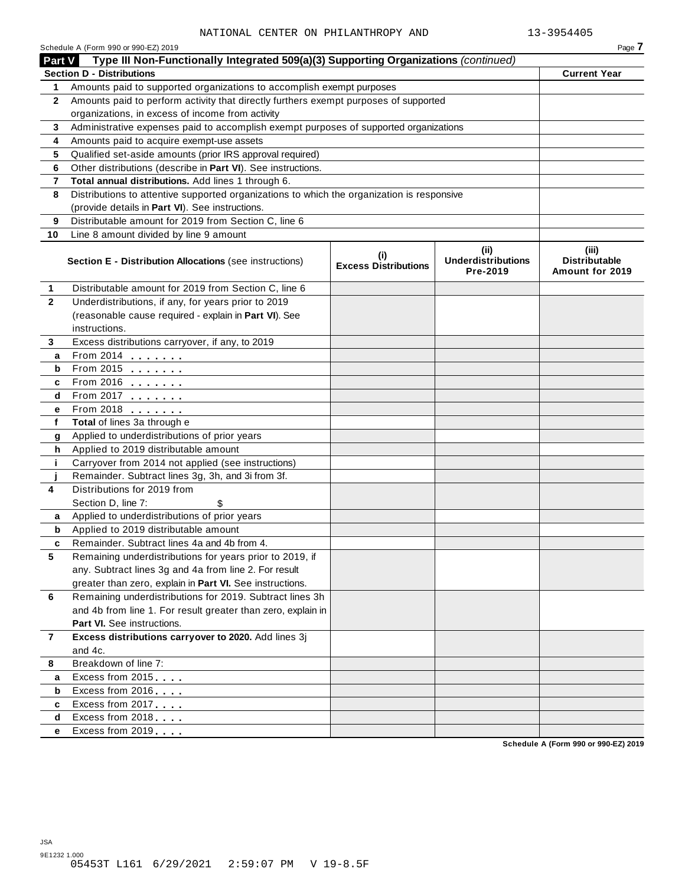NATIONAL CENTER ON PHILANTHROPY AND 13-3954405

Schedule A (Form 990 or 990-EZ) 2019

**Part V Type III Non-Functionally Integrated 509(a)(3) Supporting Organizations** *(continued)*

| **Section D - Distributions** | | **Current Year** |
|---|---|---|
| **1** | Amounts paid to supported organizations to accomplish exempt purposes | |
| **2** | Amounts paid to perform activity that directly furthers exempt purposes of supported organizations, in excess of income from activity | |
| **3** | Administrative expenses paid to accomplish exempt purposes of supported organizations | |
| **4** | Amounts paid to acquire exempt-use assets | |
| **5** | Qualified set-aside amounts (prior IRS approval required) | |
| **6** | Other distributions (describe in **Part VI**). See instructions. | |
| **7** | **Total annual distributions.** Add lines 1 through 6. | |
| **8** | Distributions to attentive supported organizations to which the organization is responsive (provide details in **Part VI**). See instructions. | |
| **9** | Distributable amount for 2019 from Section C, line 6 | |
| **10** | Line 8 amount divided by line 9 amount | |

| | **Section E - Distribution Allocations** (see instructions) | **(i) Excess Distributions** | **(ii) Underdistributions Pre-2019** | **(iii) Distributable Amount for 2019** |
|---|---|---|---|---|
| **1** | Distributable amount for 2019 from Section C, line 6 | | | |
| **2** | Underdistributions, if any, for years prior to 2019 (reasonable cause required - explain in **Part VI**). See instructions. | | | |
| **3** | Excess distributions carryover, if any, to 2019 | | | |
| **a** | From 2014 | | | |
| **b** | From 2015 | | | |
| **c** | From 2016 | | | |
| **d** | From 2017 | | | |
| **e** | From 2018 | | | |
| **f** | **Total** of lines 3a through e | | | |
| **g** | Applied to underdistributions of prior years | | | |
| **h** | Applied to 2019 distributable amount | | | |
| **i** | Carryover from 2014 not applied (see instructions) | | | |
| **j** | Remainder. Subtract lines 3g, 3h, and 3i from 3f. | | | |
| **4** | Distributions for 2019 from Section D, line 7: $ | | | |
| **a** | Applied to underdistributions of prior years | | | |
| **b** | Applied to 2019 distributable amount | | | |
| **c** | Remainder. Subtract lines 4a and 4b from 4. | | | |
| **5** | Remaining underdistributions for years prior to 2019, if any. Subtract lines 3g and 4a from line 2. For result greater than zero, explain in **Part VI.** See instructions. | | | |
| **6** | Remaining underdistributions for 2019. Subtract lines 3h and 4b from line 1. For result greater than zero, explain in **Part VI.** See instructions. | | | |
| **7** | **Excess distributions carryover to 2020.** Add lines 3j and 4c. | | | |
| **8** | Breakdown of line 7: | | | |
| **a** | Excess from 2015 | | | |
| **b** | Excess from 2016 | | | |
| **c** | Excess from 2017 | | | |
| **d** | Excess from 2018 | | | |
| **e** | Excess from 2019 | | | |

**Schedule A (Form 990 or 990-EZ) 2019**

JSA
9E1232 1.000
05453T L161 6/29/2021 2:59:07 PM V 19-8.5F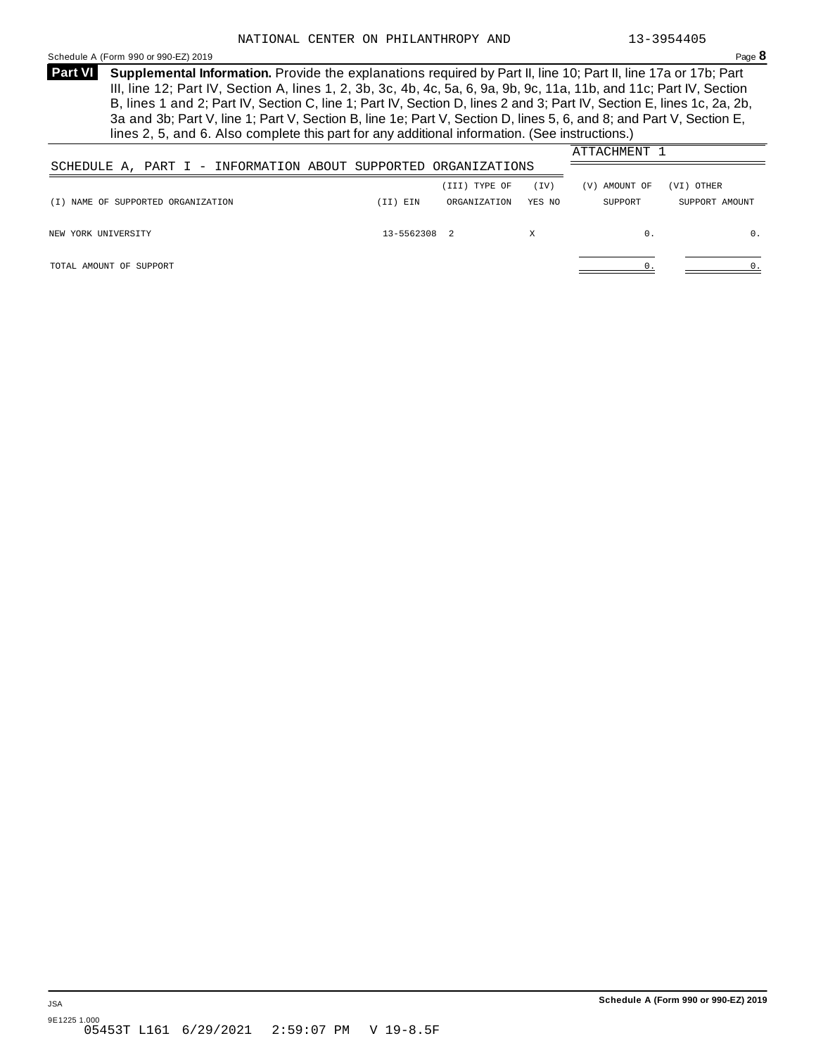NATIONAL CENTER ON PHILANTHROPY AND 13-3954405

Schedule A (Form 990 or 990-EZ) 2019 Page **8**

**Part VI** **Supplemental Information.** Provide the explanations required by Part II, line 10; Part II, line 17a or 17b; Part III, line 12; Part IV, Section A, lines 1, 2, 3b, 3c, 4b, 4c, 5a, 6, 9a, 9b, 9c, 11a, 11b, and 11c; Part IV, Section B, lines 1 and 2; Part IV, Section C, line 1; Part IV, Section D, lines 2 and 3; Part IV, Section E, lines 1c, 2a, 2b, 3a and 3b; Part V, line 1; Part V, Section B, line 1e; Part V, Section D, lines 5, 6, and 8; and Part V, Section E, lines 2, 5, and 6. Also complete this part for any additional information. (See instructions.)

ATTACHMENT 1

SCHEDULE A, PART I - INFORMATION ABOUT SUPPORTED ORGANIZATIONS

| (I) NAME OF SUPPORTED ORGANIZATION | (II) EIN | (III) TYPE OF ORGANIZATION | (IV) YES | (IV) NO | (V) AMOUNT OF SUPPORT | (VI) OTHER SUPPORT AMOUNT |
|---|---|---|---|---|---|---|
| NEW YORK UNIVERSITY | 13-5562308 | 2 | X | | 0. | 0. |
| TOTAL AMOUNT OF SUPPORT | | | | | 0. | 0. |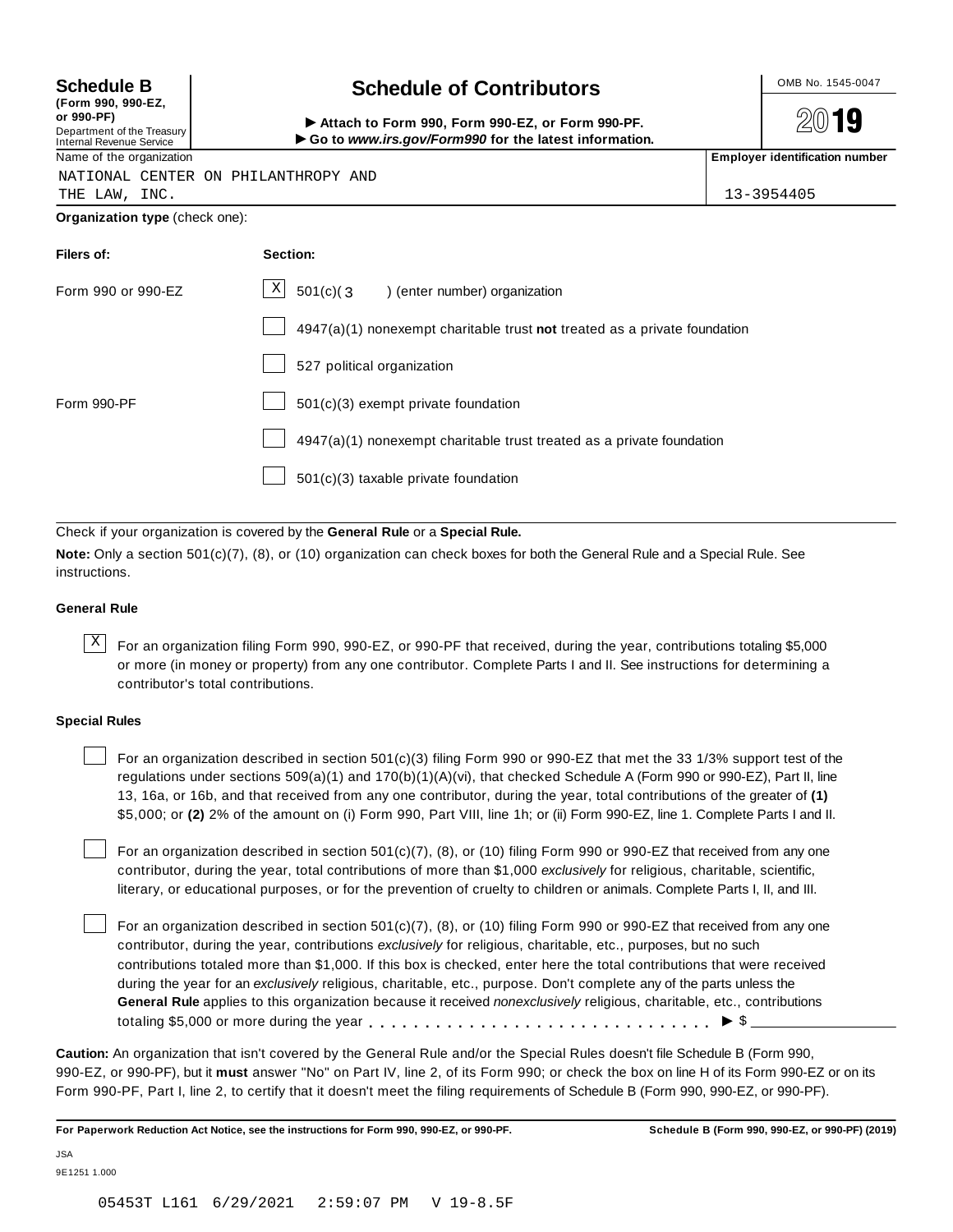**Schedule B** (Form 990, 990-EZ, or 990-PF)

Department of the Treasury
Internal Revenue Service

# Schedule of Contributors

▶ Attach to Form 990, Form 990-EZ, or Form 990-PF.
▶ Go to *www.irs.gov/Form990* for the latest information.

OMB No. 1545-0047

**2019**

| Name of the organization | Employer identification number |
|---|---|
| NATIONAL CENTER ON PHILANTHROPY AND THE LAW, INC. | 13-3954405 |

**Organization type** (check one):

| Filers of: | Section: |
|---|---|
| Form 990 or 990-EZ | [X] 501(c)( 3 ) (enter number) organization |
| | [ ] 4947(a)(1) nonexempt charitable trust **not** treated as a private foundation |
| | [ ] 527 political organization |
| Form 990-PF | [ ] 501(c)(3) exempt private foundation |
| | [ ] 4947(a)(1) nonexempt charitable trust treated as a private foundation |
| | [ ] 501(c)(3) taxable private foundation |

Check if your organization is covered by the **General Rule** or a **Special Rule.**

**Note:** Only a section 501(c)(7), (8), or (10) organization can check boxes for both the General Rule and a Special Rule. See instructions.

### General Rule

[X] For an organization filing Form 990, 990-EZ, or 990-PF that received, during the year, contributions totaling $5,000 or more (in money or property) from any one contributor. Complete Parts I and II. See instructions for determining a contributor's total contributions.

### Special Rules

[ ] For an organization described in section 501(c)(3) filing Form 990 or 990-EZ that met the 33 1/3% support test of the regulations under sections 509(a)(1) and 170(b)(1)(A)(vi), that checked Schedule A (Form 990 or 990-EZ), Part II, line 13, 16a, or 16b, and that received from any one contributor, during the year, total contributions of the greater of **(1)** $5,000; or **(2)** 2% of the amount on (i) Form 990, Part VIII, line 1h; or (ii) Form 990-EZ, line 1. Complete Parts I and II.

[ ] For an organization described in section 501(c)(7), (8), or (10) filing Form 990 or 990-EZ that received from any one contributor, during the year, total contributions of more than $1,000 *exclusively* for religious, charitable, scientific, literary, or educational purposes, or for the prevention of cruelty to children or animals. Complete Parts I, II, and III.

[ ] For an organization described in section 501(c)(7), (8), or (10) filing Form 990 or 990-EZ that received from any one contributor, during the year, contributions *exclusively* for religious, charitable, etc., purposes, but no such contributions totaled more than $1,000. If this box is checked, enter here the total contributions that were received during the year for an *exclusively* religious, charitable, etc., purpose. Don't complete any of the parts unless the **General Rule** applies to this organization because it received *nonexclusively* religious, charitable, etc., contributions totaling $5,000 or more during the year . . . . . . . . . . . . . . . . . . . . . . . . . . . . . ▶ $ ________

**Caution:** An organization that isn't covered by the General Rule and/or the Special Rules doesn't file Schedule B (Form 990, 990-EZ, or 990-PF), but it **must** answer "No" on Part IV, line 2, of its Form 990; or check the box on line H of its Form 990-EZ or on its Form 990-PF, Part I, line 2, to certify that it doesn't meet the filing requirements of Schedule B (Form 990, 990-EZ, or 990-PF).

**For Paperwork Reduction Act Notice, see the instructions for Form 990, 990-EZ, or 990-PF.** **Schedule B (Form 990, 990-EZ, or 990-PF) (2019)**

JSA
9E1251 1.000

05453T L161 6/29/2021 2:59:07 PM V 19-8.5F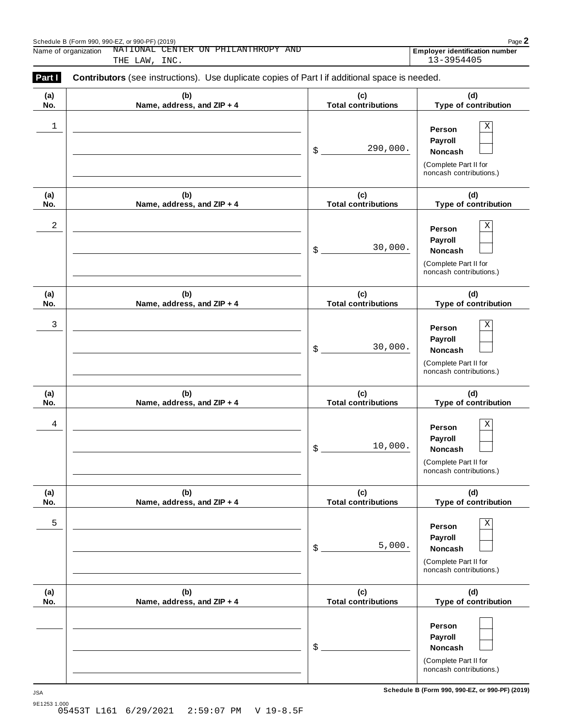Name of organization NATIONAL CENTER ON PHILANTHROPY AND THE LAW, INC.

**Employer identification number** 13-3954405

**Part I** **Contributors** (see instructions). Use duplicate copies of Part I if additional space is needed.

| (a) No. | (b) Name, address, and ZIP + 4 | (c) Total contributions | (d) Type of contribution |
|---|---|---|---|
| 1 | | $ 290,000. | Person [X] Payroll [ ] Noncash [ ] (Complete Part II for noncash contributions.) |
| 2 | | $ 30,000. | Person [X] Payroll [ ] Noncash [ ] (Complete Part II for noncash contributions.) |
| 3 | | $ 30,000. | Person [X] Payroll [ ] Noncash [ ] (Complete Part II for noncash contributions.) |
| 4 | | $ 10,000. | Person [X] Payroll [ ] Noncash [ ] (Complete Part II for noncash contributions.) |
| 5 | | $ 5,000. | Person [X] Payroll [ ] Noncash [ ] (Complete Part II for noncash contributions.) |
| | | $ | Person [ ] Payroll [ ] Noncash [ ] (Complete Part II for noncash contributions.) |

**Schedule B (Form 990, 990-EZ, or 990-PF) (2019)**

9E1253 1.000
05453T L161 6/29/2021 2:59:07 PM V 19-8.5F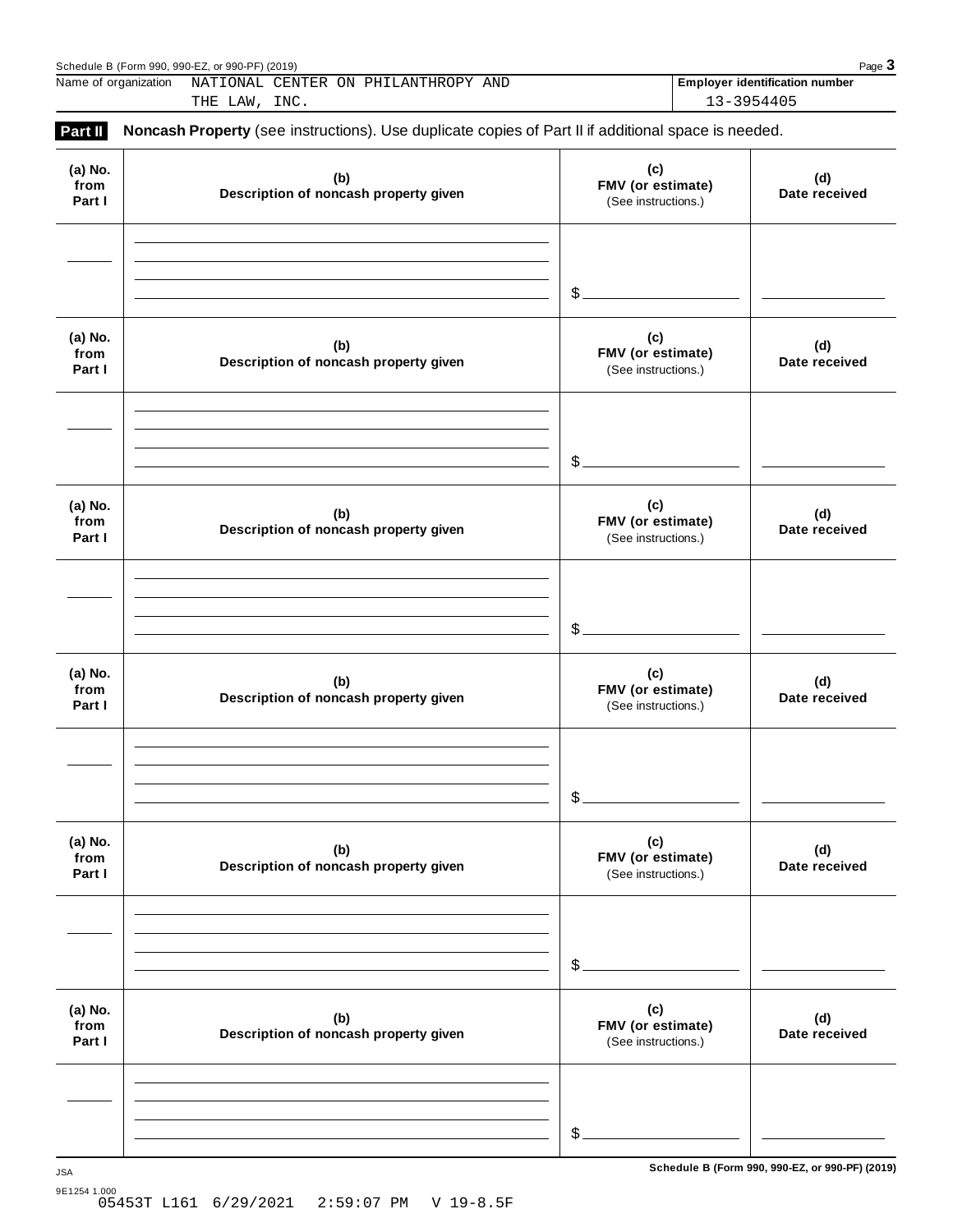Name of organization: NATIONAL CENTER ON PHILANTHROPY AND THE LAW, INC.

**Employer identification number**: 13-3954405

## Part II Noncash Property (see instructions). Use duplicate copies of Part II if additional space is needed.

| (a) No. from Part I | (b) Description of noncash property given | (c) FMV (or estimate) (See instructions.) | (d) Date received |
| --- | --- | --- | --- |
| | | $ | |

| (a) No. from Part I | (b) Description of noncash property given | (c) FMV (or estimate) (See instructions.) | (d) Date received |
| --- | --- | --- | --- |
| | | $ | |

| (a) No. from Part I | (b) Description of noncash property given | (c) FMV (or estimate) (See instructions.) | (d) Date received |
| --- | --- | --- | --- |
| | | $ | |

| (a) No. from Part I | (b) Description of noncash property given | (c) FMV (or estimate) (See instructions.) | (d) Date received |
| --- | --- | --- | --- |
| | | $ | |

| (a) No. from Part I | (b) Description of noncash property given | (c) FMV (or estimate) (See instructions.) | (d) Date received |
| --- | --- | --- | --- |
| | | $ | |

| (a) No. from Part I | (b) Description of noncash property given | (c) FMV (or estimate) (See instructions.) | (d) Date received |
| --- | --- | --- | --- |
| | | $ | |

JSA

9E1254 1.000
05453T L161 6/29/2021 2:59:07 PM V 19-8.5F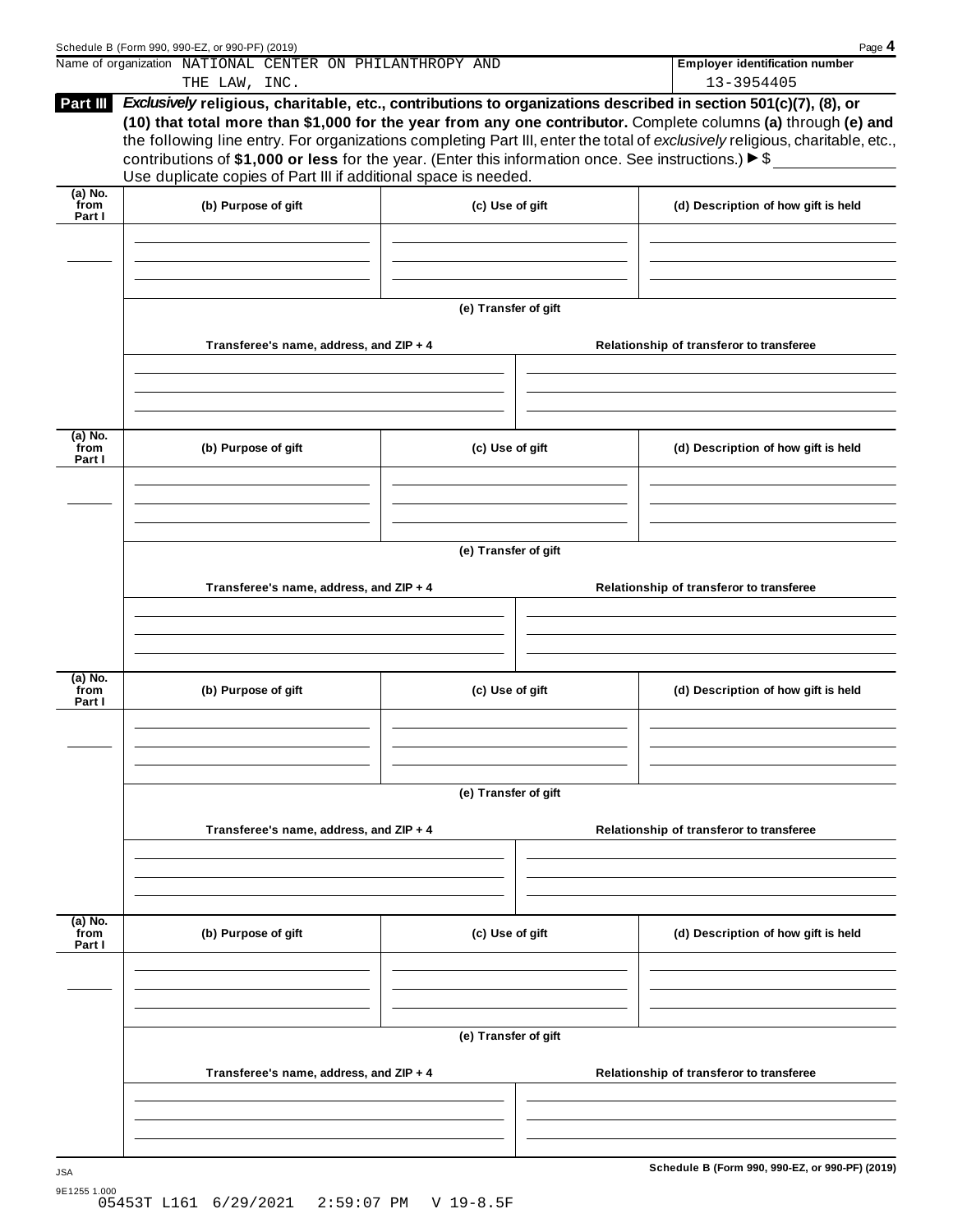Schedule B (Form 990, 990-EZ, or 990-PF) (2019)

Name of organization NATIONAL CENTER ON PHILANTHROPY AND THE LAW, INC.

**Employer identification number** 13-3954405

**Part III** ***Exclusively*** **religious, charitable, etc., contributions to organizations described in section 501(c)(7), (8), or (10) that total more than $1,000 for the year from any one contributor.** Complete columns **(a)** through **(e)** and the following line entry. For organizations completing Part III, enter the total of *exclusively* religious, charitable, etc., contributions of **$1,000 or less** for the year. (Enter this information once. See instructions.) ▶ $

Use duplicate copies of Part III if additional space is needed.

| (a) No. from Part I | (b) Purpose of gift | (c) Use of gift | (d) Description of how gift is held |
|---|---|---|---|
| | | | |

**(e) Transfer of gift**

| Transferee's name, address, and ZIP + 4 | Relationship of transferor to transferee |
|---|---|
| | |

| (a) No. from Part I | (b) Purpose of gift | (c) Use of gift | (d) Description of how gift is held |
|---|---|---|---|
| | | | |

**(e) Transfer of gift**

| Transferee's name, address, and ZIP + 4 | Relationship of transferor to transferee |
|---|---|
| | |

| (a) No. from Part I | (b) Purpose of gift | (c) Use of gift | (d) Description of how gift is held |
|---|---|---|---|
| | | | |

**(e) Transfer of gift**

| Transferee's name, address, and ZIP + 4 | Relationship of transferor to transferee |
|---|---|
| | |

| (a) No. from Part I | (b) Purpose of gift | (c) Use of gift | (d) Description of how gift is held |
|---|---|---|---|
| | | | |

**(e) Transfer of gift**

| Transferee's name, address, and ZIP + 4 | Relationship of transferor to transferee |
|---|---|
| | |

JSA

9E1255 1.000

05453T L161 6/29/2021 2:59:07 PM V 19-8.5F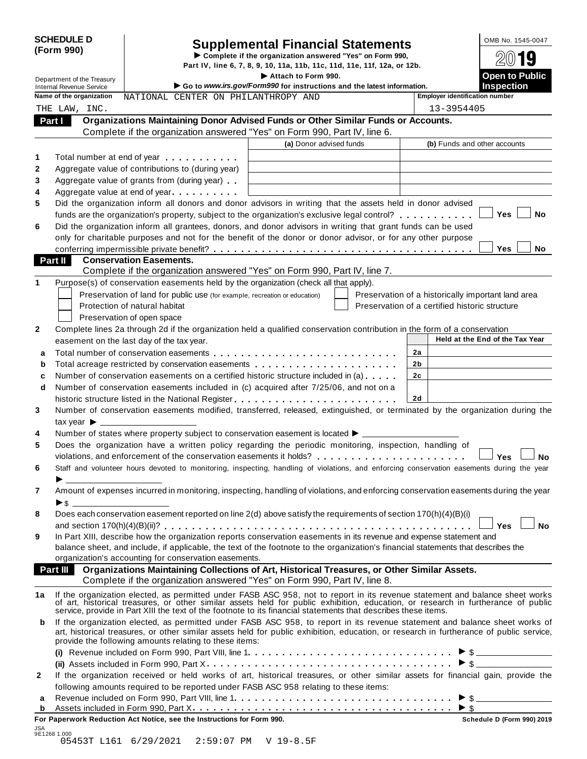**SCHEDULE D (Form 990)**

Department of the Treasury
Internal Revenue Service

# Supplemental Financial Statements

▶ Complete if the organization answered "Yes" on Form 990, Part IV, line 6, 7, 8, 9, 10, 11a, 11b, 11c, 11d, 11e, 11f, 12a, or 12b.
▶ Attach to Form 990.
▶ Go to *www.irs.gov/Form990* for instructions and the latest information.

OMB No. 1545-0047

**2019**

**Open to Public Inspection**

**Name of the organization:** NATIONAL CENTER ON PHILANTHROPY AND THE LAW, INC.

**Employer identification number:** 13-3954405

## Part I Organizations Maintaining Donor Advised Funds or Other Similar Funds or Accounts.

Complete if the organization answered "Yes" on Form 990, Part IV, line 6.

| | | (a) Donor advised funds | (b) Funds and other accounts |
|---|---|---|---|
| 1 | Total number at end of year | | |
| 2 | Aggregate value of contributions to (during year) | | |
| 3 | Aggregate value of grants from (during year) | | |
| 4 | Aggregate value at end of year | | |

5 Did the organization inform all donors and donor advisors in writing that the assets held in donor advised funds are the organization's property, subject to the organization's exclusive legal control? ☐ Yes ☐ No

6 Did the organization inform all grantees, donors, and donor advisors in writing that grant funds can be used only for charitable purposes and not for the benefit of the donor or donor advisor, or for any other purpose conferring impermissible private benefit? ☐ Yes ☐ No

## Part II Conservation Easements.

Complete if the organization answered "Yes" on Form 990, Part IV, line 7.

1 Purpose(s) of conservation easements held by the organization (check all that apply).

- ☐ Preservation of land for public use (for example, recreation or education)
- ☐ Protection of natural habitat
- ☐ Preservation of open space
- ☐ Preservation of a historically important land area
- ☐ Preservation of a certified historic structure

2 Complete lines 2a through 2d if the organization held a qualified conservation contribution in the form of a conservation easement on the last day of the tax year.

| | | | Held at the End of the Tax Year |
|---|---|---|---|
| a | Total number of conservation easements | 2a | |
| b | Total acreage restricted by conservation easements | 2b | |
| c | Number of conservation easements on a certified historic structure included in (a) | 2c | |
| d | Number of conservation easements included in (c) acquired after 7/25/06, and not on a historic structure listed in the National Register | 2d | |

3 Number of conservation easements modified, transferred, released, extinguished, or terminated by the organization during the tax year ▶ ____________

4 Number of states where property subject to conservation easement is located ▶ ____________

5 Does the organization have a written policy regarding the periodic monitoring, inspection, handling of violations, and enforcement of the conservation easements it holds? ☐ Yes ☐ No

6 Staff and volunteer hours devoted to monitoring, inspecting, handling of violations, and enforcing conservation easements during the year ▶ ____________

7 Amount of expenses incurred in monitoring, inspecting, handling of violations, and enforcing conservation easements during the year ▶ $ ____________

8 Does each conservation easement reported on line 2(d) above satisfy the requirements of section 170(h)(4)(B)(i) and section 170(h)(4)(B)(ii)? ☐ Yes ☐ No

9 In Part XIII, describe how the organization reports conservation easements in its revenue and expense statement and balance sheet, and include, if applicable, the text of the footnote to the organization's financial statements that describes the organization's accounting for conservation easements.

## Part III Organizations Maintaining Collections of Art, Historical Treasures, or Other Similar Assets.

Complete if the organization answered "Yes" on Form 990, Part IV, line 8.

1a If the organization elected, as permitted under FASB ASC 958, not to report in its revenue statement and balance sheet works of art, historical treasures, or other similar assets held for public exhibition, education, or research in furtherance of public service, provide in Part XIII the text of the footnote to its financial statements that describes these items.

b If the organization elected, as permitted under FASB ASC 958, to report in its revenue statement and balance sheet works of art, historical treasures, or other similar assets held for public exhibition, education, or research in furtherance of public service, provide the following amounts relating to these items:

(i) Revenue included on Form 990, Part VIII, line 1 ▶ $ ____________

(ii) Assets included in Form 990, Part X ▶ $ ____________

2 If the organization received or held works of art, historical treasures, or other similar assets for financial gain, provide the following amounts required to be reported under FASB ASC 958 relating to these items:

a Revenue included on Form 990, Part VIII, line 1 ▶ $ ____________

b Assets included in Form 990, Part X ▶ $ ____________

**For Paperwork Reduction Act Notice, see the Instructions for Form 990.** **Schedule D (Form 990) 2019**

JSA 9E1268 1.000
05453T L161 6/29/2021 2:59:07 PM V 19-8.5F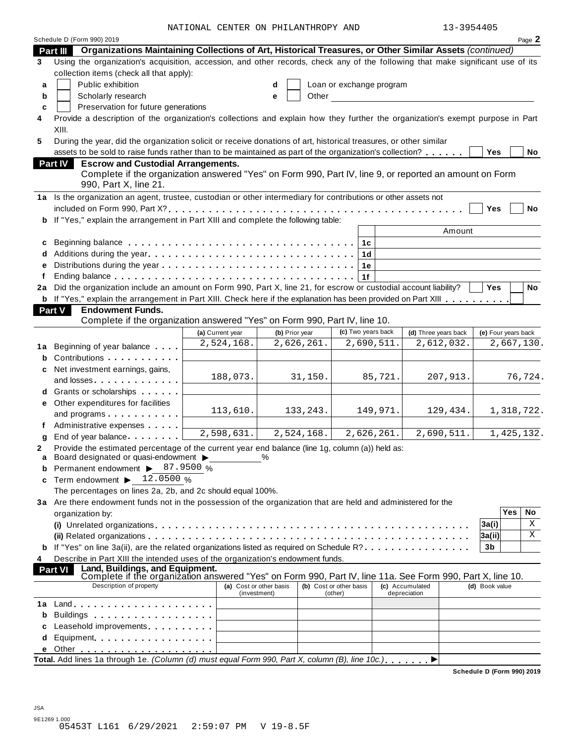NATIONAL CENTER ON PHILANTHROPY AND 13-3954405

Schedule D (Form 990) 2019 Page **2**

## Part III Organizations Maintaining Collections of Art, Historical Treasures, or Other Similar Assets *(continued)*

**3** Using the organization's acquisition, accession, and other records, check any of the following that make significant use of its collection items (check all that apply):

- **a** ☐ Public exhibition
- **b** ☐ Scholarly research
- **c** ☐ Preservation for future generations
- **d** ☐ Loan or exchange program
- **e** ☐ Other

**4** Provide a description of the organization's collections and explain how they further the organization's exempt purpose in Part XIII.

**5** During the year, did the organization solicit or receive donations of art, historical treasures, or other similar assets to be sold to raise funds rather than to be maintained as part of the organization's collection? ☐ Yes ☐ No

## Part IV Escrow and Custodial Arrangements.

Complete if the organization answered "Yes" on Form 990, Part IV, line 9, or reported an amount on Form 990, Part X, line 21.

**1a** Is the organization an agent, trustee, custodian or other intermediary for contributions or other assets not included on Form 990, Part X? ☐ Yes ☐ No

**b** If "Yes," explain the arrangement in Part XIII and complete the following table:

| | | | Amount |
|---|---|---|---|
| **c** | Beginning balance | 1c | |
| **d** | Additions during the year | 1d | |
| **e** | Distributions during the year | 1e | |
| **f** | Ending balance | 1f | |

**2a** Did the organization include an amount on Form 990, Part X, line 21, for escrow or custodial account liability? ☐ Yes ☐ No

**b** If "Yes," explain the arrangement in Part XIII. Check here if the explanation has been provided on Part XIII ☐

## Part V Endowment Funds.

Complete if the organization answered "Yes" on Form 990, Part IV, line 10.

| | | (a) Current year | (b) Prior year | (c) Two years back | (d) Three years back | (e) Four years back |
|---|---|---|---|---|---|---|
| **1a** | Beginning of year balance | 2,524,168. | 2,626,261. | 2,690,511. | 2,612,032. | 2,667,130. |
| **b** | Contributions | | | | | |
| **c** | Net investment earnings, gains, and losses | 188,073. | 31,150. | 85,721. | 207,913. | 76,724. |
| **d** | Grants or scholarships | | | | | |
| **e** | Other expenditures for facilities and programs | 113,610. | 133,243. | 149,971. | 129,434. | 1,318,722. |
| **f** | Administrative expenses | | | | | |
| **g** | End of year balance | 2,598,631. | 2,524,168. | 2,626,261. | 2,690,511. | 1,425,132. |

**2** Provide the estimated percentage of the current year end balance (line 1g, column (a)) held as:

- **a** Board designated or quasi-endowment ▶ ______ %
- **b** Permanent endowment ▶ 87.9500 %
- **c** Term endowment ▶ 12.0500 %

The percentages on lines 2a, 2b, and 2c should equal 100%.

**3a** Are there endowment funds not in the possession of the organization that are held and administered for the organization by:

| | | | Yes | No |
|---|---|---|---|---|
| **(i)** | Unrelated organizations | 3a(i) | | X |
| **(ii)** | Related organizations | 3a(ii) | | X |
| **b** | If "Yes" on line 3a(ii), are the related organizations listed as required on Schedule R? | 3b | | |

**4** Describe in Part XIII the intended uses of the organization's endowment funds.

## Part VI Land, Buildings, and Equipment.

Complete if the organization answered "Yes" on Form 990, Part IV, line 11a. See Form 990, Part X, line 10.

| | Description of property | (a) Cost or other basis (investment) | (b) Cost or other basis (other) | (c) Accumulated depreciation | (d) Book value |
|---|---|---|---|---|---|
| **1a** | Land | | | | |
| **b** | Buildings | | | | |
| **c** | Leasehold improvements | | | | |
| **d** | Equipment | | | | |
| **e** | Other | | | | |

**Total.** Add lines 1a through 1e. *(Column (d) must equal Form 990, Part X, column (B), line 10c.)* ▶

**Schedule D (Form 990) 2019**

JSA
9E1269 1.000
05453T L161 6/29/2021 2:59:07 PM V 19-8.5F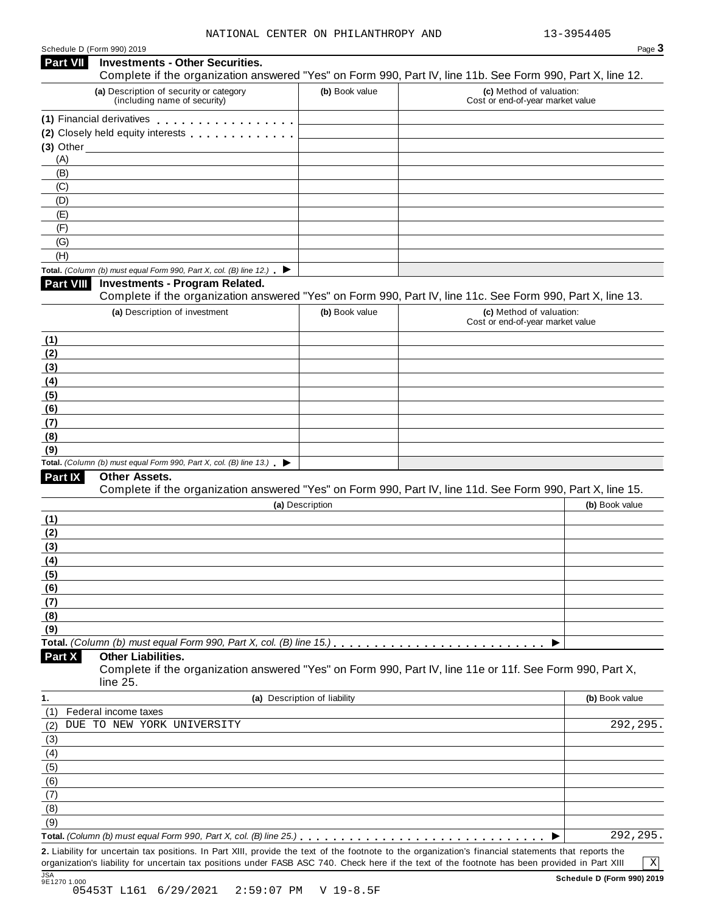NATIONAL CENTER ON PHILANTHROPY AND 13-3954405

Schedule D (Form 990) 2019

## Part VII Investments - Other Securities.

Complete if the organization answered "Yes" on Form 990, Part IV, line 11b. See Form 990, Part X, line 12.

| (a) Description of security or category (including name of security) | (b) Book value | (c) Method of valuation: Cost or end-of-year market value |
|---|---|---|
| (1) Financial derivatives | | |
| (2) Closely held equity interests | | |
| (3) Other | | |
| (A) | | |
| (B) | | |
| (C) | | |
| (D) | | |
| (E) | | |
| (F) | | |
| (G) | | |
| (H) | | |
| **Total.** *(Column (b) must equal Form 990, Part X, col. (B) line 12.)* ▶ | | |

## Part VIII Investments - Program Related.

Complete if the organization answered "Yes" on Form 990, Part IV, line 11c. See Form 990, Part X, line 13.

| (a) Description of investment | (b) Book value | (c) Method of valuation: Cost or end-of-year market value |
|---|---|---|
| (1) | | |
| (2) | | |
| (3) | | |
| (4) | | |
| (5) | | |
| (6) | | |
| (7) | | |
| (8) | | |
| (9) | | |
| **Total.** *(Column (b) must equal Form 990, Part X, col. (B) line 13.)* ▶ | | |

## Part IX Other Assets.

Complete if the organization answered "Yes" on Form 990, Part IV, line 11d. See Form 990, Part X, line 15.

| (a) Description | (b) Book value |
|---|---|
| (1) | |
| (2) | |
| (3) | |
| (4) | |
| (5) | |
| (6) | |
| (7) | |
| (8) | |
| (9) | |
| **Total.** *(Column (b) must equal Form 990, Part X, col. (B) line 15.)* ▶ | |

## Part X Other Liabilities.

Complete if the organization answered "Yes" on Form 990, Part IV, line 11e or 11f. See Form 990, Part X, line 25.

| 1. (a) Description of liability | (b) Book value |
|---|---|
| (1) Federal income taxes | |
| (2) DUE TO NEW YORK UNIVERSITY | 292,295. |
| (3) | |
| (4) | |
| (5) | |
| (6) | |
| (7) | |
| (8) | |
| (9) | |
| **Total.** *(Column (b) must equal Form 990, Part X, col. (B) line 25.)* ▶ | 292,295. |

**2.** Liability for uncertain tax positions. In Part XIII, provide the text of the footnote to the organization's financial statements that reports the organization's liability for uncertain tax positions under FASB ASC 740. Check here if the text of the footnote has been provided in Part XIII [X]

JSA 9E1270 1.000

**Schedule D (Form 990) 2019**

05453T L161 6/29/2021 2:59:07 PM V 19-8.5F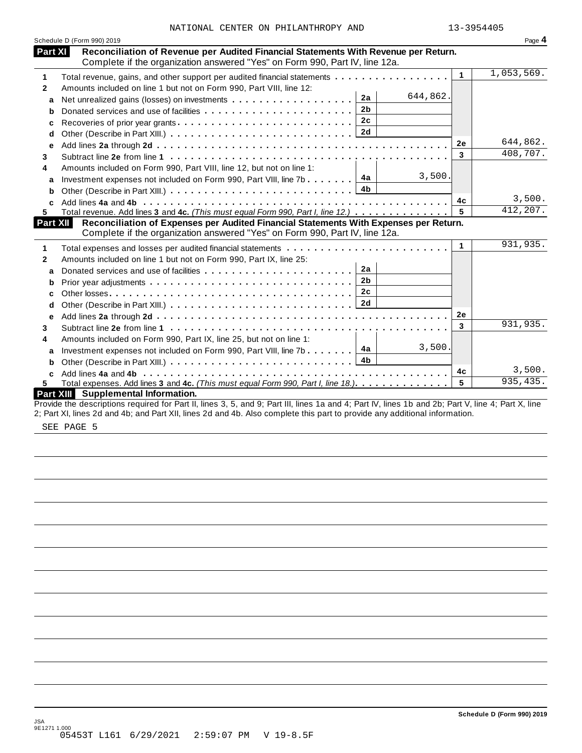NATIONAL CENTER ON PHILANTHROPY AND 13-3954405

Schedule D (Form 990) 2019 Page **4**

## Part XI Reconciliation of Revenue per Audited Financial Statements With Revenue per Return.

Complete if the organization answered "Yes" on Form 990, Part IV, line 12a.

| | | | | | |
|---|---|---|---|---|---|
| **1** | Total revenue, gains, and other support per audited financial statements | | | 1 | 1,053,569. |
| **2** | Amounts included on line 1 but not on Form 990, Part VIII, line 12: | | | | |
| **a** | Net unrealized gains (losses) on investments | 2a | 644,862. | | |
| **b** | Donated services and use of facilities | 2b | | | |
| **c** | Recoveries of prior year grants | 2c | | | |
| **d** | Other (Describe in Part XIII.) | 2d | | | |
| **e** | Add lines **2a** through **2d** | | | 2e | 644,862. |
| **3** | Subtract line **2e** from line **1** | | | 3 | 408,707. |
| **4** | Amounts included on Form 990, Part VIII, line 12, but not on line 1: | | | | |
| **a** | Investment expenses not included on Form 990, Part VIII, line 7b | 4a | 3,500. | | |
| **b** | Other (Describe in Part XIII.) | 4b | | | |
| **c** | Add lines **4a** and **4b** | | | 4c | 3,500. |
| **5** | Total revenue. Add lines **3** and **4c.** *(This must equal Form 990, Part I, line 12.)* | | | 5 | 412,207. |

## Part XII Reconciliation of Expenses per Audited Financial Statements With Expenses per Return.

Complete if the organization answered "Yes" on Form 990, Part IV, line 12a.

| | | | | | |
|---|---|---|---|---|---|
| **1** | Total expenses and losses per audited financial statements | | | 1 | 931,935. |
| **2** | Amounts included on line 1 but not on Form 990, Part IX, line 25: | | | | |
| **a** | Donated services and use of facilities | 2a | | | |
| **b** | Prior year adjustments | 2b | | | |
| **c** | Other losses | 2c | | | |
| **d** | Other (Describe in Part XIII.) | 2d | | | |
| **e** | Add lines **2a** through **2d** | | | 2e | |
| **3** | Subtract line **2e** from line **1** | | | 3 | 931,935. |
| **4** | Amounts included on Form 990, Part IX, line 25, but not on line 1: | | | | |
| **a** | Investment expenses not included on Form 990, Part VIII, line 7b | 4a | 3,500. | | |
| **b** | Other (Describe in Part XIII.) | 4b | | | |
| **c** | Add lines **4a** and **4b** | | | 4c | 3,500. |
| **5** | Total expenses. Add lines **3** and **4c.** *(This must equal Form 990, Part I, line 18.)* | | | 5 | 935,435. |

## Part XIII Supplemental Information.

Provide the descriptions required for Part II, lines 3, 5, and 9; Part III, lines 1a and 4; Part IV, lines 1b and 2b; Part V, line 4; Part X, line 2; Part XI, lines 2d and 4b; and Part XII, lines 2d and 4b. Also complete this part to provide any additional information.

SEE PAGE 5

Schedule D (Form 990) 2019

JSA
9E1271 1.000
05453T L161 6/29/2021 2:59:07 PM V 19-8.5F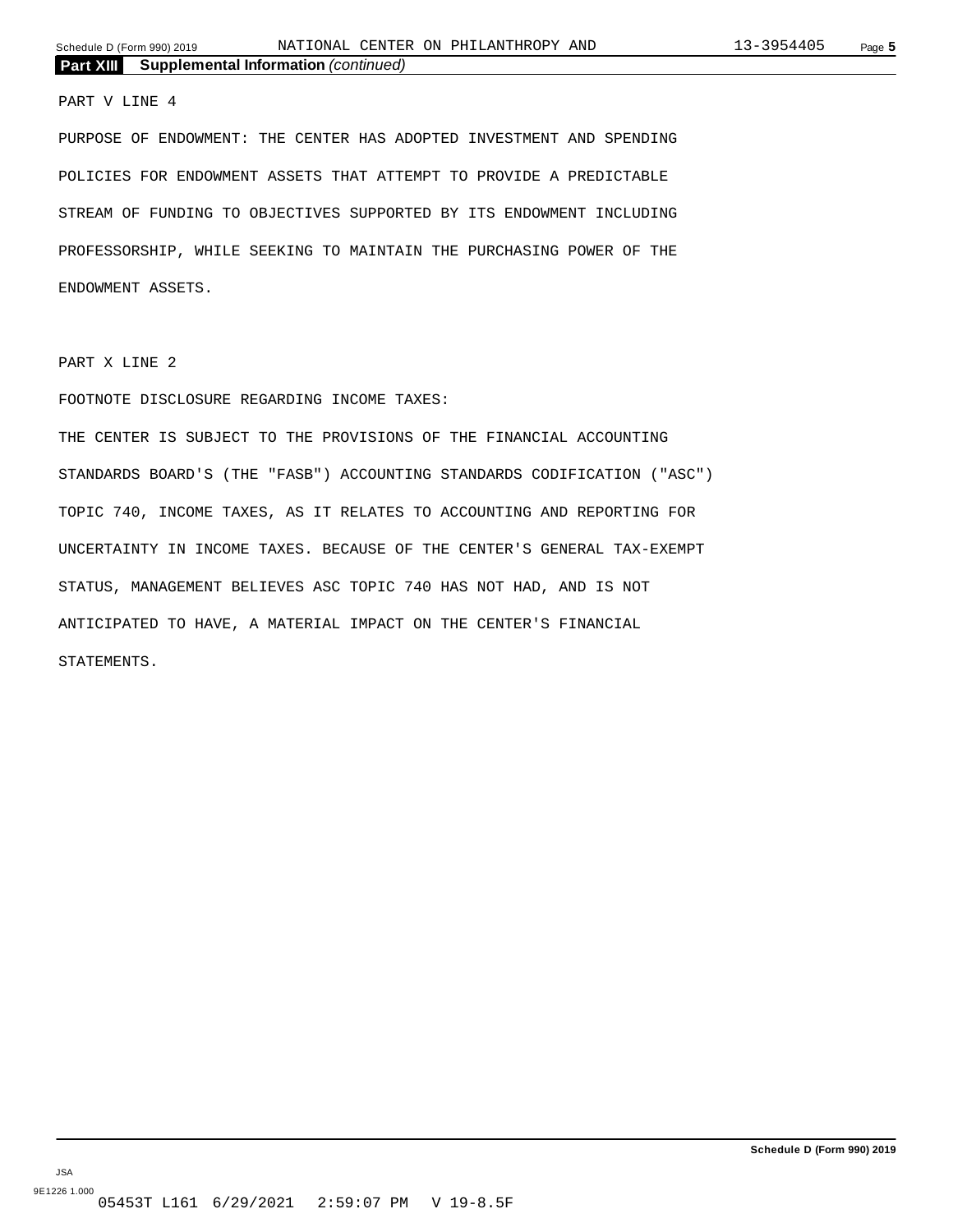**Part XIII Supplemental Information** *(continued)*

PART V LINE 4

PURPOSE OF ENDOWMENT: THE CENTER HAS ADOPTED INVESTMENT AND SPENDING POLICIES FOR ENDOWMENT ASSETS THAT ATTEMPT TO PROVIDE A PREDICTABLE STREAM OF FUNDING TO OBJECTIVES SUPPORTED BY ITS ENDOWMENT INCLUDING PROFESSORSHIP, WHILE SEEKING TO MAINTAIN THE PURCHASING POWER OF THE ENDOWMENT ASSETS.

PART X LINE 2

FOOTNOTE DISCLOSURE REGARDING INCOME TAXES:

THE CENTER IS SUBJECT TO THE PROVISIONS OF THE FINANCIAL ACCOUNTING STANDARDS BOARD'S (THE "FASB") ACCOUNTING STANDARDS CODIFICATION ("ASC") TOPIC 740, INCOME TAXES, AS IT RELATES TO ACCOUNTING AND REPORTING FOR UNCERTAINTY IN INCOME TAXES. BECAUSE OF THE CENTER'S GENERAL TAX-EXEMPT STATUS, MANAGEMENT BELIEVES ASC TOPIC 740 HAS NOT HAD, AND IS NOT ANTICIPATED TO HAVE, A MATERIAL IMPACT ON THE CENTER'S FINANCIAL STATEMENTS.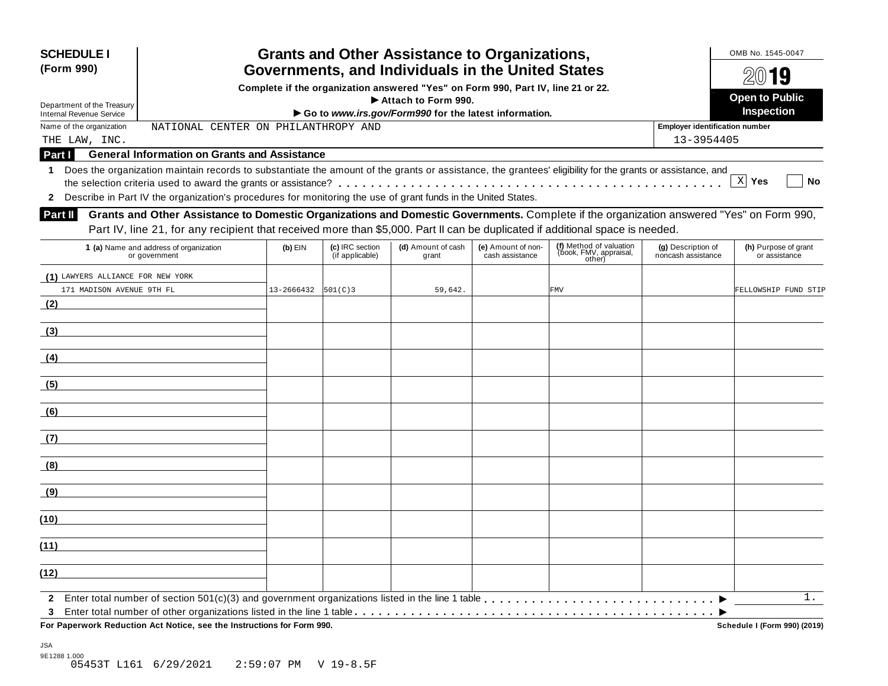**SCHEDULE I (Form 990)**

Department of the Treasury
Internal Revenue Service

# Grants and Other Assistance to Organizations, Governments, and Individuals in the United States

**Complete if the organization answered "Yes" on Form 990, Part IV, line 21 or 22.**
**▶ Attach to Form 990.**
**▶ Go to *www.irs.gov/Form990* for the latest information.**

OMB No. 1545-0047

**2019**

**Open to Public Inspection**

Name of the organization: NATIONAL CENTER ON PHILANTHROPY AND THE LAW, INC.

Employer identification number: 13-3954405

## Part I General Information on Grants and Assistance

1 Does the organization maintain records to substantiate the amount of the grants or assistance, the grantees' eligibility for the grants or assistance, and the selection criteria used to award the grants or assistance? . . . . . [X] Yes [ ] No

2 Describe in Part IV the organization's procedures for monitoring the use of grant funds in the United States.

## Part II Grants and Other Assistance to Domestic Organizations and Domestic Governments.

Complete if the organization answered "Yes" on Form 990, Part IV, line 21, for any recipient that received more than $5,000. Part II can be duplicated if additional space is needed.

| 1 (a) Name and address of organization or government | (b) EIN | (c) IRC section (if applicable) | (d) Amount of cash grant | (e) Amount of non-cash assistance | (f) Method of valuation (book, FMV, appraisal, other) | (g) Description of noncash assistance | (h) Purpose of grant or assistance |
|---|---|---|---|---|---|---|---|
| (1) LAWYERS ALLIANCE FOR NEW YORK 171 MADISON AVENUE 9TH FL | 13-2666432 | 501(C)3 | 59,642. | | FMV | | FELLOWSHIP FUND STIP |
| (2) | | | | | | | |
| (3) | | | | | | | |
| (4) | | | | | | | |
| (5) | | | | | | | |
| (6) | | | | | | | |
| (7) | | | | | | | |
| (8) | | | | | | | |
| (9) | | | | | | | |
| (10) | | | | | | | |
| (11) | | | | | | | |
| (12) | | | | | | | |

2 Enter total number of section 501(c)(3) and government organizations listed in the line 1 table . . . . . ▶ 1.

3 Enter total number of other organizations listed in the line 1 table . . . . . ▶

**For Paperwork Reduction Act Notice, see the Instructions for Form 990.** **Schedule I (Form 990) (2019)**

JSA
9E1288 1.000
05453T L161 6/29/2021 2:59:07 PM V 19-8.5F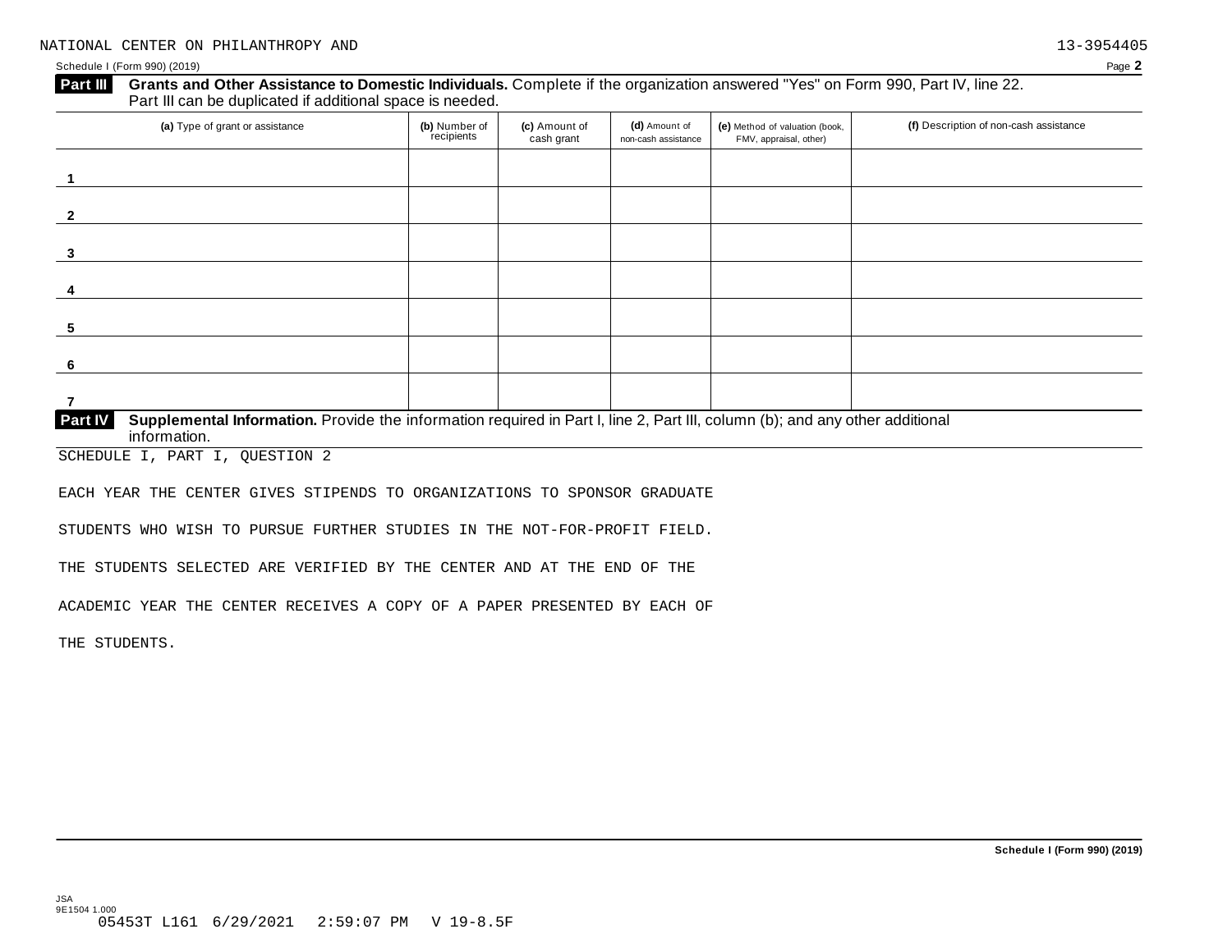NATIONAL CENTER ON PHILANTHROPY AND 13-3954405

Schedule I (Form 990) (2019)

**Part III** **Grants and Other Assistance to Domestic Individuals.** Complete if the organization answered "Yes" on Form 990, Part IV, line 22. Part III can be duplicated if additional space is needed.

| (a) Type of grant or assistance | (b) Number of recipients | (c) Amount of cash grant | (d) Amount of non-cash assistance | (e) Method of valuation (book, FMV, appraisal, other) | (f) Description of non-cash assistance |
|---|---|---|---|---|---|
| 1 | | | | | |
| 2 | | | | | |
| 3 | | | | | |
| 4 | | | | | |
| 5 | | | | | |
| 6 | | | | | |
| 7 | | | | | |

**Part IV** **Supplemental Information.** Provide the information required in Part I, line 2, Part III, column (b); and any other additional information.

SCHEDULE I, PART I, QUESTION 2

EACH YEAR THE CENTER GIVES STIPENDS TO ORGANIZATIONS TO SPONSOR GRADUATE STUDENTS WHO WISH TO PURSUE FURTHER STUDIES IN THE NOT-FOR-PROFIT FIELD. THE STUDENTS SELECTED ARE VERIFIED BY THE CENTER AND AT THE END OF THE ACADEMIC YEAR THE CENTER RECEIVES A COPY OF A PAPER PRESENTED BY EACH OF THE STUDENTS.

**Schedule I (Form 990) (2019)**

JSA
9E1504 1.000
05453T L161 6/29/2021 2:59:07 PM V 19-8.5F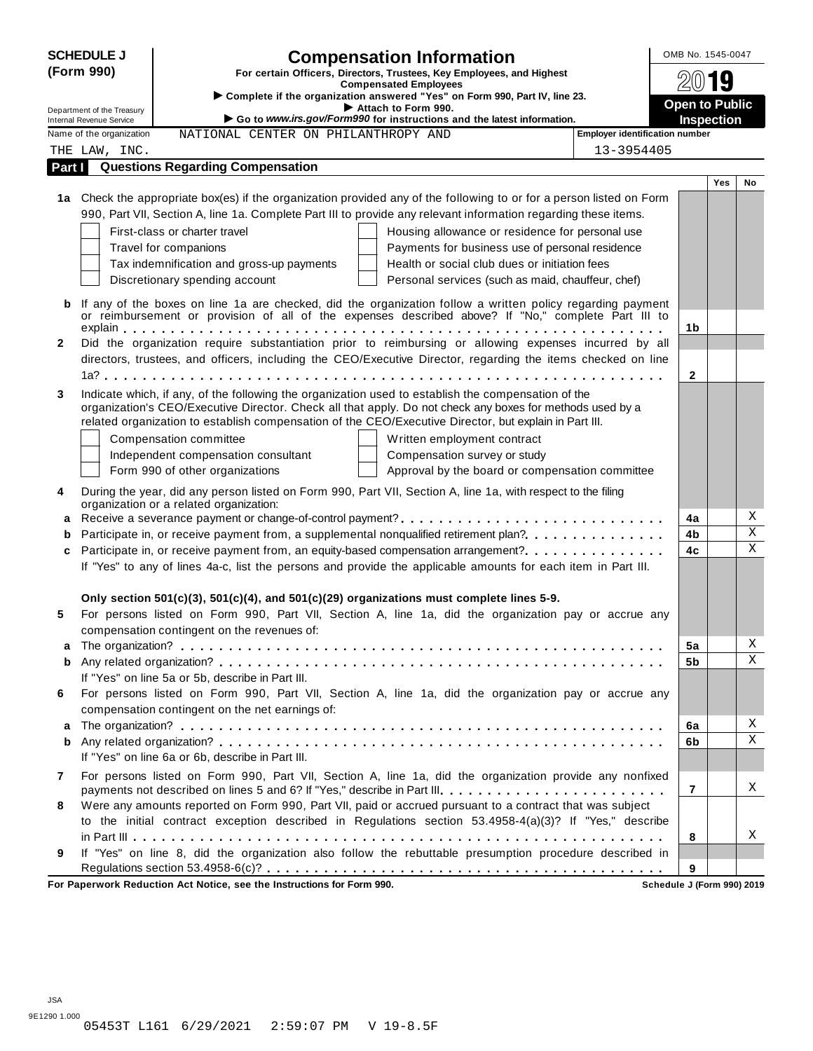**SCHEDULE J (Form 990)**

Department of the Treasury
Internal Revenue Service

# Compensation Information

**For certain Officers, Directors, Trustees, Key Employees, and Highest Compensated Employees**

▶ **Complete if the organization answered "Yes" on Form 990, Part IV, line 23.**

▶ **Attach to Form 990.**

▶ **Go to *www.irs.gov/Form990* for instructions and the latest information.**

OMB No. 1545-0047

**2019**

**Open to Public Inspection**

Name of the organization: NATIONAL CENTER ON PHILANTHROPY AND THE LAW, INC.

Employer identification number: 13-3954405

## Part I Questions Regarding Compensation

| | | | Yes | No |
|---|---|---|---|---|
| **1a** | Check the appropriate box(es) if the organization provided any of the following to or for a person listed on Form 990, Part VII, Section A, line 1a. Complete Part III to provide any relevant information regarding these items.<br>☐ First-class or charter travel ☐ Housing allowance or residence for personal use<br>☐ Travel for companions ☐ Payments for business use of personal residence<br>☐ Tax indemnification and gross-up payments ☐ Health or social club dues or initiation fees<br>☐ Discretionary spending account ☐ Personal services (such as maid, chauffeur, chef) | | | |
| **b** | If any of the boxes on line 1a are checked, did the organization follow a written policy regarding payment or reimbursement or provision of all of the expenses described above? If "No," complete Part III to explain | 1b | | |
| **2** | Did the organization require substantiation prior to reimbursing or allowing expenses incurred by all directors, trustees, and officers, including the CEO/Executive Director, regarding the items checked on line 1a? | 2 | | |
| **3** | Indicate which, if any, of the following the organization used to establish the compensation of the organization's CEO/Executive Director. Check all that apply. Do not check any boxes for methods used by a related organization to establish compensation of the CEO/Executive Director, but explain in Part III.<br>☐ Compensation committee ☐ Written employment contract<br>☐ Independent compensation consultant ☐ Compensation survey or study<br>☐ Form 990 of other organizations ☐ Approval by the board or compensation committee | | | |
| **4** | During the year, did any person listed on Form 990, Part VII, Section A, line 1a, with respect to the filing organization or a related organization: | | | |
| **a** | Receive a severance payment or change-of-control payment? | 4a | | X |
| **b** | Participate in, or receive payment from, a supplemental nonqualified retirement plan? | 4b | | X |
| **c** | Participate in, or receive payment from, an equity-based compensation arrangement? | 4c | | X |
| | If "Yes" to any of lines 4a-c, list the persons and provide the applicable amounts for each item in Part III. | | | |
| | **Only section 501(c)(3), 501(c)(4), and 501(c)(29) organizations must complete lines 5-9.** | | | |
| **5** | For persons listed on Form 990, Part VII, Section A, line 1a, did the organization pay or accrue any compensation contingent on the revenues of: | | | |
| **a** | The organization? | 5a | | X |
| **b** | Any related organization? | 5b | | X |
| | If "Yes" on line 5a or 5b, describe in Part III. | | | |
| **6** | For persons listed on Form 990, Part VII, Section A, line 1a, did the organization pay or accrue any compensation contingent on the net earnings of: | | | |
| **a** | The organization? | 6a | | X |
| **b** | Any related organization? | 6b | | X |
| | If "Yes" on line 6a or 6b, describe in Part III. | | | |
| **7** | For persons listed on Form 990, Part VII, Section A, line 1a, did the organization provide any nonfixed payments not described on lines 5 and 6? If "Yes," describe in Part III | 7 | | X |
| **8** | Were any amounts reported on Form 990, Part VII, paid or accrued pursuant to a contract that was subject to the initial contract exception described in Regulations section 53.4958-4(a)(3)? If "Yes," describe in Part III | 8 | | X |
| **9** | If "Yes" on line 8, did the organization also follow the rebuttable presumption procedure described in Regulations section 53.4958-6(c)? | 9 | | |

**For Paperwork Reduction Act Notice, see the Instructions for Form 990.** **Schedule J (Form 990) 2019**

JSA
9E1290 1.000
05453T L161 6/29/2021 2:59:07 PM V 19-8.5F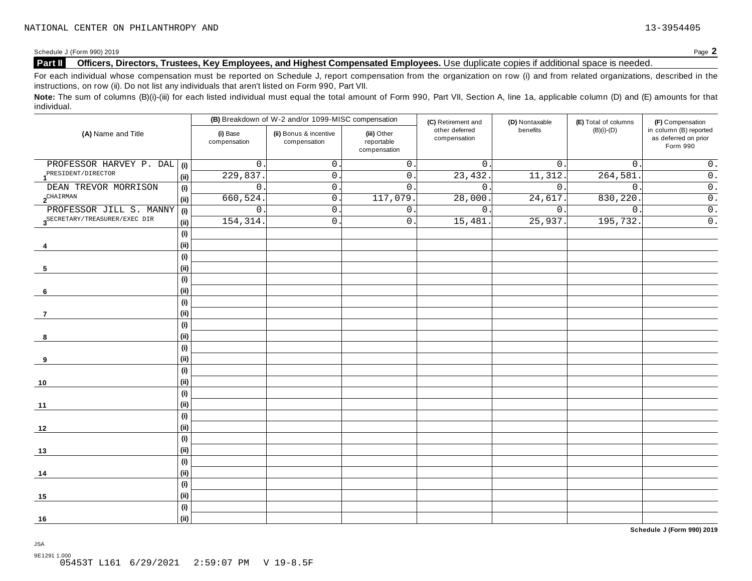NATIONAL CENTER ON PHILANTHROPY AND 13-3954405

Schedule J (Form 990) 2019

**Part II** **Officers, Directors, Trustees, Key Employees, and Highest Compensated Employees.** Use duplicate copies if additional space is needed.

For each individual whose compensation must be reported on Schedule J, report compensation from the organization on row (i) and from related organizations, described in the instructions, on row (ii). Do not list any individuals that aren't listed on Form 990, Part VII.

**Note:** The sum of columns (B)(i)-(iii) for each listed individual must equal the total amount of Form 990, Part VII, Section A, line 1a, applicable column (D) and (E) amounts for that individual.

| (A) Name and Title | | (B) Breakdown of W-2 and/or 1099-MISC compensation | | | (C) Retirement and other deferred compensation | (D) Nontaxable benefits | (E) Total of columns (B)(i)-(D) | (F) Compensation in column (B) reported as deferred on prior Form 990 |
|---|---|---|---|---|---|---|---|---|
| | | (i) Base compensation | (ii) Bonus & incentive compensation | (iii) Other reportable compensation | | | | |
| 1 PROFESSOR HARVEY P. DAL | (i) | 0. | 0. | 0. | 0. | 0. | 0. | 0. |
| PRESIDENT/DIRECTOR | (ii) | 229,837. | 0. | 0. | 23,432. | 11,312. | 264,581. | 0. |
| 2 DEAN TREVOR MORRISON | (i) | 0. | 0. | 0. | 0. | 0. | 0. | 0. |
| CHAIRMAN | (ii) | 660,524. | 0. | 117,079. | 28,000. | 24,617. | 830,220. | 0. |
| 3 PROFESSOR JILL S. MANNY | (i) | 0. | 0. | 0. | 0. | 0. | 0. | 0. |
| SECRETARY/TREASURER/EXEC DIR | (ii) | 154,314. | 0. | 0. | 15,481. | 25,937. | 195,732. | 0. |
| 4 | (i) | | | | | | | |
| | (ii) | | | | | | | |
| 5 | (i) | | | | | | | |
| | (ii) | | | | | | | |
| 6 | (i) | | | | | | | |
| | (ii) | | | | | | | |
| 7 | (i) | | | | | | | |
| | (ii) | | | | | | | |
| 8 | (i) | | | | | | | |
| | (ii) | | | | | | | |
| 9 | (i) | | | | | | | |
| | (ii) | | | | | | | |
| 10 | (i) | | | | | | | |
| | (ii) | | | | | | | |
| 11 | (i) | | | | | | | |
| | (ii) | | | | | | | |
| 12 | (i) | | | | | | | |
| | (ii) | | | | | | | |
| 13 | (i) | | | | | | | |
| | (ii) | | | | | | | |
| 14 | (i) | | | | | | | |
| | (ii) | | | | | | | |
| 15 | (i) | | | | | | | |
| | (ii) | | | | | | | |
| 16 | (i) | | | | | | | |
| | (ii) | | | | | | | |

**Schedule J (Form 990) 2019**

JSA
9E1291 1.000
05453T L161 6/29/2021 2:59:07 PM V 19-8.5F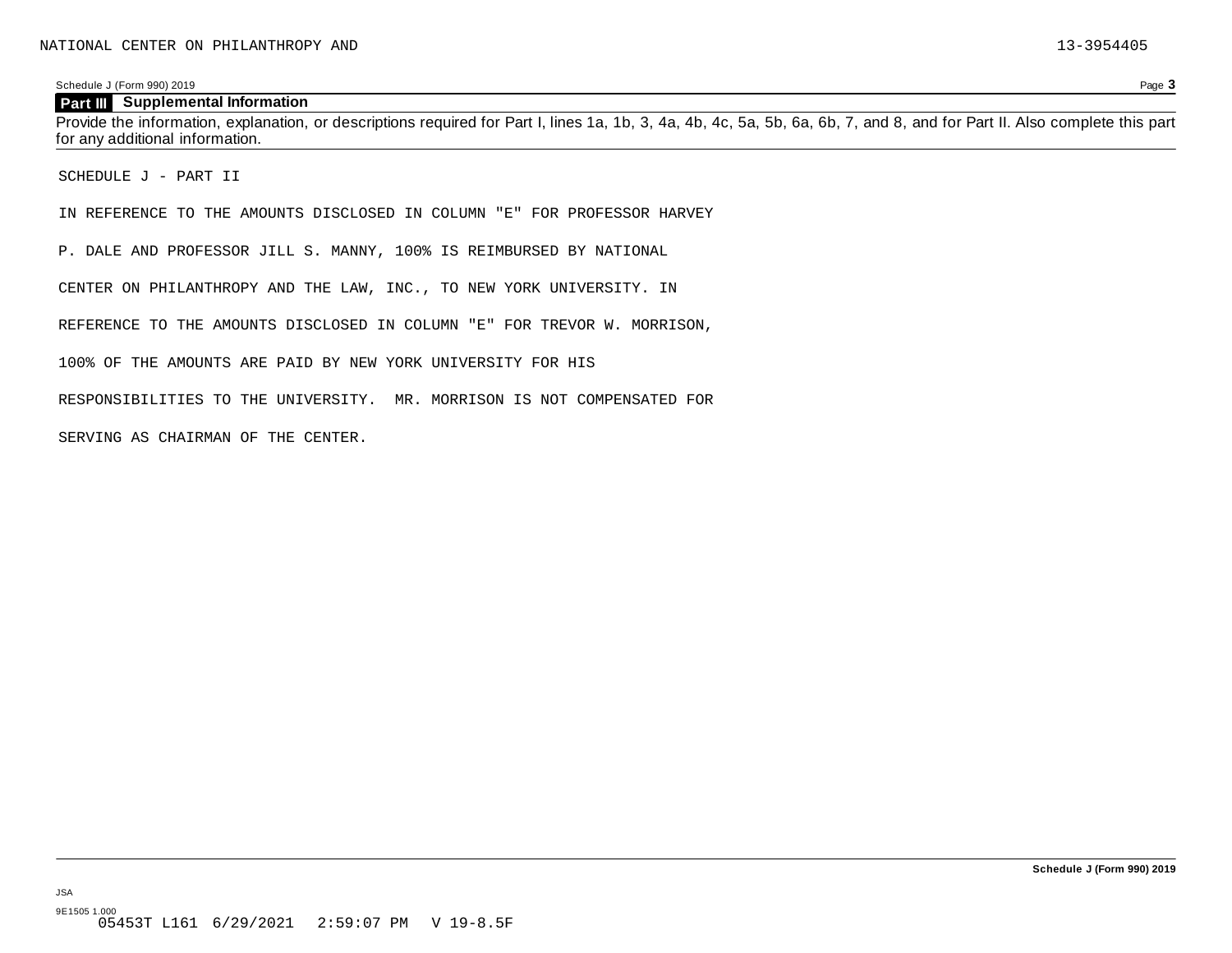## Part III Supplemental Information

Provide the information, explanation, or descriptions required for Part I, lines 1a, 1b, 3, 4a, 4b, 4c, 5a, 5b, 6a, 6b, 7, and 8, and for Part II. Also complete this part for any additional information.

SCHEDULE J - PART II

IN REFERENCE TO THE AMOUNTS DISCLOSED IN COLUMN "E" FOR PROFESSOR HARVEY P. DALE AND PROFESSOR JILL S. MANNY, 100% IS REIMBURSED BY NATIONAL CENTER ON PHILANTHROPY AND THE LAW, INC., TO NEW YORK UNIVERSITY. IN REFERENCE TO THE AMOUNTS DISCLOSED IN COLUMN "E" FOR TREVOR W. MORRISON, 100% OF THE AMOUNTS ARE PAID BY NEW YORK UNIVERSITY FOR HIS RESPONSIBILITIES TO THE UNIVERSITY. MR. MORRISON IS NOT COMPENSATED FOR SERVING AS CHAIRMAN OF THE CENTER.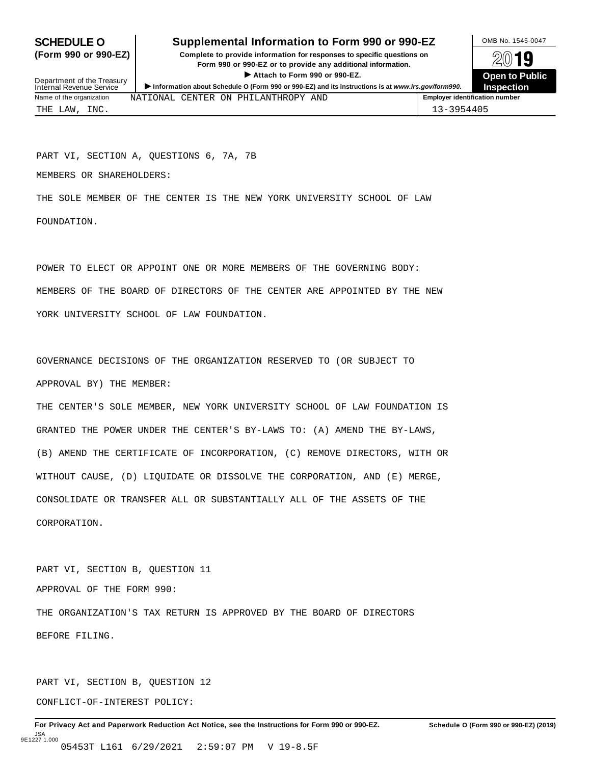**SCHEDULE O (Form 990 or 990-EZ)**

**Supplemental Information to Form 990 or 990-EZ**

**Complete to provide information for responses to specific questions on Form 990 or 990-EZ or to provide any additional information.**

**▶ Attach to Form 990 or 990-EZ.**

Department of the Treasury Internal Revenue Service

**▶ Information about Schedule O (Form 990 or 990-EZ) and its instructions is at *www.irs.gov/form990*.**

OMB No. 1545-0047

**2019**

**Open to Public Inspection**

| Name of the organization | Employer identification number |
|---|---|
| NATIONAL CENTER ON PHILANTHROPY AND THE LAW, INC. | 13-3954405 |

PART VI, SECTION A, QUESTIONS 6, 7A, 7B

MEMBERS OR SHAREHOLDERS:

THE SOLE MEMBER OF THE CENTER IS THE NEW YORK UNIVERSITY SCHOOL OF LAW FOUNDATION.

POWER TO ELECT OR APPOINT ONE OR MORE MEMBERS OF THE GOVERNING BODY:

MEMBERS OF THE BOARD OF DIRECTORS OF THE CENTER ARE APPOINTED BY THE NEW YORK UNIVERSITY SCHOOL OF LAW FOUNDATION.

GOVERNANCE DECISIONS OF THE ORGANIZATION RESERVED TO (OR SUBJECT TO APPROVAL BY) THE MEMBER:

THE CENTER'S SOLE MEMBER, NEW YORK UNIVERSITY SCHOOL OF LAW FOUNDATION IS GRANTED THE POWER UNDER THE CENTER'S BY-LAWS TO: (A) AMEND THE BY-LAWS, (B) AMEND THE CERTIFICATE OF INCORPORATION, (C) REMOVE DIRECTORS, WITH OR WITHOUT CAUSE, (D) LIQUIDATE OR DISSOLVE THE CORPORATION, AND (E) MERGE, CONSOLIDATE OR TRANSFER ALL OR SUBSTANTIALLY ALL OF THE ASSETS OF THE CORPORATION.

PART VI, SECTION B, QUESTION 11

APPROVAL OF THE FORM 990:

THE ORGANIZATION'S TAX RETURN IS APPROVED BY THE BOARD OF DIRECTORS BEFORE FILING.

PART VI, SECTION B, QUESTION 12

CONFLICT-OF-INTEREST POLICY:

**For Privacy Act and Paperwork Reduction Act Notice, see the Instructions for Form 990 or 990-EZ.** **Schedule O (Form 990 or 990-EZ) (2019)**

JSA 9E1227 1.000

05453T L161 6/29/2021 2:59:07 PM V 19-8.5F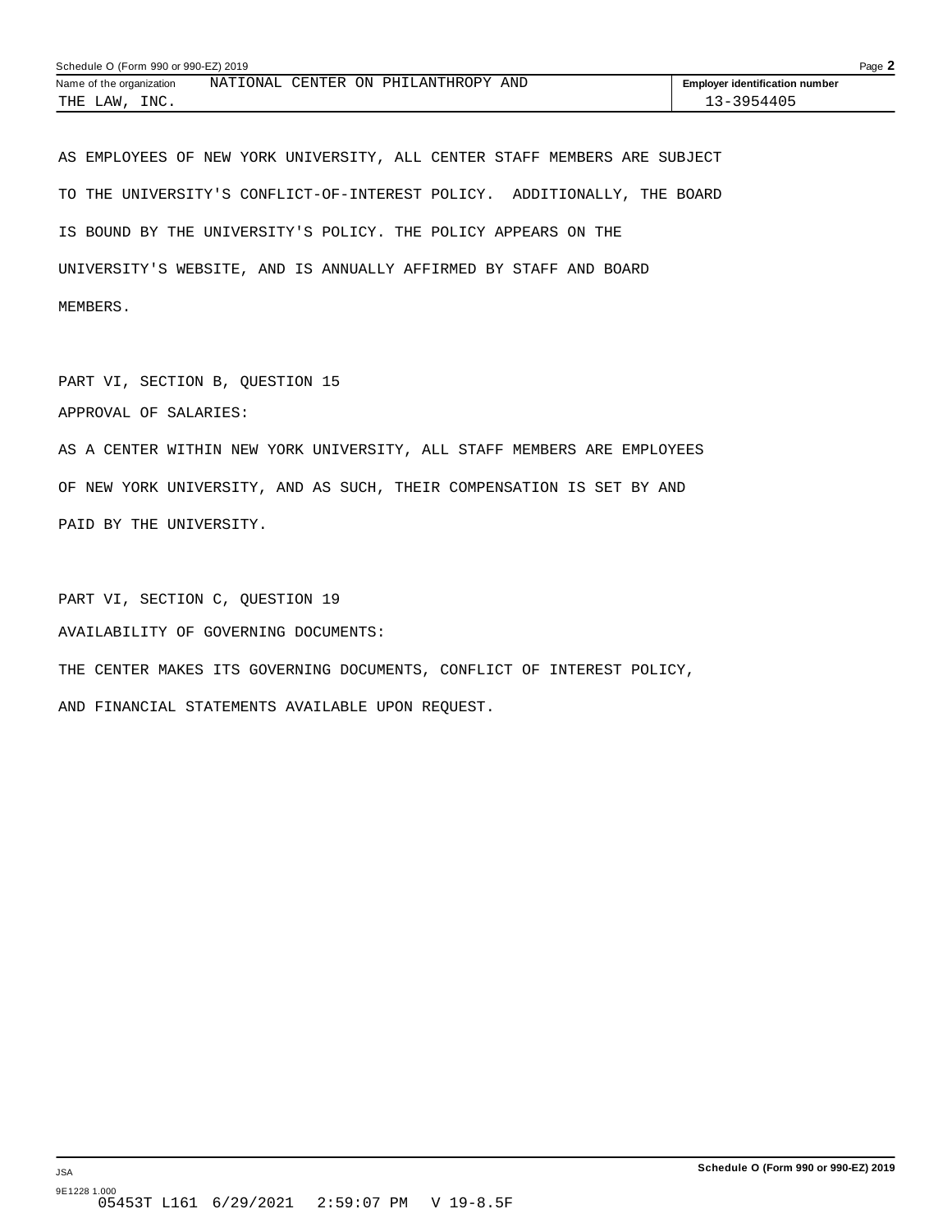Name of the organization NATIONAL CENTER ON PHILANTHROPY AND THE LAW, INC.

Employer identification number 13-3954405

AS EMPLOYEES OF NEW YORK UNIVERSITY, ALL CENTER STAFF MEMBERS ARE SUBJECT TO THE UNIVERSITY'S CONFLICT-OF-INTEREST POLICY. ADDITIONALLY, THE BOARD IS BOUND BY THE UNIVERSITY'S POLICY. THE POLICY APPEARS ON THE UNIVERSITY'S WEBSITE, AND IS ANNUALLY AFFIRMED BY STAFF AND BOARD MEMBERS.

PART VI, SECTION B, QUESTION 15

APPROVAL OF SALARIES:

AS A CENTER WITHIN NEW YORK UNIVERSITY, ALL STAFF MEMBERS ARE EMPLOYEES OF NEW YORK UNIVERSITY, AND AS SUCH, THEIR COMPENSATION IS SET BY AND PAID BY THE UNIVERSITY.

PART VI, SECTION C, QUESTION 19

AVAILABILITY OF GOVERNING DOCUMENTS:

THE CENTER MAKES ITS GOVERNING DOCUMENTS, CONFLICT OF INTEREST POLICY, AND FINANCIAL STATEMENTS AVAILABLE UPON REQUEST.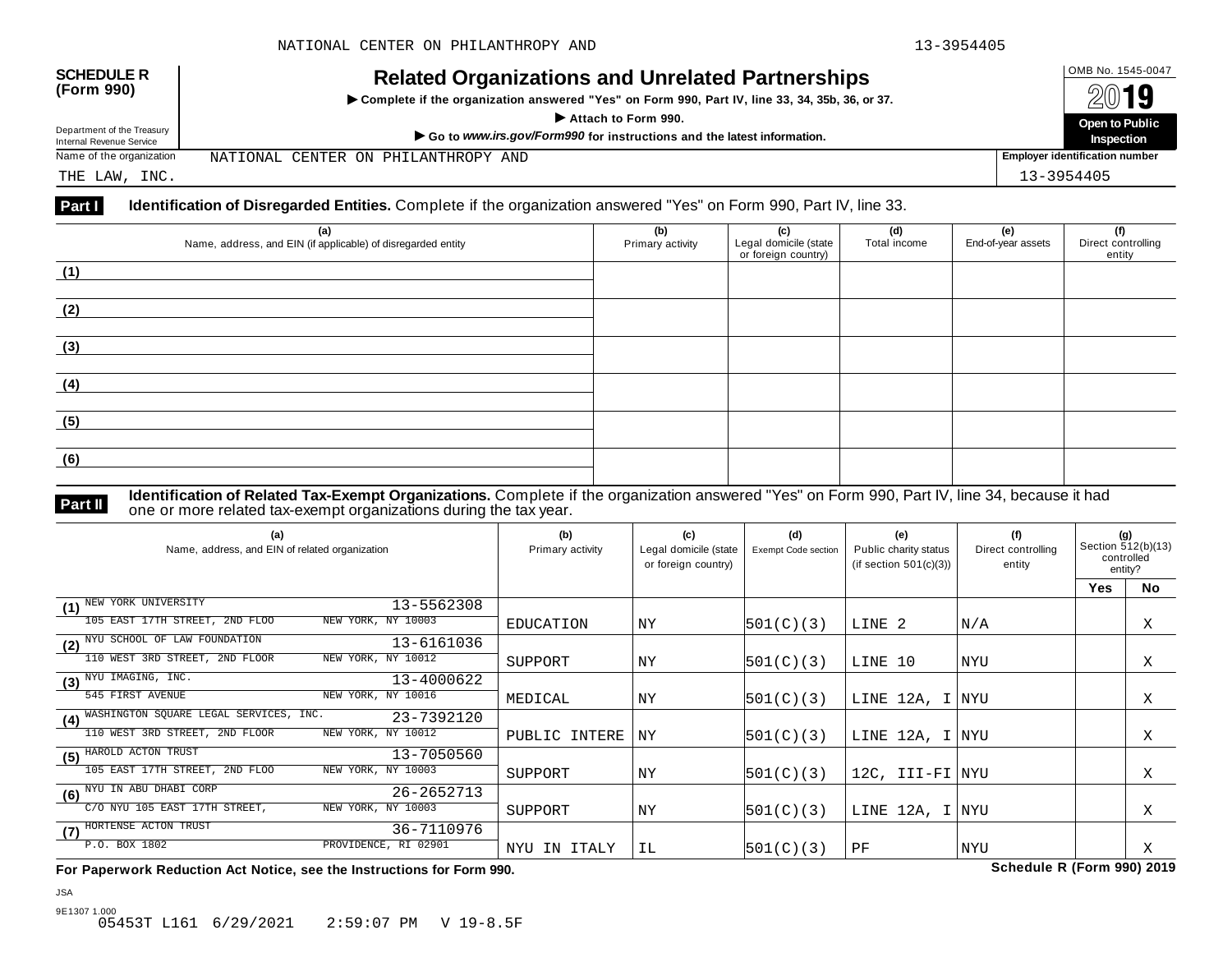**SCHEDULE R (Form 990)**

Department of the Treasury
Internal Revenue Service

# Related Organizations and Unrelated Partnerships

▶ Complete if the organization answered "Yes" on Form 990, Part IV, line 33, 34, 35b, 36, or 37.
▶ Attach to Form 990.
▶ Go to *www.irs.gov/Form990* for instructions and the latest information.

OMB No. 1545-0047
2019
**Open to Public Inspection**

Name of the organization: NATIONAL CENTER ON PHILANTHROPY AND THE LAW, INC.

Employer identification number: 13-3954405

## Part I Identification of Disregarded Entities. Complete if the organization answered "Yes" on Form 990, Part IV, line 33.

| (a) Name, address, and EIN (if applicable) of disregarded entity | (b) Primary activity | (c) Legal domicile (state or foreign country) | (d) Total income | (e) End-of-year assets | (f) Direct controlling entity |
|---|---|---|---|---|---|
| (1) | | | | | |
| (2) | | | | | |
| (3) | | | | | |
| (4) | | | | | |
| (5) | | | | | |
| (6) | | | | | |

## Part II Identification of Related Tax-Exempt Organizations. Complete if the organization answered "Yes" on Form 990, Part IV, line 34, because it had one or more related tax-exempt organizations during the tax year.

| (a) Name, address, and EIN of related organization | (b) Primary activity | (c) Legal domicile (state or foreign country) | (d) Exempt Code section | (e) Public charity status (if section 501(c)(3)) | (f) Direct controlling entity | (g) Section 512(b)(13) controlled entity? Yes | No |
|---|---|---|---|---|---|---|---|
| (1) NEW YORK UNIVERSITY 13-5562308<br>105 EAST 17TH STREET, 2ND FLOO NEW YORK, NY 10003 | EDUCATION | NY | 501(C)(3) | LINE 2 | N/A | | X |
| (2) NYU SCHOOL OF LAW FOUNDATION 13-6161036<br>110 WEST 3RD STREET, 2ND FLOOR NEW YORK, NY 10012 | SUPPORT | NY | 501(C)(3) | LINE 10 | NYU | | X |
| (3) NYU IMAGING, INC. 13-4000622<br>545 FIRST AVENUE NEW YORK, NY 10016 | MEDICAL | NY | 501(C)(3) | LINE 12A, I | NYU | | X |
| (4) WASHINGTON SQUARE LEGAL SERVICES, INC. 23-7392120<br>110 WEST 3RD STREET, 2ND FLOOR NEW YORK, NY 10012 | PUBLIC INTERE | NY | 501(C)(3) | LINE 12A, I | NYU | | X |
| (5) HAROLD ACTON TRUST 13-7050560<br>105 EAST 17TH STREET, 2ND FLOO NEW YORK, NY 10003 | SUPPORT | NY | 501(C)(3) | 12C, III-FI | NYU | | X |
| (6) NYU IN ABU DHABI CORP 26-2652713<br>C/O NYU 105 EAST 17TH STREET, NEW YORK, NY 10003 | SUPPORT | NY | 501(C)(3) | LINE 12A, I | NYU | | X |
| (7) HORTENSE ACTON TRUST 36-7110976<br>P.O. BOX 1802 PROVIDENCE, RI 02901 | NYU IN ITALY | IL | 501(C)(3) | PF | NYU | | X |

**For Paperwork Reduction Act Notice, see the Instructions for Form 990.** **Schedule R (Form 990) 2019**

JSA
9E1307 1.000
05453T L161 6/29/2021 2:59:07 PM V 19-8.5F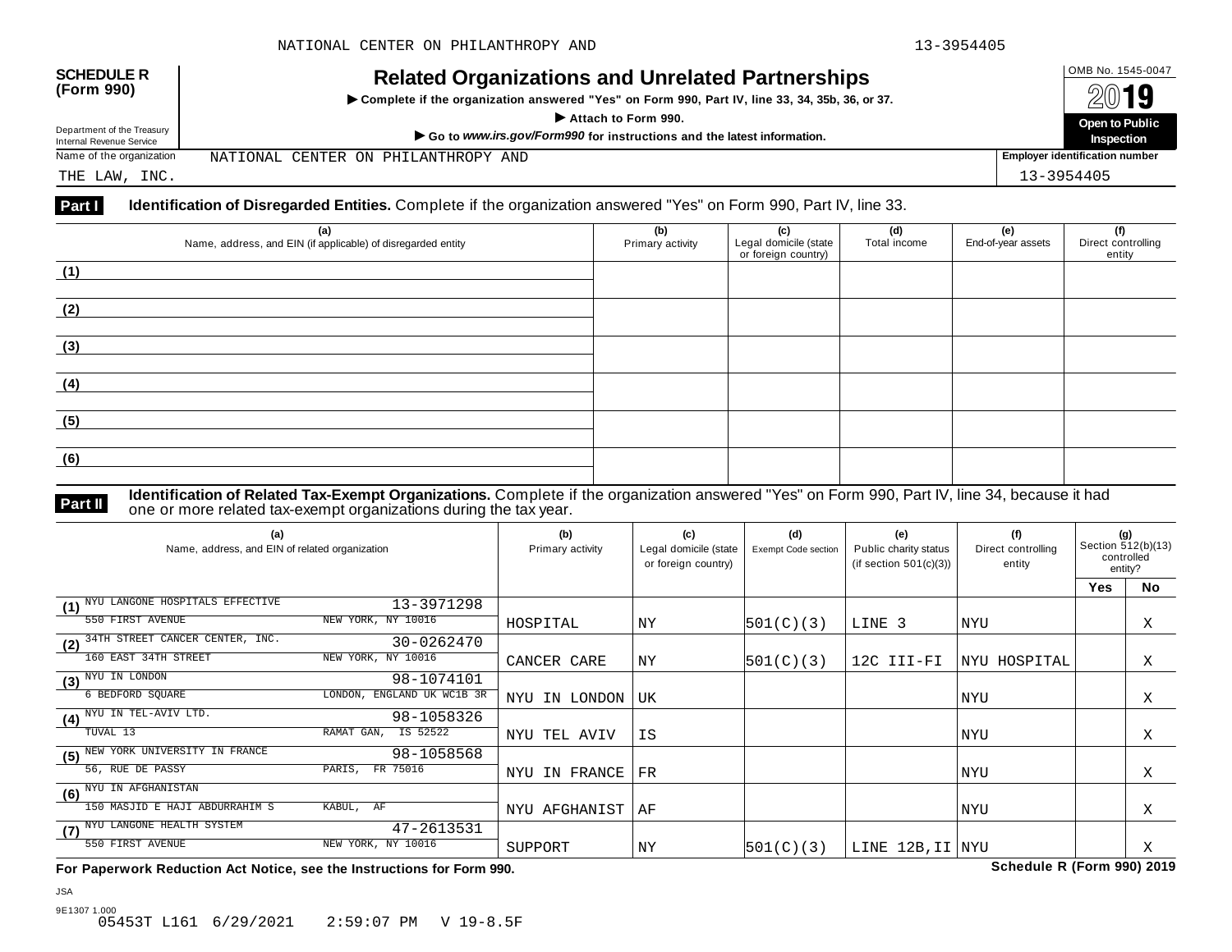**SCHEDULE R (Form 990)**

Department of the Treasury
Internal Revenue Service

# Related Organizations and Unrelated Partnerships

▶ Complete if the organization answered "Yes" on Form 990, Part IV, line 33, 34, 35b, 36, or 37.

▶ Attach to Form 990.

▶ Go to *www.irs.gov/Form990* for instructions and the latest information.

OMB No. 1545-0047

**2019**

**Open to Public Inspection**

Name of the organization: NATIONAL CENTER ON PHILANTHROPY AND THE LAW, INC.

Employer identification number: 13-3954405

## Part I Identification of Disregarded Entities.

Complete if the organization answered "Yes" on Form 990, Part IV, line 33.

| | (a) Name, address, and EIN (if applicable) of disregarded entity | (b) Primary activity | (c) Legal domicile (state or foreign country) | (d) Total income | (e) End-of-year assets | (f) Direct controlling entity |
|---|---|---|---|---|---|---|
| (1) | | | | | | |
| (2) | | | | | | |
| (3) | | | | | | |
| (4) | | | | | | |
| (5) | | | | | | |
| (6) | | | | | | |

## Part II Identification of Related Tax-Exempt Organizations.

Complete if the organization answered "Yes" on Form 990, Part IV, line 34, because it had one or more related tax-exempt organizations during the tax year.

| | (a) Name, address, and EIN of related organization | (b) Primary activity | (c) Legal domicile (state or foreign country) | (d) Exempt Code section | (e) Public charity status (if section 501(c)(3)) | (f) Direct controlling entity | (g) Section 512(b)(13) controlled entity? Yes | No |
|---|---|---|---|---|---|---|---|---|
| (1) | NYU LANGONE HOSPITALS EFFECTIVE 13-3971298<br>550 FIRST AVENUE NEW YORK, NY 10016 | HOSPITAL | NY | 501(C)(3) | LINE 3 | NYU | | X |
| (2) | 34TH STREET CANCER CENTER, INC. 30-0262470<br>160 EAST 34TH STREET NEW YORK, NY 10016 | CANCER CARE | NY | 501(C)(3) | 12C III-FI | NYU HOSPITAL | | X |
| (3) | NYU IN LONDON 98-1074101<br>6 BEDFORD SQUARE LONDON, ENGLAND UK WC1B 3R | NYU IN LONDON | UK | | | NYU | | X |
| (4) | NYU IN TEL-AVIV LTD. 98-1058326<br>TUVAL 13 RAMAT GAN, IS 52522 | NYU TEL AVIV | IS | | | NYU | | X |
| (5) | NEW YORK UNIVERSITY IN FRANCE 98-1058568<br>56, RUE DE PASSY PARIS, FR 75016 | NYU IN FRANCE | FR | | | NYU | | X |
| (6) | NYU IN AFGHANISTAN<br>150 MASJID E HAJI ABDURRAHIM S KABUL, AF | NYU AFGHANIST | AF | | | NYU | | X |
| (7) | NYU LANGONE HEALTH SYSTEM 47-2613531<br>550 FIRST AVENUE NEW YORK, NY 10016 | SUPPORT | NY | 501(C)(3) | LINE 12B, II | NYU | | X |

**For Paperwork Reduction Act Notice, see the Instructions for Form 990.** **Schedule R (Form 990) 2019**

JSA
9E1307 1.000
05453T L161 6/29/2021 2:59:07 PM V 19-8.5F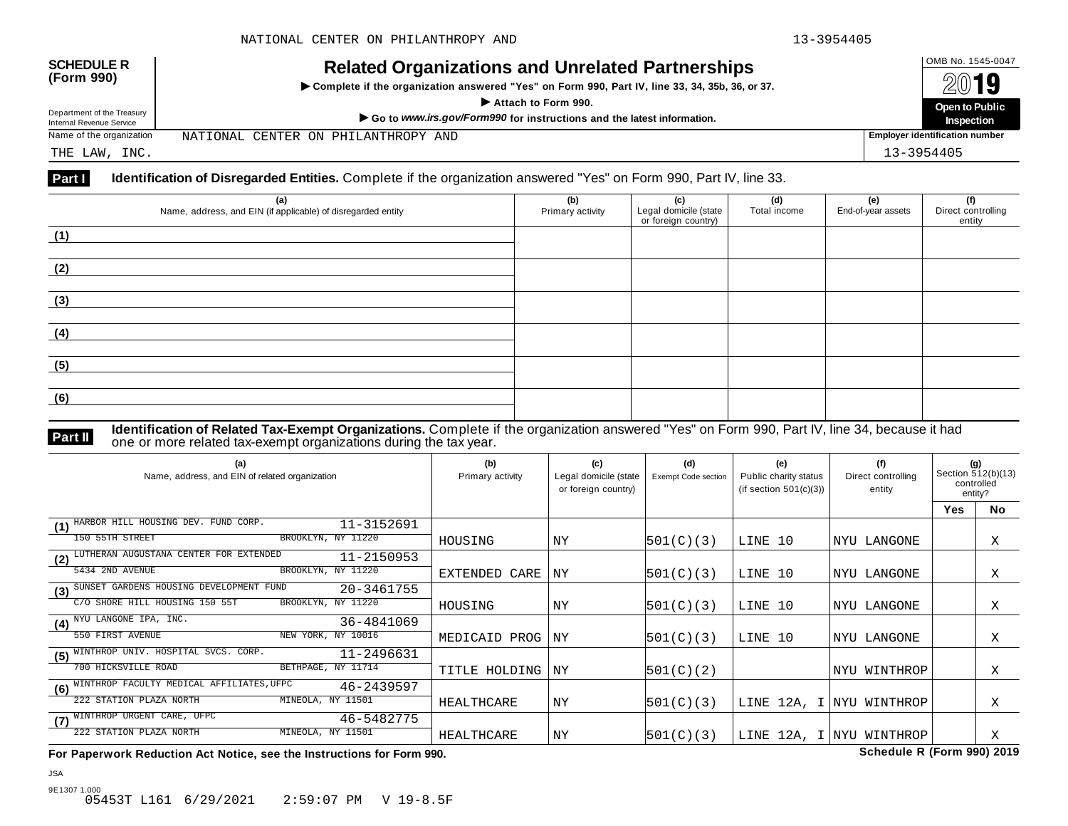**SCHEDULE R (Form 990)**

Department of the Treasury
Internal Revenue Service

# Related Organizations and Unrelated Partnerships

▶ Complete if the organization answered "Yes" on Form 990, Part IV, line 33, 34, 35b, 36, or 37.

▶ Attach to Form 990.

▶ Go to *www.irs.gov/Form990* for instructions and the latest information.

OMB No. 1545-0047

2019

**Open to Public Inspection**

Name of the organization: NATIONAL CENTER ON PHILANTHROPY AND THE LAW, INC.

Employer identification number: 13-3954405

**Part I** **Identification of Disregarded Entities.** Complete if the organization answered "Yes" on Form 990, Part IV, line 33.

| | (a) Name, address, and EIN (if applicable) of disregarded entity | (b) Primary activity | (c) Legal domicile (state or foreign country) | (d) Total income | (e) End-of-year assets | (f) Direct controlling entity |
|---|---|---|---|---|---|---|
| (1) | | | | | | |
| (2) | | | | | | |
| (3) | | | | | | |
| (4) | | | | | | |
| (5) | | | | | | |
| (6) | | | | | | |

**Part II** **Identification of Related Tax-Exempt Organizations.** Complete if the organization answered "Yes" on Form 990, Part IV, line 34, because it had one or more related tax-exempt organizations during the tax year.

| | (a) Name, address, and EIN of related organization | (b) Primary activity | (c) Legal domicile (state or foreign country) | (d) Exempt Code section | (e) Public charity status (if section 501(c)(3)) | (f) Direct controlling entity | (g) Section 512(b)(13) controlled entity? Yes | No |
|---|---|---|---|---|---|---|---|---|
| (1) | HARBOR HILL HOUSING DEV. FUND CORP. 11-3152691<br>150 55TH STREET BROOKLYN, NY 11220 | HOUSING | NY | 501(C)(3) | LINE 10 | NYU LANGONE | | X |
| (2) | LUTHERAN AUGUSTANA CENTER FOR EXTENDED 11-2150953<br>5434 2ND AVENUE BROOKLYN, NY 11220 | EXTENDED CARE | NY | 501(C)(3) | LINE 10 | NYU LANGONE | | X |
| (3) | SUNSET GARDENS HOUSING DEVELOPMENT FUND 20-3461755<br>C/O SHORE HILL HOUSING 150 55T BROOKLYN, NY 11220 | HOUSING | NY | 501(C)(3) | LINE 10 | NYU LANGONE | | X |
| (4) | NYU LANGONE IPA, INC. 36-4841069<br>550 FIRST AVENUE NEW YORK, NY 10016 | MEDICAID PROG | NY | 501(C)(3) | LINE 10 | NYU LANGONE | | X |
| (5) | WINTHROP UNIV. HOSPITAL SVCS. CORP. 11-2496631<br>700 HICKSVILLE ROAD BETHPAGE, NY 11714 | TITLE HOLDING | NY | 501(C)(2) | | NYU WINTHROP | | X |
| (6) | WINTHROP FACULTY MEDICAL AFFILIATES,UFPC 46-2439597<br>222 STATION PLAZA NORTH MINEOLA, NY 11501 | HEALTHCARE | NY | 501(C)(3) | LINE 12A, I | NYU WINTHROP | | X |
| (7) | WINTHROP URGENT CARE, UFPC 46-5482775<br>222 STATION PLAZA NORTH MINEOLA, NY 11501 | HEALTHCARE | NY | 501(C)(3) | LINE 12A, I | NYU WINTHROP | | X |

**For Paperwork Reduction Act Notice, see the Instructions for Form 990.** **Schedule R (Form 990) 2019**

JSA
9E1307 1.000
05453T L161 6/29/2021 2:59:07 PM V 19-8.5F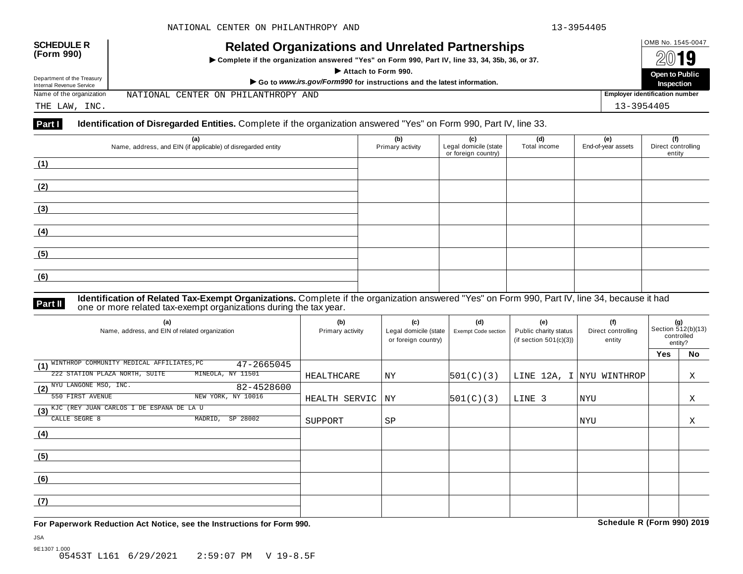**SCHEDULE R (Form 990)**

Department of the Treasury
Internal Revenue Service

# Related Organizations and Unrelated Partnerships

▶ Complete if the organization answered "Yes" on Form 990, Part IV, line 33, 34, 35b, 36, or 37.

▶ Attach to Form 990.

▶ Go to *www.irs.gov/Form990* for instructions and the latest information.

OMB No. 1545-0047

2019

Open to Public Inspection

Name of the organization: NATIONAL CENTER ON PHILANTHROPY AND THE LAW, INC.

Employer identification number: 13-3954405

**Part I** **Identification of Disregarded Entities.** Complete if the organization answered "Yes" on Form 990, Part IV, line 33.

| (a) Name, address, and EIN (if applicable) of disregarded entity | (b) Primary activity | (c) Legal domicile (state or foreign country) | (d) Total income | (e) End-of-year assets | (f) Direct controlling entity |
|---|---|---|---|---|---|
| (1) | | | | | |
| (2) | | | | | |
| (3) | | | | | |
| (4) | | | | | |
| (5) | | | | | |
| (6) | | | | | |

**Part II** **Identification of Related Tax-Exempt Organizations.** Complete if the organization answered "Yes" on Form 990, Part IV, line 34, because it had one or more related tax-exempt organizations during the tax year.

| (a) Name, address, and EIN of related organization | (b) Primary activity | (c) Legal domicile (state or foreign country) | (d) Exempt Code section | (e) Public charity status (if section 501(c)(3)) | (f) Direct controlling entity | (g) Section 512(b)(13) controlled entity? Yes | No |
|---|---|---|---|---|---|---|---|
| (1) WINTHROP COMMUNITY MEDICAL AFFILIATES,PC 47-2665045 222 STATION PLAZA NORTH, SUITE MINEOLA, NY 11501 | HEALTHCARE | NY | 501(C)(3) | LINE 12A, I | NYU WINTHROP | | X |
| (2) NYU LANGONE MSO, INC. 82-4528600 550 FIRST AVENUE NEW YORK, NY 10016 | HEALTH SERVIC | NY | 501(C)(3) | LINE 3 | NYU | | X |
| (3) KJC (REY JUAN CARLOS I DE ESPANA DE LA U CALLE SEGRE 8 MADRID, SP 28002 | SUPPORT | SP | | | NYU | | X |
| (4) | | | | | | | |
| (5) | | | | | | | |
| (6) | | | | | | | |
| (7) | | | | | | | |

**For Paperwork Reduction Act Notice, see the Instructions for Form 990.** **Schedule R (Form 990) 2019**

JSA
9E1307 1.000
05453T L161 6/29/2021 2:59:07 PM V 19-8.5F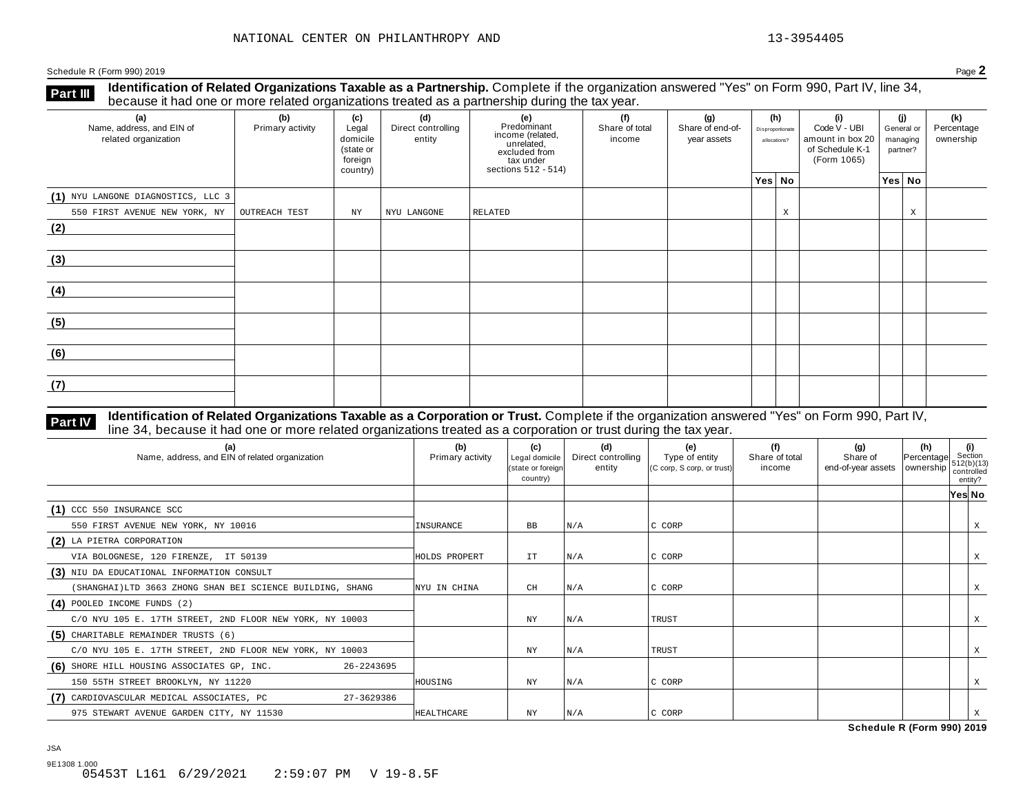NATIONAL CENTER ON PHILANTHROPY AND 13-3954405

Schedule R (Form 990) 2019 Page **2**

**Part III** **Identification of Related Organizations Taxable as a Partnership.** Complete if the organization answered "Yes" on Form 990, Part IV, line 34, because it had one or more related organizations treated as a partnership during the tax year.

| (a) Name, address, and EIN of related organization | (b) Primary activity | (c) Legal domicile (state or foreign country) | (d) Direct controlling entity | (e) Predominant income (related, unrelated, excluded from tax under sections 512 - 514) | (f) Share of total income | (g) Share of end-of-year assets | (h) Disproportionate allocations? Yes | (h) No | (i) Code V - UBI amount in box 20 of Schedule K-1 (Form 1065) | (j) General or managing partner? Yes | (j) No | (k) Percentage ownership |
|---|---|---|---|---|---|---|---|---|---|---|---|---|
| (1) NYU LANGONE DIAGNOSTICS, LLC 3<br>550 FIRST AVENUE NEW YORK, NY | OUTREACH TEST | NY | NYU LANGONE | RELATED | | | | X | | | X | |
| (2) | | | | | | | | | | | | |
| (3) | | | | | | | | | | | | |
| (4) | | | | | | | | | | | | |
| (5) | | | | | | | | | | | | |
| (6) | | | | | | | | | | | | |
| (7) | | | | | | | | | | | | |

**Part IV** **Identification of Related Organizations Taxable as a Corporation or Trust.** Complete if the organization answered "Yes" on Form 990, Part IV, line 34, because it had one or more related organizations treated as a corporation or trust during the tax year.

| (a) Name, address, and EIN of related organization | (b) Primary activity | (c) Legal domicile (state or foreign country) | (d) Direct controlling entity | (e) Type of entity (C corp, S corp, or trust) | (f) Share of total income | (g) Share of end-of-year assets | (h) Percentage ownership | (i) Section 512(b)(13) controlled entity? Yes | (i) No |
|---|---|---|---|---|---|---|---|---|---|
| (1) CCC 550 INSURANCE SCC<br>550 FIRST AVENUE NEW YORK, NY 10016 | INSURANCE | BB | N/A | C CORP | | | | | X |
| (2) LA PIETRA CORPORATION<br>VIA BOLOGNESE, 120 FIRENZE, IT 50139 | HOLDS PROPERT | IT | N/A | C CORP | | | | | X |
| (3) NIU DA EDUCATIONAL INFORMATION CONSULT<br>(SHANGHAI)LTD 3663 ZHONG SHAN BEI SCIENCE BUILDING, SHANG | NYU IN CHINA | CH | N/A | C CORP | | | | | X |
| (4) POOLED INCOME FUNDS (2)<br>C/O NYU 105 E. 17TH STREET, 2ND FLOOR NEW YORK, NY 10003 | | NY | N/A | TRUST | | | | | X |
| (5) CHARITABLE REMAINDER TRUSTS (6)<br>C/O NYU 105 E. 17TH STREET, 2ND FLOOR NEW YORK, NY 10003 | | NY | N/A | TRUST | | | | | X |
| (6) SHORE HILL HOUSING ASSOCIATES GP, INC. 26-2243695<br>150 55TH STREET BROOKLYN, NY 11220 | HOUSING | NY | N/A | C CORP | | | | | X |
| (7) CARDIOVASCULAR MEDICAL ASSOCIATES, PC 27-3629386<br>975 STEWART AVENUE GARDEN CITY, NY 11530 | HEALTHCARE | NY | N/A | C CORP | | | | | X |

**Schedule R (Form 990) 2019**

JSA
9E1308 1.000
05453T L161 6/29/2021 2:59:07 PM V 19-8.5F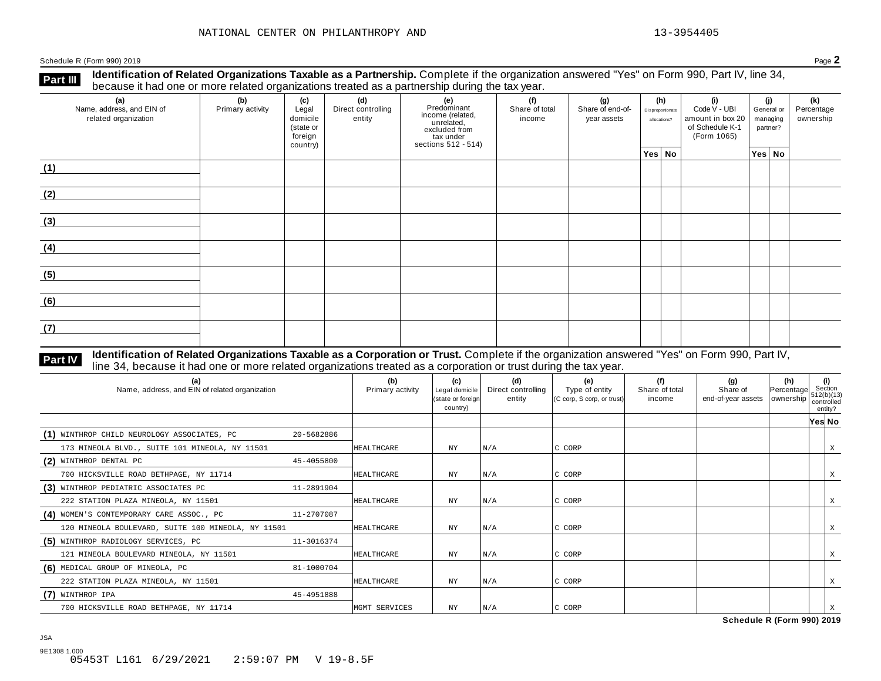NATIONAL CENTER ON PHILANTHROPY AND 13-3954405

Schedule R (Form 990) 2019 Page **2**

## Part III Identification of Related Organizations Taxable as a Partnership.

Complete if the organization answered "Yes" on Form 990, Part IV, line 34, because it had one or more related organizations treated as a partnership during the tax year.

| (a) Name, address, and EIN of related organization | (b) Primary activity | (c) Legal domicile (state or foreign country) | (d) Direct controlling entity | (e) Predominant income (related, unrelated, excluded from tax under sections 512 - 514) | (f) Share of total income | (g) Share of end-of-year assets | (h) Disproportionate allocations? Yes | (h) No | (i) Code V - UBI amount in box 20 of Schedule K-1 (Form 1065) | (j) General or managing partner? Yes | (j) No | (k) Percentage ownership |
|---|---|---|---|---|---|---|---|---|---|---|---|---|
| (1) | | | | | | | | | | | | |
| (2) | | | | | | | | | | | | |
| (3) | | | | | | | | | | | | |
| (4) | | | | | | | | | | | | |
| (5) | | | | | | | | | | | | |
| (6) | | | | | | | | | | | | |
| (7) | | | | | | | | | | | | |

## Part IV Identification of Related Organizations Taxable as a Corporation or Trust.

Complete if the organization answered "Yes" on Form 990, Part IV, line 34, because it had one or more related organizations treated as a corporation or trust during the tax year.

| (a) Name, address, and EIN of related organization | (b) Primary activity | (c) Legal domicile (state or foreign country) | (d) Direct controlling entity | (e) Type of entity (C corp, S corp, or trust) | (f) Share of total income | (g) Share of end-of-year assets | (h) Percentage ownership | (i) Section 512(b)(13) controlled entity? Yes | (i) No |
|---|---|---|---|---|---|---|---|---|---|
| (1) WINTHROP CHILD NEUROLOGY ASSOCIATES, PC 20-5682886<br>173 MINEOLA BLVD., SUITE 101 MINEOLA, NY 11501 | HEALTHCARE | NY | N/A | C CORP | | | | | X |
| (2) WINTHROP DENTAL PC 45-4055800<br>700 HICKSVILLE ROAD BETHPAGE, NY 11714 | HEALTHCARE | NY | N/A | C CORP | | | | | X |
| (3) WINTHROP PEDIATRIC ASSOCIATES PC 11-2891904<br>222 STATION PLAZA MINEOLA, NY 11501 | HEALTHCARE | NY | N/A | C CORP | | | | | X |
| (4) WOMEN'S CONTEMPORARY CARE ASSOC., PC 11-2707087<br>120 MINEOLA BOULEVARD, SUITE 100 MINEOLA, NY 11501 | HEALTHCARE | NY | N/A | C CORP | | | | | X |
| (5) WINTHROP RADIOLOGY SERVICES, PC 11-3016374<br>121 MINEOLA BOULEVARD MINEOLA, NY 11501 | HEALTHCARE | NY | N/A | C CORP | | | | | X |
| (6) MEDICAL GROUP OF MINEOLA, PC 81-1000704<br>222 STATION PLAZA MINEOLA, NY 11501 | HEALTHCARE | NY | N/A | C CORP | | | | | X |
| (7) WINTHROP IPA 45-4951888<br>700 HICKSVILLE ROAD BETHPAGE, NY 11714 | MGMT SERVICES | NY | N/A | C CORP | | | | | X |

**Schedule R (Form 990) 2019**

JSA
9E1308 1.000
05453T L161 6/29/2021 2:59:07 PM V 19-8.5F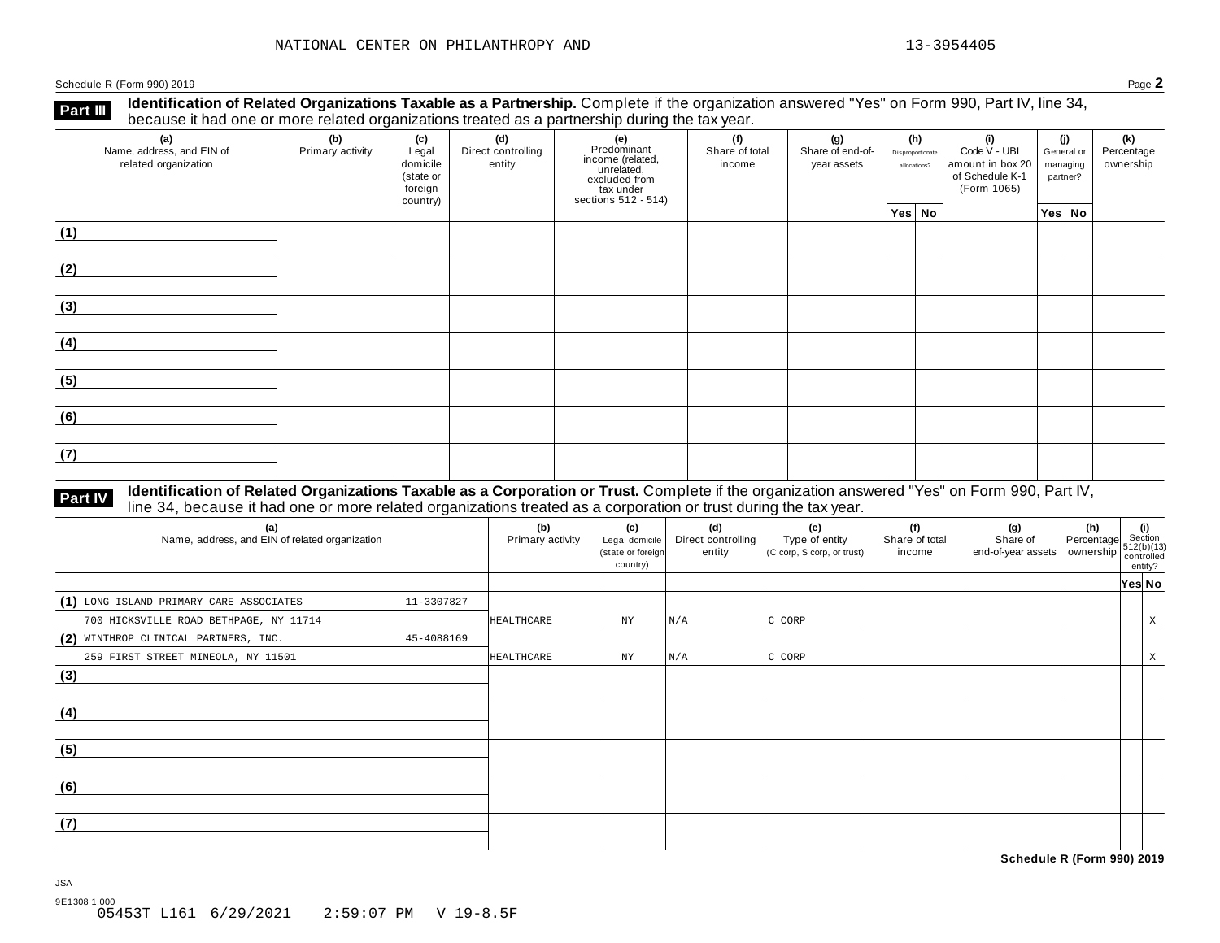NATIONAL CENTER ON PHILANTHROPY AND 13-3954405

Schedule R (Form 990) 2019 Page **2**

**Part III** **Identification of Related Organizations Taxable as a Partnership.** Complete if the organization answered "Yes" on Form 990, Part IV, line 34, because it had one or more related organizations treated as a partnership during the tax year.

| (a) Name, address, and EIN of related organization | (b) Primary activity | (c) Legal domicile (state or foreign country) | (d) Direct controlling entity | (e) Predominant income (related, unrelated, excluded from tax under sections 512 - 514) | (f) Share of total income | (g) Share of end-of-year assets | (h) Disproportionate allocations? Yes | (h) No | (i) Code V - UBI amount in box 20 of Schedule K-1 (Form 1065) | (j) General or managing partner? Yes | (j) No | (k) Percentage ownership |
|---|---|---|---|---|---|---|---|---|---|---|---|---|
| (1) | | | | | | | | | | | | |
| (2) | | | | | | | | | | | | |
| (3) | | | | | | | | | | | | |
| (4) | | | | | | | | | | | | |
| (5) | | | | | | | | | | | | |
| (6) | | | | | | | | | | | | |
| (7) | | | | | | | | | | | | |

**Part IV** **Identification of Related Organizations Taxable as a Corporation or Trust.** Complete if the organization answered "Yes" on Form 990, Part IV, line 34, because it had one or more related organizations treated as a corporation or trust during the tax year.

| (a) Name, address, and EIN of related organization | (b) Primary activity | (c) Legal domicile (state or foreign country) | (d) Direct controlling entity | (e) Type of entity (C corp, S corp, or trust) | (f) Share of total income | (g) Share of end-of-year assets | (h) Percentage ownership | (i) Section 512(b)(13) controlled entity? Yes | (i) No |
|---|---|---|---|---|---|---|---|---|---|
| (1) LONG ISLAND PRIMARY CARE ASSOCIATES 11-3307827 700 HICKSVILLE ROAD BETHPAGE, NY 11714 | HEALTHCARE | NY | N/A | C CORP | | | | | X |
| (2) WINTHROP CLINICAL PARTNERS, INC. 45-4088169 259 FIRST STREET MINEOLA, NY 11501 | HEALTHCARE | NY | N/A | C CORP | | | | | X |
| (3) | | | | | | | | | |
| (4) | | | | | | | | | |
| (5) | | | | | | | | | |
| (6) | | | | | | | | | |
| (7) | | | | | | | | | |

**Schedule R (Form 990) 2019**

JSA
9E1308 1.000
05453T L161 6/29/2021 2:59:07 PM V 19-8.5F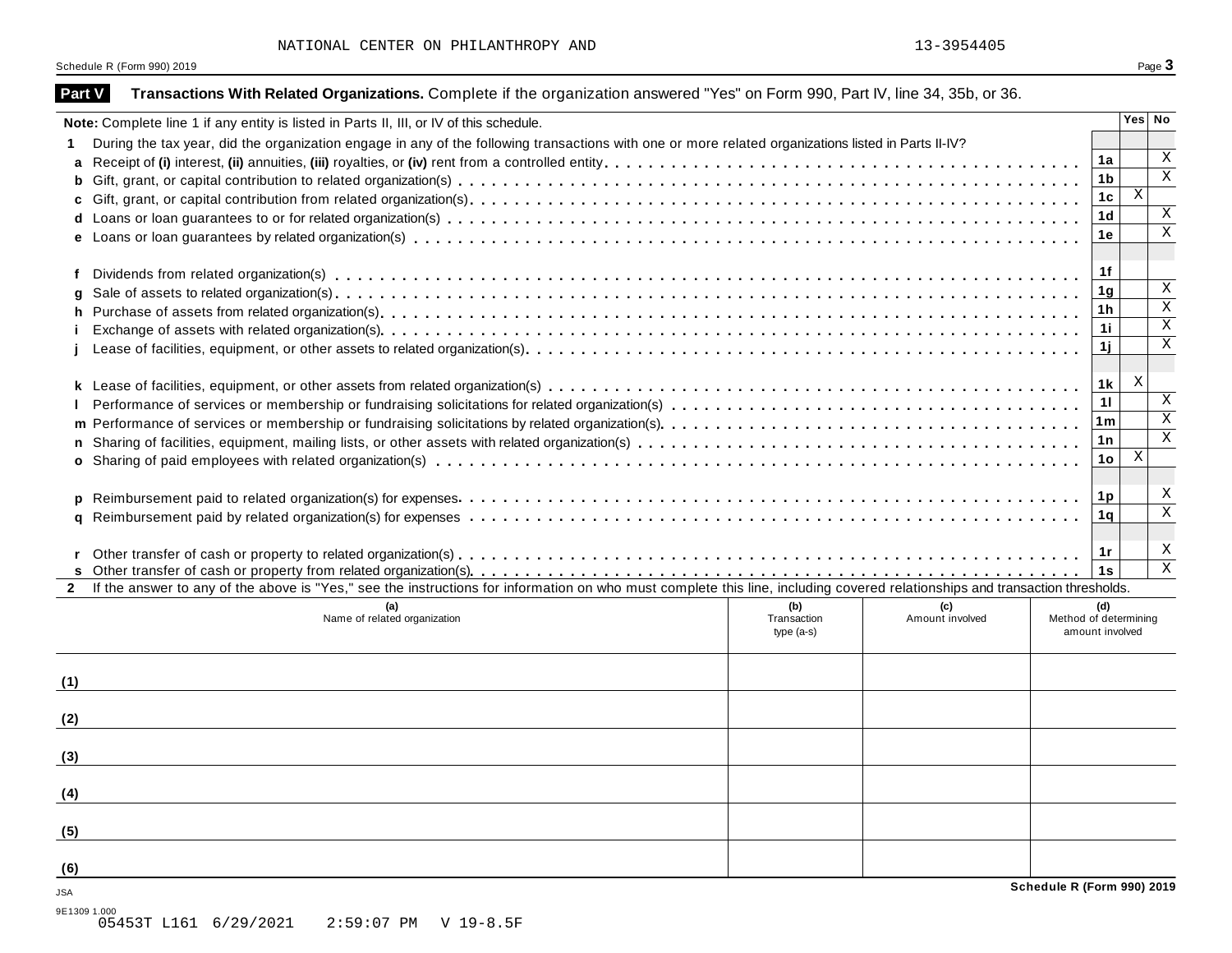NATIONAL CENTER ON PHILANTHROPY AND 13-3954405

## Part V Transactions With Related Organizations.

Complete if the organization answered "Yes" on Form 990, Part IV, line 34, 35b, or 36.

| **Note:** Complete line 1 if any entity is listed in Parts II, III, or IV of this schedule. | | Yes | No |
|---|---|---|---|
| **1** During the tax year, did the organization engage in any of the following transactions with one or more related organizations listed in Parts II-IV? | | | |
| **a** Receipt of **(i)** interest, **(ii)** annuities, **(iii)** royalties, or **(iv)** rent from a controlled entity | 1a | | X |
| **b** Gift, grant, or capital contribution to related organization(s) | 1b | | X |
| **c** Gift, grant, or capital contribution from related organization(s) | 1c | X | |
| **d** Loans or loan guarantees to or for related organization(s) | 1d | | X |
| **e** Loans or loan guarantees by related organization(s) | 1e | | X |
| **f** Dividends from related organization(s) | 1f | | |
| **g** Sale of assets to related organization(s) | 1g | | X |
| **h** Purchase of assets from related organization(s) | 1h | | X |
| **i** Exchange of assets with related organization(s) | 1i | | X |
| **j** Lease of facilities, equipment, or other assets to related organization(s) | 1j | | X |
| **k** Lease of facilities, equipment, or other assets from related organization(s) | 1k | X | |
| **l** Performance of services or membership or fundraising solicitations for related organization(s) | 1l | | X |
| **m** Performance of services or membership or fundraising solicitations by related organization(s) | 1m | | X |
| **n** Sharing of facilities, equipment, mailing lists, or other assets with related organization(s) | 1n | | X |
| **o** Sharing of paid employees with related organization(s) | 1o | X | |
| **p** Reimbursement paid to related organization(s) for expenses | 1p | | X |
| **q** Reimbursement paid by related organization(s) for expenses | 1q | | X |
| **r** Other transfer of cash or property to related organization(s) | 1r | | X |
| **s** Other transfer of cash or property from related organization(s) | 1s | | X |

**2** If the answer to any of the above is "Yes," see the instructions for information on who must complete this line, including covered relationships and transaction thresholds.

| | (a) Name of related organization | (b) Transaction type (a-s) | (c) Amount involved | (d) Method of determining amount involved |
|---|---|---|---|---|
| (1) | | | | |
| (2) | | | | |
| (3) | | | | |
| (4) | | | | |
| (5) | | | | |
| (6) | | | | |

Schedule R (Form 990) 2019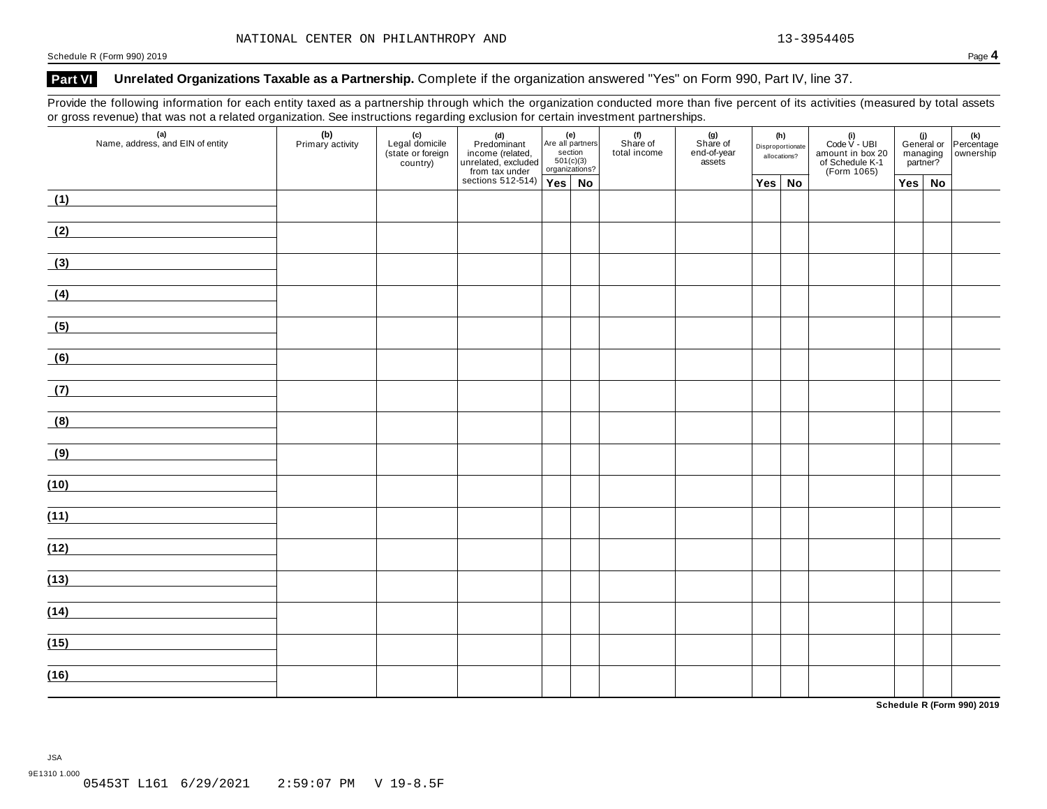NATIONAL CENTER ON PHILANTHROPY AND 13-3954405

## Part VI Unrelated Organizations Taxable as a Partnership. Complete if the organization answered "Yes" on Form 990, Part IV, line 37.

Provide the following information for each entity taxed as a partnership through which the organization conducted more than five percent of its activities (measured by total assets or gross revenue) that was not a related organization. See instructions regarding exclusion for certain investment partnerships.

| (a) Name, address, and EIN of entity | (b) Primary activity | (c) Legal domicile (state or foreign country) | (d) Predominant income (related, unrelated, excluded from tax under sections 512-514) | (e) Are all partners section 501(c)(3) organizations? | | (f) Share of total income | (g) Share of end-of-year assets | (h) Disproportionate allocations? | | (i) Code V - UBI amount in box 20 of Schedule K-1 (Form 1065) | (j) General or managing partner? | | (k) Percentage ownership |
|---|---|---|---|---|---|---|---|---|---|---|---|---|---|
| | | | | Yes | No | | | Yes | No | | Yes | No | |
| (1) | | | | | | | | | | | | | |
| (2) | | | | | | | | | | | | | |
| (3) | | | | | | | | | | | | | |
| (4) | | | | | | | | | | | | | |
| (5) | | | | | | | | | | | | | |
| (6) | | | | | | | | | | | | | |
| (7) | | | | | | | | | | | | | |
| (8) | | | | | | | | | | | | | |
| (9) | | | | | | | | | | | | | |
| (10) | | | | | | | | | | | | | |
| (11) | | | | | | | | | | | | | |
| (12) | | | | | | | | | | | | | |
| (13) | | | | | | | | | | | | | |
| (14) | | | | | | | | | | | | | |
| (15) | | | | | | | | | | | | | |
| (16) | | | | | | | | | | | | | |

JSA
9E1310 1.000
05453T L161 6/29/2021 2:59:07 PM V 19-8.5F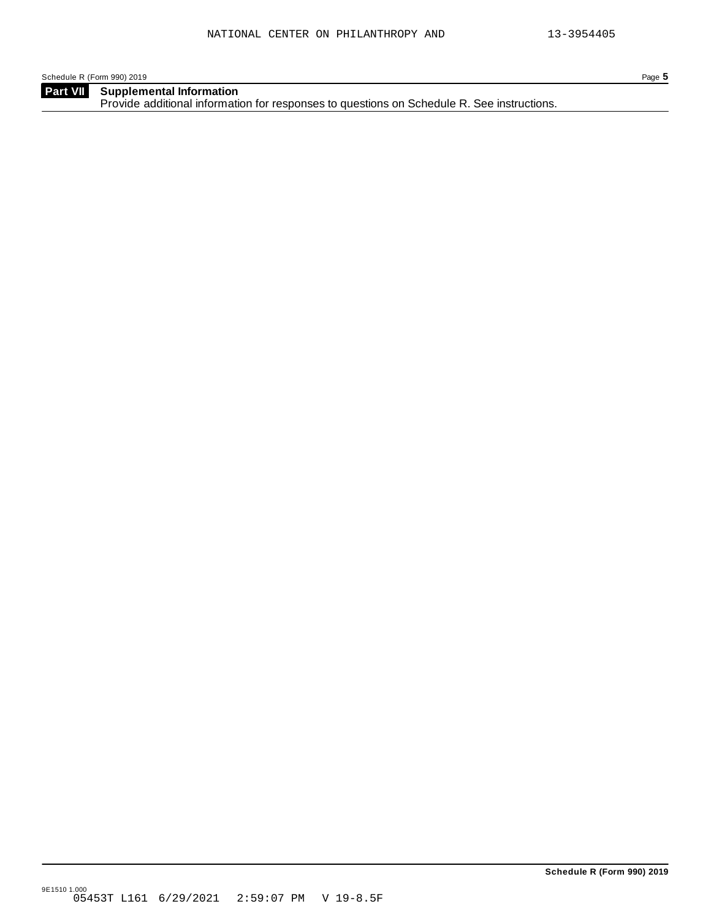## Part VII Supplemental Information

Provide additional information for responses to questions on Schedule R. See instructions.